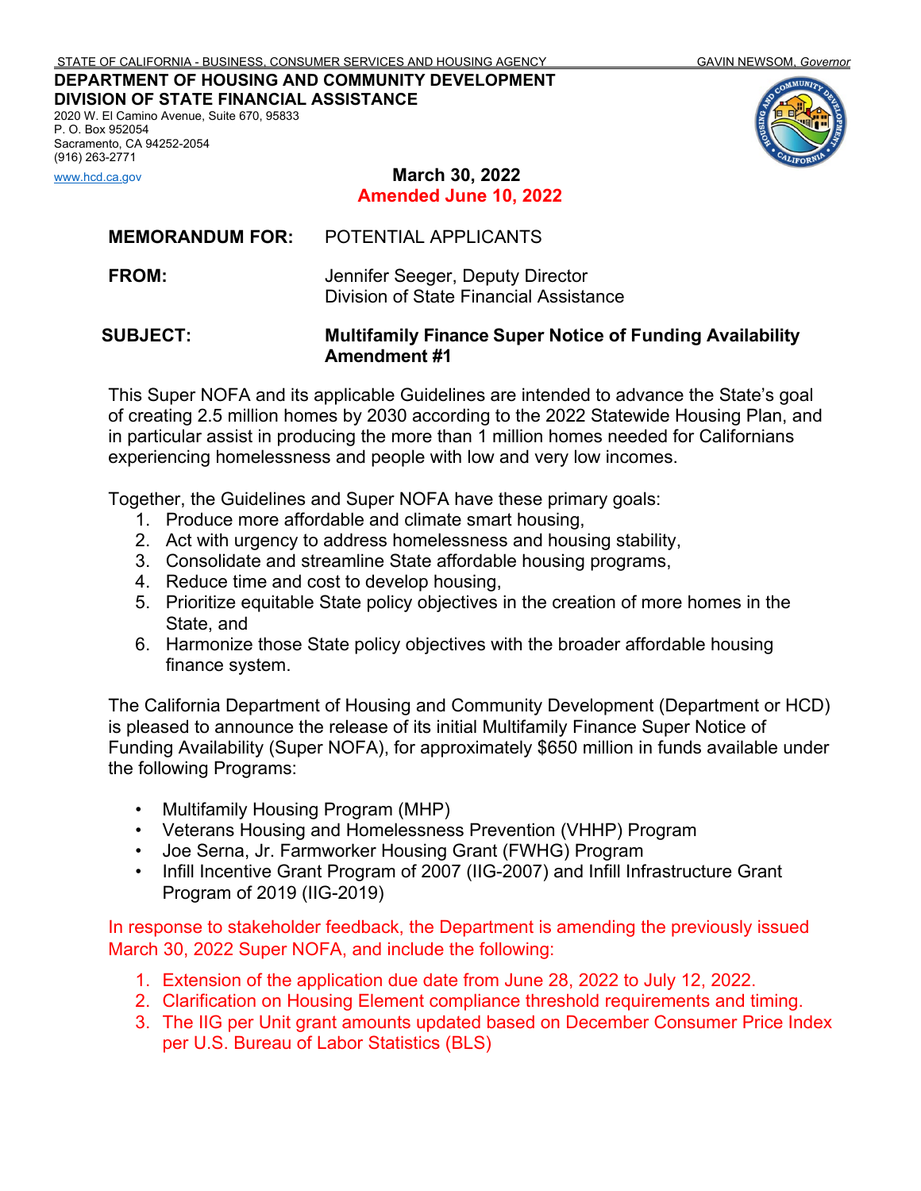STATE OF CALIFORNIA - BUSINESS, CONSUMER SERVICES AND HOUSING AGENCY GAVIN NEWSOM, *Governor*

**DEPARTMENT OF HOUSING AND COMMUNITY DEVELOPMENT**
**DIVISION OF STATE FINANCIAL ASSISTANCE**
2020 W. El Camino Avenue, Suite 670, 95833
P. O. Box 952054
Sacramento, CA 94252-2054
(916) 263-2771
www.hcd.ca.gov

**March 30, 2022**
**Amended June 10, 2022**

**MEMORANDUM FOR:** POTENTIAL APPLICANTS

**FROM:** Jennifer Seeger, Deputy Director
Division of State Financial Assistance

**SUBJECT:** **Multifamily Finance Super Notice of Funding Availability Amendment #1**

This Super NOFA and its applicable Guidelines are intended to advance the State's goal of creating 2.5 million homes by 2030 according to the 2022 Statewide Housing Plan, and in particular assist in producing the more than 1 million homes needed for Californians experiencing homelessness and people with low and very low incomes.

Together, the Guidelines and Super NOFA have these primary goals:

1. Produce more affordable and climate smart housing,
2. Act with urgency to address homelessness and housing stability,
3. Consolidate and streamline State affordable housing programs,
4. Reduce time and cost to develop housing,
5. Prioritize equitable State policy objectives in the creation of more homes in the State, and
6. Harmonize those State policy objectives with the broader affordable housing finance system.

The California Department of Housing and Community Development (Department or HCD) is pleased to announce the release of its initial Multifamily Finance Super Notice of Funding Availability (Super NOFA), for approximately $650 million in funds available under the following Programs:

- Multifamily Housing Program (MHP)
- Veterans Housing and Homelessness Prevention (VHHP) Program
- Joe Serna, Jr. Farmworker Housing Grant (FWHG) Program
- Infill Incentive Grant Program of 2007 (IIG-2007) and Infill Infrastructure Grant Program of 2019 (IIG-2019)

In response to stakeholder feedback, the Department is amending the previously issued March 30, 2022 Super NOFA, and include the following:

1. Extension of the application due date from June 28, 2022 to July 12, 2022.
2. Clarification on Housing Element compliance threshold requirements and timing.
3. The IIG per Unit grant amounts updated based on December Consumer Price Index per U.S. Bureau of Labor Statistics (BLS)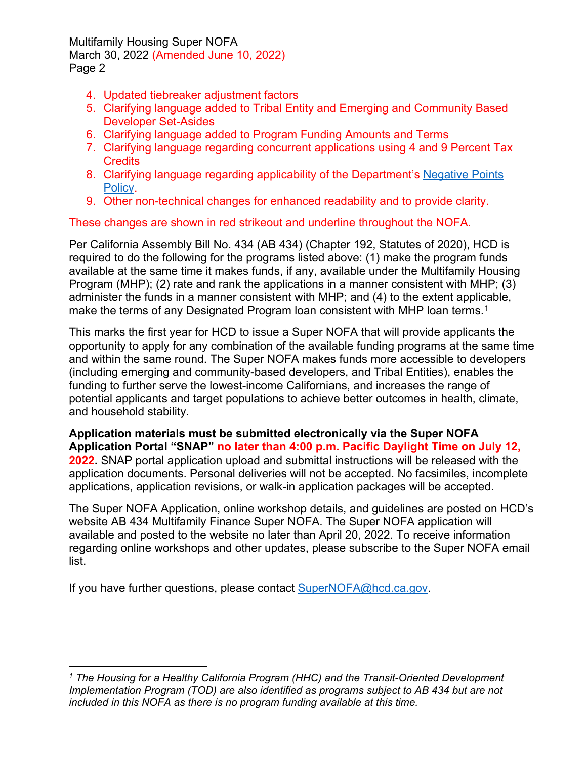4. Updated tiebreaker adjustment factors
5. Clarifying language added to Tribal Entity and Emerging and Community Based Developer Set-Asides
6. Clarifying language added to Program Funding Amounts and Terms
7. Clarifying language regarding concurrent applications using 4 and 9 Percent Tax Credits
8. Clarifying language regarding applicability of the Department's Negative Points Policy.
9. Other non-technical changes for enhanced readability and to provide clarity.

These changes are shown in red strikeout and underline throughout the NOFA.

Per California Assembly Bill No. 434 (AB 434) (Chapter 192, Statutes of 2020), HCD is required to do the following for the programs listed above: (1) make the program funds available at the same time it makes funds, if any, available under the Multifamily Housing Program (MHP); (2) rate and rank the applications in a manner consistent with MHP; (3) administer the funds in a manner consistent with MHP; and (4) to the extent applicable, make the terms of any Designated Program loan consistent with MHP loan terms.[1]

This marks the first year for HCD to issue a Super NOFA that will provide applicants the opportunity to apply for any combination of the available funding programs at the same time and within the same round. The Super NOFA makes funds more accessible to developers (including emerging and community-based developers, and Tribal Entities), enables the funding to further serve the lowest-income Californians, and increases the range of potential applicants and target populations to achieve better outcomes in health, climate, and household stability.

**Application materials must be submitted electronically via the Super NOFA Application Portal "SNAP" no later than 4:00 p.m. Pacific Daylight Time on July 12, 2022.** SNAP portal application upload and submittal instructions will be released with the application documents. Personal deliveries will not be accepted. No facsimiles, incomplete applications, application revisions, or walk-in application packages will be accepted.

The Super NOFA Application, online workshop details, and guidelines are posted on HCD's website AB 434 Multifamily Finance Super NOFA. The Super NOFA application will available and posted to the website no later than April 20, 2022. To receive information regarding online workshops and other updates, please subscribe to the Super NOFA email list.

If you have further questions, please contact SuperNOFA@hcd.ca.gov.

---

[1] *The Housing for a Healthy California Program (HHC) and the Transit-Oriented Development Implementation Program (TOD) are also identified as programs subject to AB 434 but are not included in this NOFA as there is no program funding available at this time.*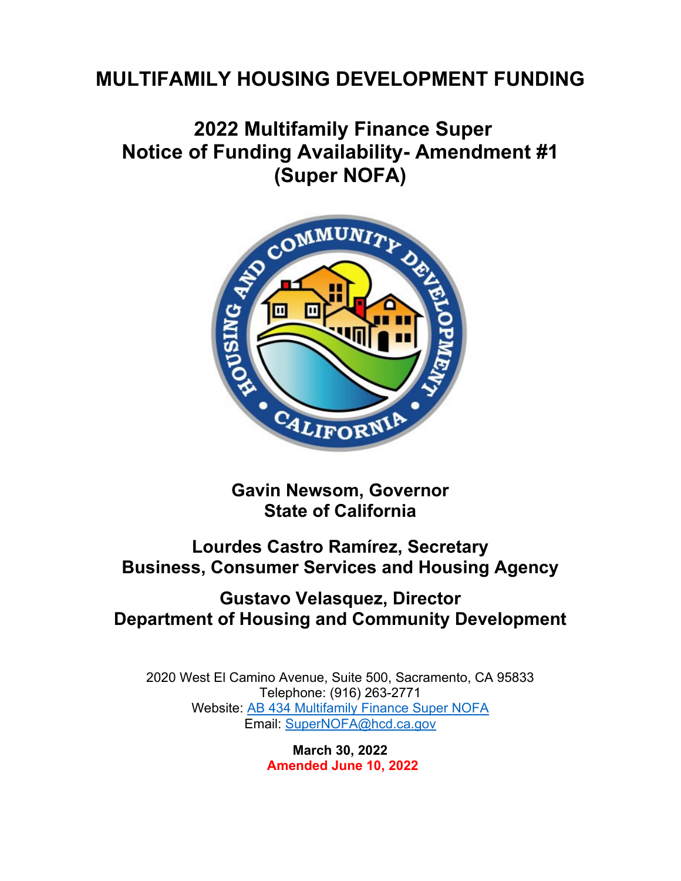# MULTIFAMILY HOUSING DEVELOPMENT FUNDING

## 2022 Multifamily Finance Super Notice of Funding Availability- Amendment #1 (Super NOFA)

**Gavin Newsom, Governor**
**State of California**

**Lourdes Castro Ramírez, Secretary**
**Business, Consumer Services and Housing Agency**

**Gustavo Velasquez, Director**
**Department of Housing and Community Development**

2020 West El Camino Avenue, Suite 500, Sacramento, CA 95833
Telephone: (916) 263-2771
Website: AB 434 Multifamily Finance Super NOFA
Email: SuperNOFA@hcd.ca.gov

**March 30, 2022**
**Amended June 10, 2022**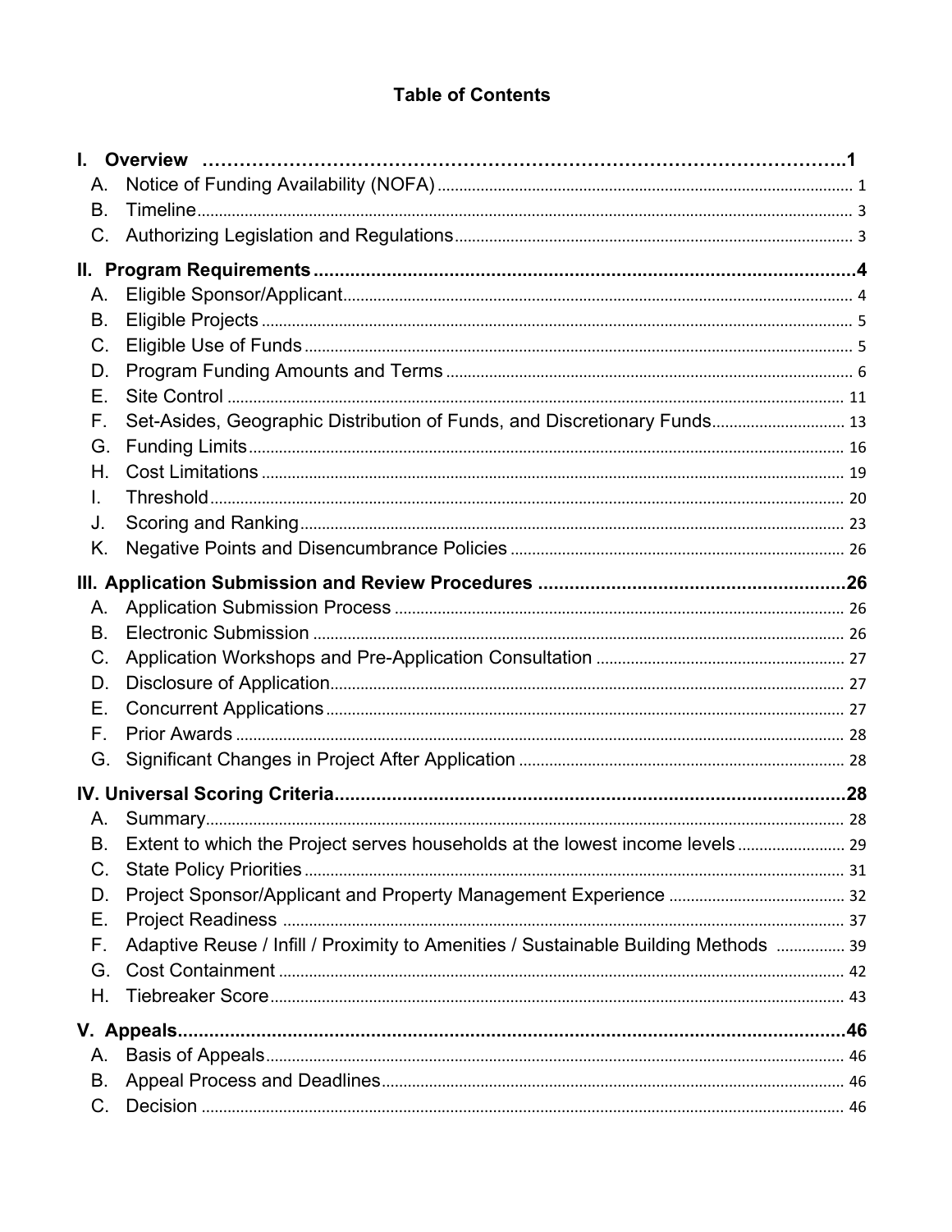## Table of Contents

**I. Overview ..........................................................................................1**

- A. Notice of Funding Availability (NOFA) ........................................................ 1
- B. Timeline .................................................................................................... 3
- C. Authorizing Legislation and Regulations ...................................................... 3

**II. Program Requirements .........................................................................4**

- A. Eligible Sponsor/Applicant .......................................................................... 4
- B. Eligible Projects ......................................................................................... 5
- C. Eligible Use of Funds .................................................................................. 5
- D. Program Funding Amounts and Terms ........................................................ 6
- E. Site Control ............................................................................................... 11
- F. Set-Asides, Geographic Distribution of Funds, and Discretionary Funds ........ 13
- G. Funding Limits ........................................................................................... 16
- H. Cost Limitations ......................................................................................... 19
- I. Threshold .................................................................................................. 20
- J. Scoring and Ranking ................................................................................... 23
- K. Negative Points and Disencumbrance Policies ............................................. 26

**III. Application Submission and Review Procedures .....................................26**

- A. Application Submission Process .................................................................. 26
- B. Electronic Submission ................................................................................ 26
- C. Application Workshops and Pre-Application Consultation ............................. 27
- D. Disclosure of Application ............................................................................ 27
- E. Concurrent Applications ............................................................................. 27
- F. Prior Awards .............................................................................................. 28
- G. Significant Changes in Project After Application .......................................... 28

**IV. Universal Scoring Criteria ....................................................................28**

- A. Summary .................................................................................................. 28
- B. Extent to which the Project serves households at the lowest income levels .... 29
- C. State Policy Priorities ................................................................................. 31
- D. Project Sponsor/Applicant and Property Management Experience .................. 32
- E. Project Readiness ...................................................................................... 37
- F. Adaptive Reuse / Infill / Proximity to Amenities / Sustainable Building Methods .... 39
- G. Cost Containment ...................................................................................... 42
- H. Tiebreaker Score ....................................................................................... 43

**V. Appeals .................................................................................................46**

- A. Basis of Appeals ........................................................................................ 46
- B. Appeal Process and Deadlines ..................................................................... 46
- C. Decision .................................................................................................... 46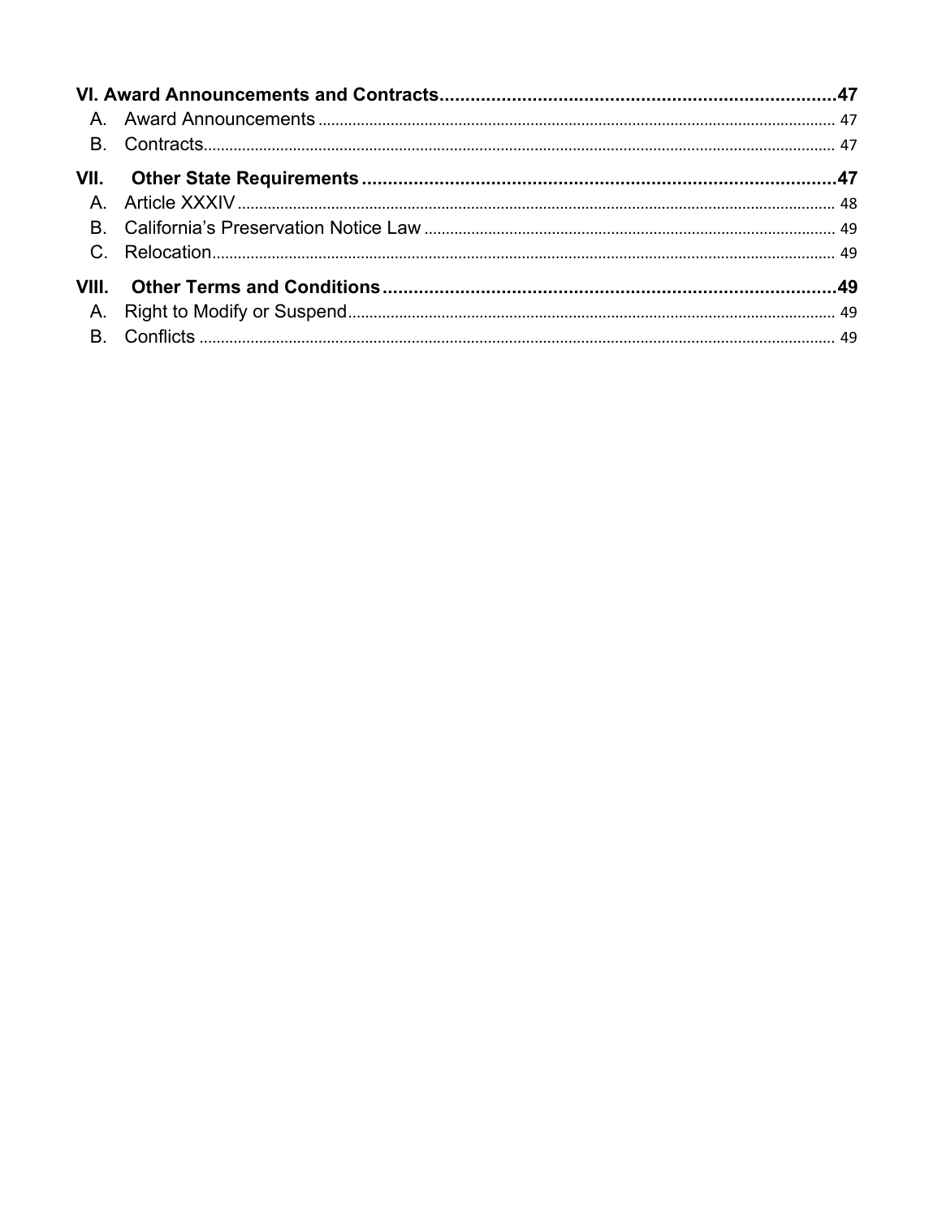**VI. Award Announcements and Contracts ........................................................................ 47**

A. Award Announcements ........................................................................ 47

B. Contracts ........................................................................ 47

**VII. Other State Requirements ........................................................................ 47**

A. Article XXXIV ........................................................................ 48

B. California's Preservation Notice Law ........................................................................ 49

C. Relocation ........................................................................ 49

**VIII. Other Terms and Conditions ........................................................................ 49**

A. Right to Modify or Suspend ........................................................................ 49

B. Conflicts ........................................................................ 49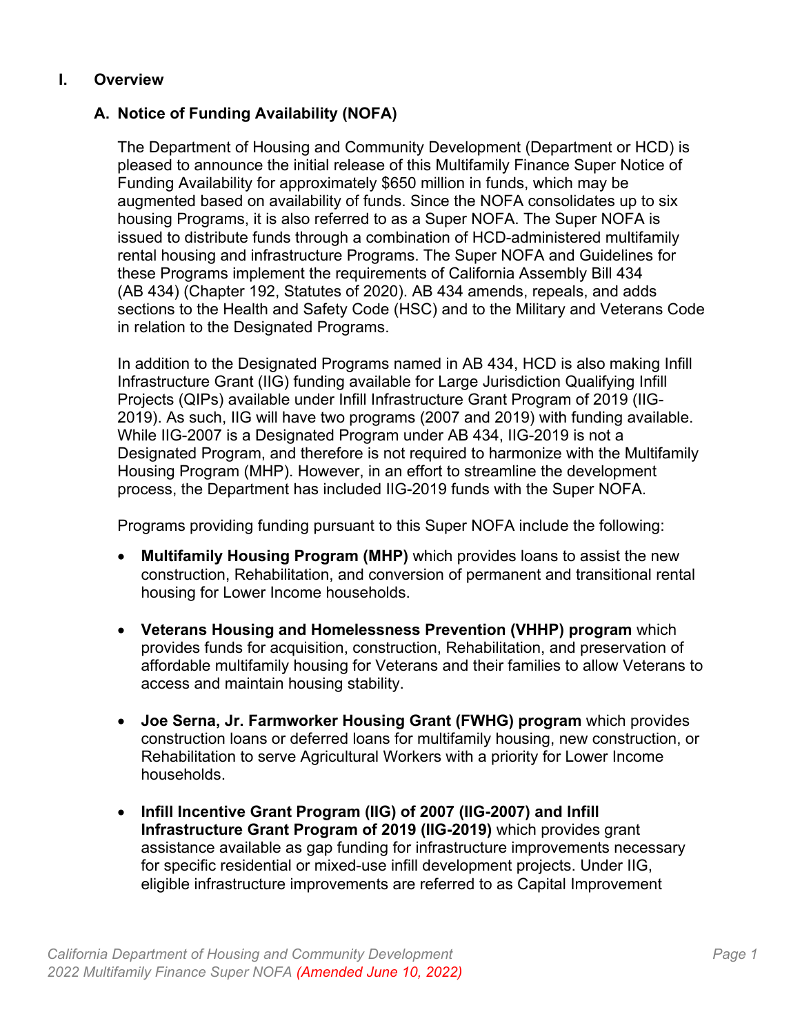# I. Overview

## A. Notice of Funding Availability (NOFA)

The Department of Housing and Community Development (Department or HCD) is pleased to announce the initial release of this Multifamily Finance Super Notice of Funding Availability for approximately $650 million in funds, which may be augmented based on availability of funds. Since the NOFA consolidates up to six housing Programs, it is also referred to as a Super NOFA. The Super NOFA is issued to distribute funds through a combination of HCD-administered multifamily rental housing and infrastructure Programs. The Super NOFA and Guidelines for these Programs implement the requirements of California Assembly Bill 434 (AB 434) (Chapter 192, Statutes of 2020). AB 434 amends, repeals, and adds sections to the Health and Safety Code (HSC) and to the Military and Veterans Code in relation to the Designated Programs.

In addition to the Designated Programs named in AB 434, HCD is also making Infill Infrastructure Grant (IIG) funding available for Large Jurisdiction Qualifying Infill Projects (QIPs) available under Infill Infrastructure Grant Program of 2019 (IIG-2019). As such, IIG will have two programs (2007 and 2019) with funding available. While IIG-2007 is a Designated Program under AB 434, IIG-2019 is not a Designated Program, and therefore is not required to harmonize with the Multifamily Housing Program (MHP). However, in an effort to streamline the development process, the Department has included IIG-2019 funds with the Super NOFA.

Programs providing funding pursuant to this Super NOFA include the following:

- **Multifamily Housing Program (MHP)** which provides loans to assist the new construction, Rehabilitation, and conversion of permanent and transitional rental housing for Lower Income households.
- **Veterans Housing and Homelessness Prevention (VHHP) program** which provides funds for acquisition, construction, Rehabilitation, and preservation of affordable multifamily housing for Veterans and their families to allow Veterans to access and maintain housing stability.
- **Joe Serna, Jr. Farmworker Housing Grant (FWHG) program** which provides construction loans or deferred loans for multifamily housing, new construction, or Rehabilitation to serve Agricultural Workers with a priority for Lower Income households.
- **Infill Incentive Grant Program (IIG) of 2007 (IIG-2007) and Infill Infrastructure Grant Program of 2019 (IIG-2019)** which provides grant assistance available as gap funding for infrastructure improvements necessary for specific residential or mixed-use infill development projects. Under IIG, eligible infrastructure improvements are referred to as Capital Improvement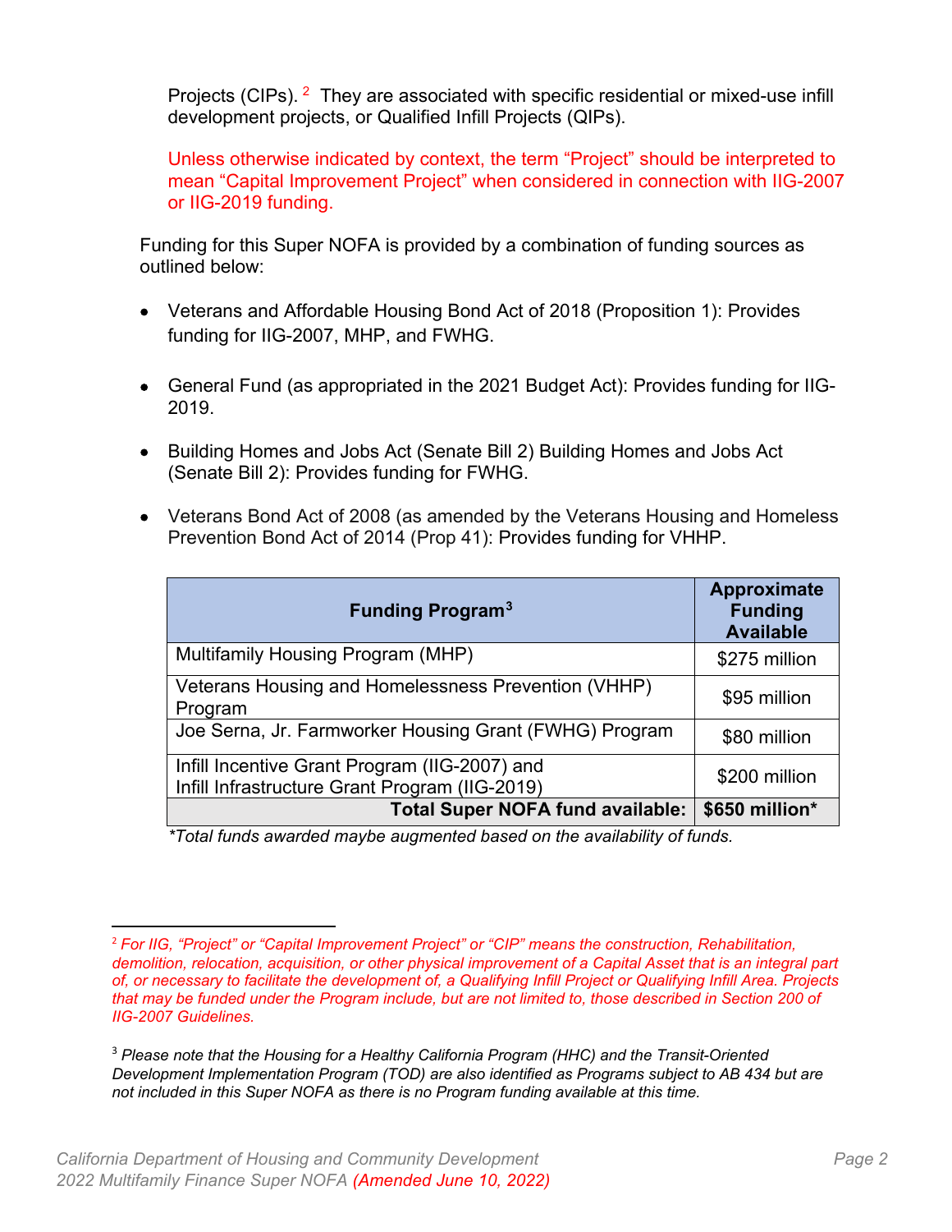Projects (CIPs).[2] They are associated with specific residential or mixed-use infill development projects, or Qualified Infill Projects (QIPs).

Unless otherwise indicated by context, the term "Project" should be interpreted to mean "Capital Improvement Project" when considered in connection with IIG-2007 or IIG-2019 funding.

Funding for this Super NOFA is provided by a combination of funding sources as outlined below:

- Veterans and Affordable Housing Bond Act of 2018 (Proposition 1): Provides funding for IIG-2007, MHP, and FWHG.
- General Fund (as appropriated in the 2021 Budget Act): Provides funding for IIG-2019.
- Building Homes and Jobs Act (Senate Bill 2) Building Homes and Jobs Act (Senate Bill 2): Provides funding for FWHG.
- Veterans Bond Act of 2008 (as amended by the Veterans Housing and Homeless Prevention Bond Act of 2014 (Prop 41): Provides funding for VHHP.

| **Funding Program**[3] | **Approximate Funding Available** |
|---|---|
| Multifamily Housing Program (MHP) | $275 million |
| Veterans Housing and Homelessness Prevention (VHHP) Program | $95 million |
| Joe Serna, Jr. Farmworker Housing Grant (FWHG) Program | $80 million |
| Infill Incentive Grant Program (IIG-2007) and Infill Infrastructure Grant Program (IIG-2019) | $200 million |
| **Total Super NOFA fund available:** | **$650 million*** |

*\*Total funds awarded maybe augmented based on the availability of funds.*

[2] *For IIG, "Project" or "Capital Improvement Project" or "CIP" means the construction, Rehabilitation, demolition, relocation, acquisition, or other physical improvement of a Capital Asset that is an integral part of, or necessary to facilitate the development of, a Qualifying Infill Project or Qualifying Infill Area. Projects that may be funded under the Program include, but are not limited to, those described in Section 200 of IIG-2007 Guidelines.*

[3] *Please note that the Housing for a Healthy California Program (HHC) and the Transit-Oriented Development Implementation Program (TOD) are also identified as Programs subject to AB 434 but are not included in this Super NOFA as there is no Program funding available at this time.*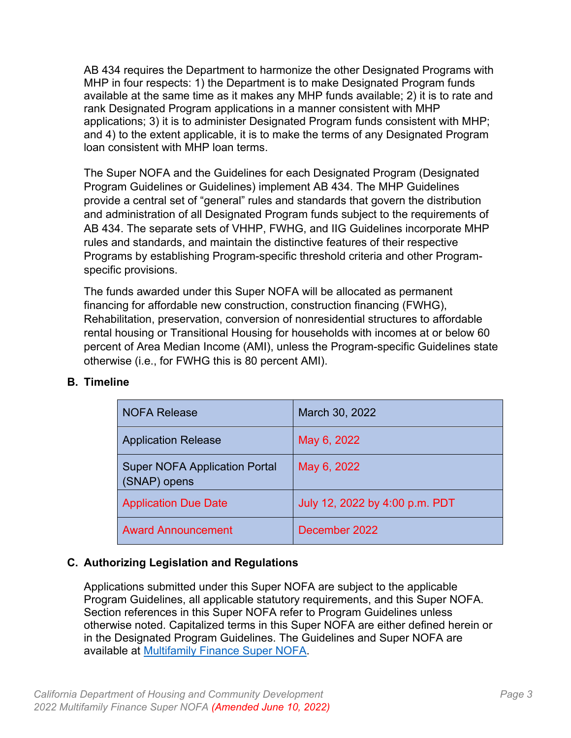AB 434 requires the Department to harmonize the other Designated Programs with MHP in four respects: 1) the Department is to make Designated Program funds available at the same time as it makes any MHP funds available; 2) it is to rate and rank Designated Program applications in a manner consistent with MHP applications; 3) it is to administer Designated Program funds consistent with MHP; and 4) to the extent applicable, it is to make the terms of any Designated Program loan consistent with MHP loan terms.

The Super NOFA and the Guidelines for each Designated Program (Designated Program Guidelines or Guidelines) implement AB 434. The MHP Guidelines provide a central set of "general" rules and standards that govern the distribution and administration of all Designated Program funds subject to the requirements of AB 434. The separate sets of VHHP, FWHG, and IIG Guidelines incorporate MHP rules and standards, and maintain the distinctive features of their respective Programs by establishing Program-specific threshold criteria and other Program-specific provisions.

The funds awarded under this Super NOFA will be allocated as permanent financing for affordable new construction, construction financing (FWHG), Rehabilitation, preservation, conversion of nonresidential structures to affordable rental housing or Transitional Housing for households with incomes at or below 60 percent of Area Median Income (AMI), unless the Program-specific Guidelines state otherwise (i.e., for FWHG this is 80 percent AMI).

## B. Timeline

| | |
|---|---|
| NOFA Release | March 30, 2022 |
| Application Release | May 6, 2022 |
| Super NOFA Application Portal (SNAP) opens | May 6, 2022 |
| Application Due Date | July 12, 2022 by 4:00 p.m. PDT |
| Award Announcement | December 2022 |

## C. Authorizing Legislation and Regulations

Applications submitted under this Super NOFA are subject to the applicable Program Guidelines, all applicable statutory requirements, and this Super NOFA. Section references in this Super NOFA refer to Program Guidelines unless otherwise noted. Capitalized terms in this Super NOFA are either defined herein or in the Designated Program Guidelines. The Guidelines and Super NOFA are available at Multifamily Finance Super NOFA.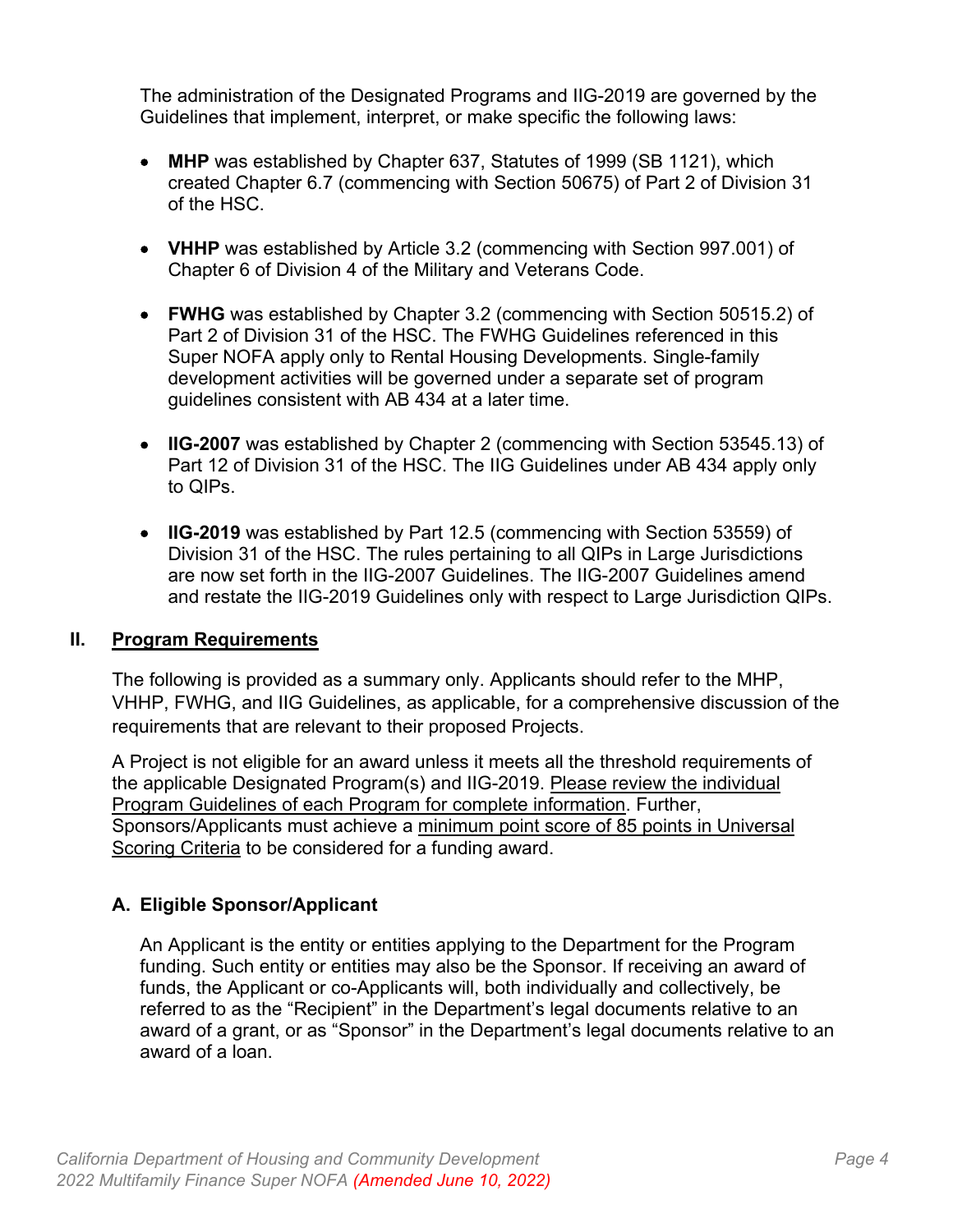The administration of the Designated Programs and IIG-2019 are governed by the Guidelines that implement, interpret, or make specific the following laws:

- **MHP** was established by Chapter 637, Statutes of 1999 (SB 1121), which created Chapter 6.7 (commencing with Section 50675) of Part 2 of Division 31 of the HSC.
- **VHHP** was established by Article 3.2 (commencing with Section 997.001) of Chapter 6 of Division 4 of the Military and Veterans Code.
- **FWHG** was established by Chapter 3.2 (commencing with Section 50515.2) of Part 2 of Division 31 of the HSC. The FWHG Guidelines referenced in this Super NOFA apply only to Rental Housing Developments. Single-family development activities will be governed under a separate set of program guidelines consistent with AB 434 at a later time.
- **IIG-2007** was established by Chapter 2 (commencing with Section 53545.13) of Part 12 of Division 31 of the HSC. The IIG Guidelines under AB 434 apply only to QIPs.
- **IIG-2019** was established by Part 12.5 (commencing with Section 53559) of Division 31 of the HSC. The rules pertaining to all QIPs in Large Jurisdictions are now set forth in the IIG-2007 Guidelines. The IIG-2007 Guidelines amend and restate the IIG-2019 Guidelines only with respect to Large Jurisdiction QIPs.

## II. Program Requirements

The following is provided as a summary only. Applicants should refer to the MHP, VHHP, FWHG, and IIG Guidelines, as applicable, for a comprehensive discussion of the requirements that are relevant to their proposed Projects.

A Project is not eligible for an award unless it meets all the threshold requirements of the applicable Designated Program(s) and IIG-2019. Please review the individual Program Guidelines of each Program for complete information. Further, Sponsors/Applicants must achieve a minimum point score of 85 points in Universal Scoring Criteria to be considered for a funding award.

### A. Eligible Sponsor/Applicant

An Applicant is the entity or entities applying to the Department for the Program funding. Such entity or entities may also be the Sponsor. If receiving an award of funds, the Applicant or co-Applicants will, both individually and collectively, be referred to as the "Recipient" in the Department's legal documents relative to an award of a grant, or as "Sponsor" in the Department's legal documents relative to an award of a loan.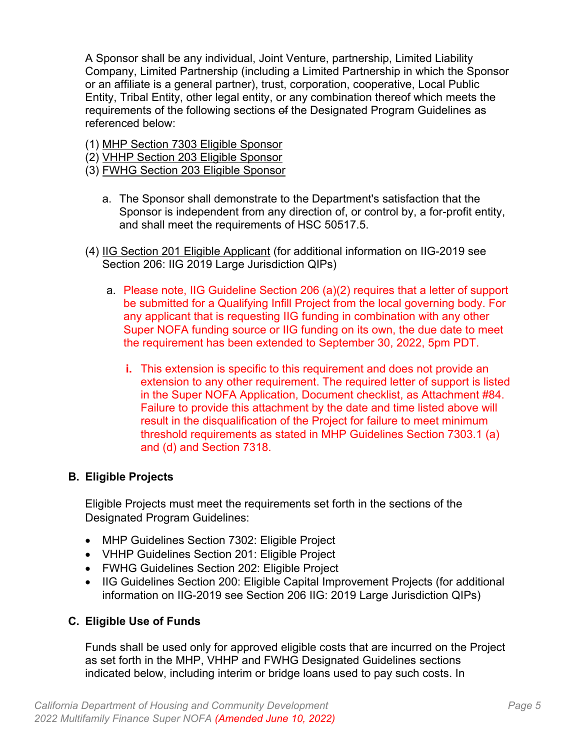A Sponsor shall be any individual, Joint Venture, partnership, Limited Liability Company, Limited Partnership (including a Limited Partnership in which the Sponsor or an affiliate is a general partner), trust, corporation, cooperative, Local Public Entity, Tribal Entity, other legal entity, or any combination thereof which meets the requirements of the following sections ~~of~~ the Designated Program Guidelines as referenced below:

(1) MHP Section 7303 Eligible Sponsor
(2) VHHP Section 203 Eligible Sponsor
(3) FWHG Section 203 Eligible Sponsor

a. The Sponsor shall demonstrate to the Department's satisfaction that the Sponsor is independent from any direction of, or control by, a for-profit entity, and shall meet the requirements of HSC 50517.5.

(4) IIG Section 201 Eligible Applicant (for additional information on IIG-2019 see Section 206: IIG 2019 Large Jurisdiction QIPs)

a. Please note, IIG Guideline Section 206 (a)(2) requires that a letter of support be submitted for a Qualifying Infill Project from the local governing body. For any applicant that is requesting IIG funding in combination with any other Super NOFA funding source or IIG funding on its own, the due date to meet the requirement has been extended to September 30, 2022, 5pm PDT.

**i.** This extension is specific to this requirement and does not provide an extension to any other requirement. The required letter of support is listed in the Super NOFA Application, Document checklist, as Attachment #84. Failure to provide this attachment by the date and time listed above will result in the disqualification of the Project for failure to meet minimum threshold requirements as stated in MHP Guidelines Section 7303.1 (a) and (d) and Section 7318.

## B. Eligible Projects

Eligible Projects must meet the requirements set forth in the sections of the Designated Program Guidelines:

- MHP Guidelines Section 7302: Eligible Project
- VHHP Guidelines Section 201: Eligible Project
- FWHG Guidelines Section 202: Eligible Project
- IIG Guidelines Section 200: Eligible Capital Improvement Projects (for additional information on IIG-2019 see Section 206 IIG: 2019 Large Jurisdiction QIPs)

## C. Eligible Use of Funds

Funds shall be used only for approved eligible costs that are incurred on the Project as set forth in the MHP, VHHP and FWHG Designated Guidelines sections indicated below, including interim or bridge loans used to pay such costs. In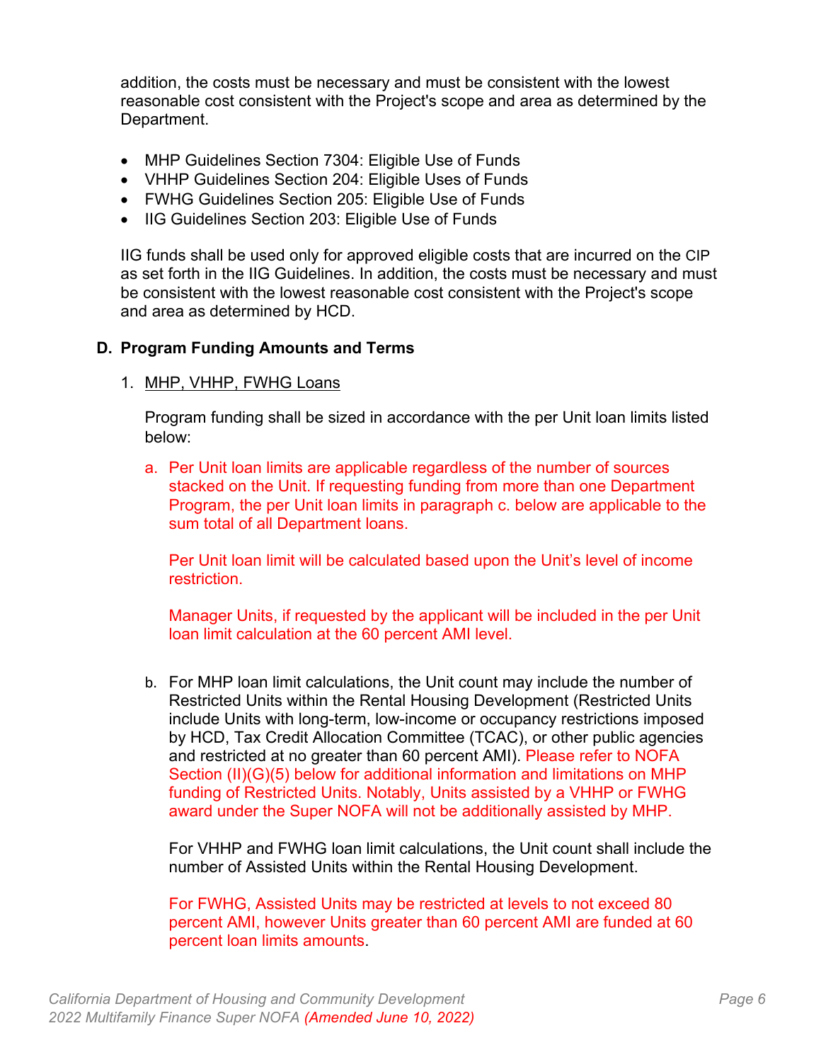addition, the costs must be necessary and must be consistent with the lowest reasonable cost consistent with the Project's scope and area as determined by the Department.

- MHP Guidelines Section 7304: Eligible Use of Funds
- VHHP Guidelines Section 204: Eligible Uses of Funds
- FWHG Guidelines Section 205: Eligible Use of Funds
- IIG Guidelines Section 203: Eligible Use of Funds

IIG funds shall be used only for approved eligible costs that are incurred on the CIP as set forth in the IIG Guidelines. In addition, the costs must be necessary and must be consistent with the lowest reasonable cost consistent with the Project's scope and area as determined by HCD.

### D. Program Funding Amounts and Terms

1. MHP, VHHP, FWHG Loans

   Program funding shall be sized in accordance with the per Unit loan limits listed below:

   a. Per Unit loan limits are applicable regardless of the number of sources stacked on the Unit. If requesting funding from more than one Department Program, the per Unit loan limits in paragraph c. below are applicable to the sum total of all Department loans.

      Per Unit loan limit will be calculated based upon the Unit's level of income restriction.

      Manager Units, if requested by the applicant will be included in the per Unit loan limit calculation at the 60 percent AMI level.

   b. For MHP loan limit calculations, the Unit count may include the number of Restricted Units within the Rental Housing Development (Restricted Units include Units with long-term, low-income or occupancy restrictions imposed by HCD, Tax Credit Allocation Committee (TCAC), or other public agencies and restricted at no greater than 60 percent AMI). Please refer to NOFA Section (II)(G)(5) below for additional information and limitations on MHP funding of Restricted Units. Notably, Units assisted by a VHHP or FWHG award under the Super NOFA will not be additionally assisted by MHP.

      For VHHP and FWHG loan limit calculations, the Unit count shall include the number of Assisted Units within the Rental Housing Development.

      For FWHG, Assisted Units may be restricted at levels to not exceed 80 percent AMI, however Units greater than 60 percent AMI are funded at 60 percent loan limits amounts.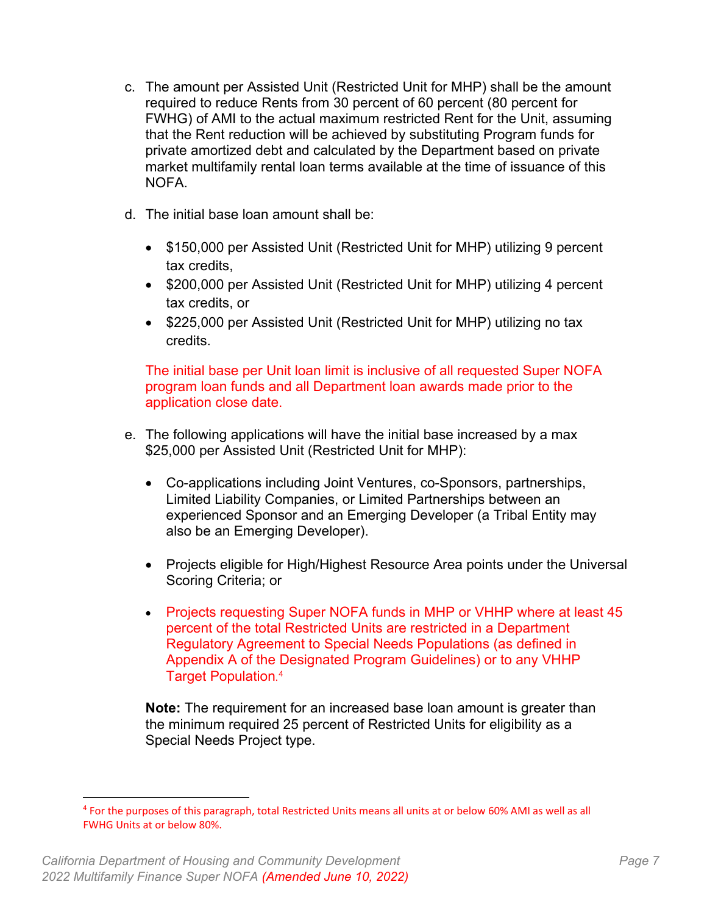c. The amount per Assisted Unit (Restricted Unit for MHP) shall be the amount required to reduce Rents from 30 percent of 60 percent (80 percent for FWHG) of AMI to the actual maximum restricted Rent for the Unit, assuming that the Rent reduction will be achieved by substituting Program funds for private amortized debt and calculated by the Department based on private market multifamily rental loan terms available at the time of issuance of this NOFA.

d. The initial base loan amount shall be:

- $150,000 per Assisted Unit (Restricted Unit for MHP) utilizing 9 percent tax credits,
- $200,000 per Assisted Unit (Restricted Unit for MHP) utilizing 4 percent tax credits, or
- $225,000 per Assisted Unit (Restricted Unit for MHP) utilizing no tax credits.

The initial base per Unit loan limit is inclusive of all requested Super NOFA program loan funds and all Department loan awards made prior to the application close date.

e. The following applications will have the initial base increased by a max $25,000 per Assisted Unit (Restricted Unit for MHP):

- Co-applications including Joint Ventures, co-Sponsors, partnerships, Limited Liability Companies, or Limited Partnerships between an experienced Sponsor and an Emerging Developer (a Tribal Entity may also be an Emerging Developer).
- Projects eligible for High/Highest Resource Area points under the Universal Scoring Criteria; or
- Projects requesting Super NOFA funds in MHP or VHHP where at least 45 percent of the total Restricted Units are restricted in a Department Regulatory Agreement to Special Needs Populations (as defined in Appendix A of the Designated Program Guidelines) or to any VHHP Target Population.[4]

**Note:** The requirement for an increased base loan amount is greater than the minimum required 25 percent of Restricted Units for eligibility as a Special Needs Project type.

[4] For the purposes of this paragraph, total Restricted Units means all units at or below 60% AMI as well as all FWHG Units at or below 80%.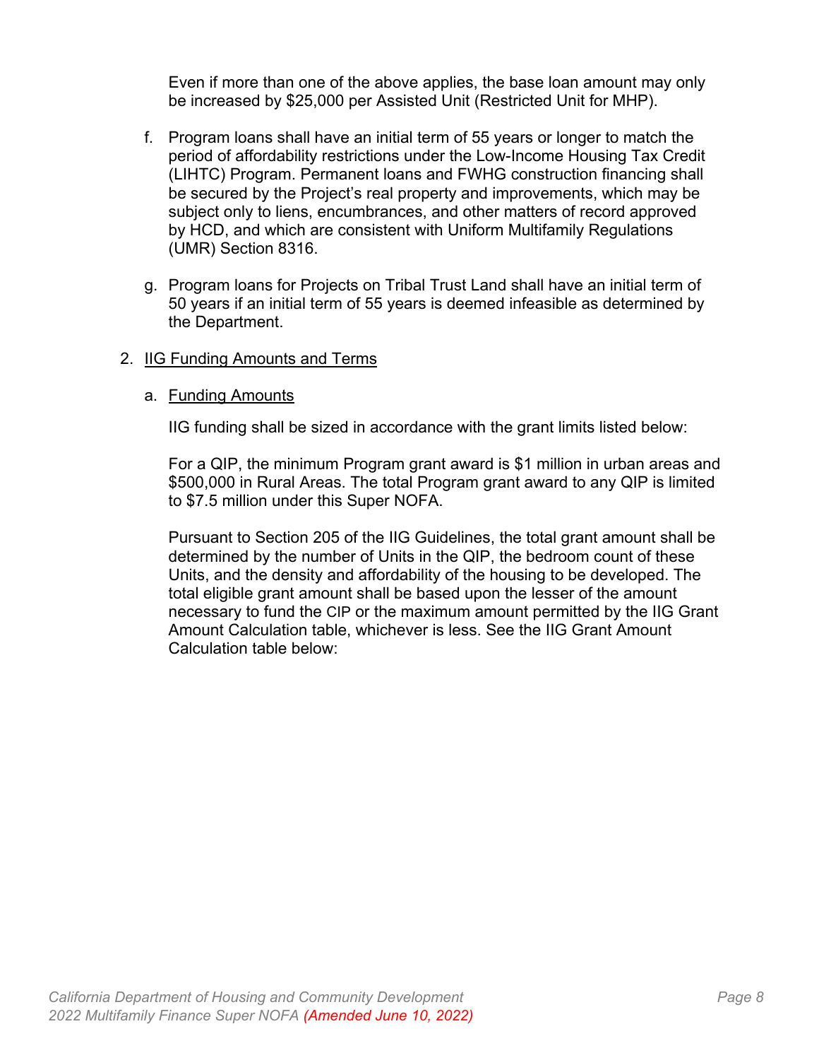Even if more than one of the above applies, the base loan amount may only be increased by $25,000 per Assisted Unit (Restricted Unit for MHP).

f. Program loans shall have an initial term of 55 years or longer to match the period of affordability restrictions under the Low-Income Housing Tax Credit (LIHTC) Program. Permanent loans and FWHG construction financing shall be secured by the Project's real property and improvements, which may be subject only to liens, encumbrances, and other matters of record approved by HCD, and which are consistent with Uniform Multifamily Regulations (UMR) Section 8316.

g. Program loans for Projects on Tribal Trust Land shall have an initial term of 50 years if an initial term of 55 years is deemed infeasible as determined by the Department.

2. <u>IIG Funding Amounts and Terms</u>

   a. <u>Funding Amounts</u>

   IIG funding shall be sized in accordance with the grant limits listed below:

   For a QIP, the minimum Program grant award is $1 million in urban areas and $500,000 in Rural Areas. The total Program grant award to any QIP is limited to $7.5 million under this Super NOFA.

   Pursuant to Section 205 of the IIG Guidelines, the total grant amount shall be determined by the number of Units in the QIP, the bedroom count of these Units, and the density and affordability of the housing to be developed. The total eligible grant amount shall be based upon the lesser of the amount necessary to fund the CIP or the maximum amount permitted by the IIG Grant Amount Calculation table, whichever is less. See the IIG Grant Amount Calculation table below: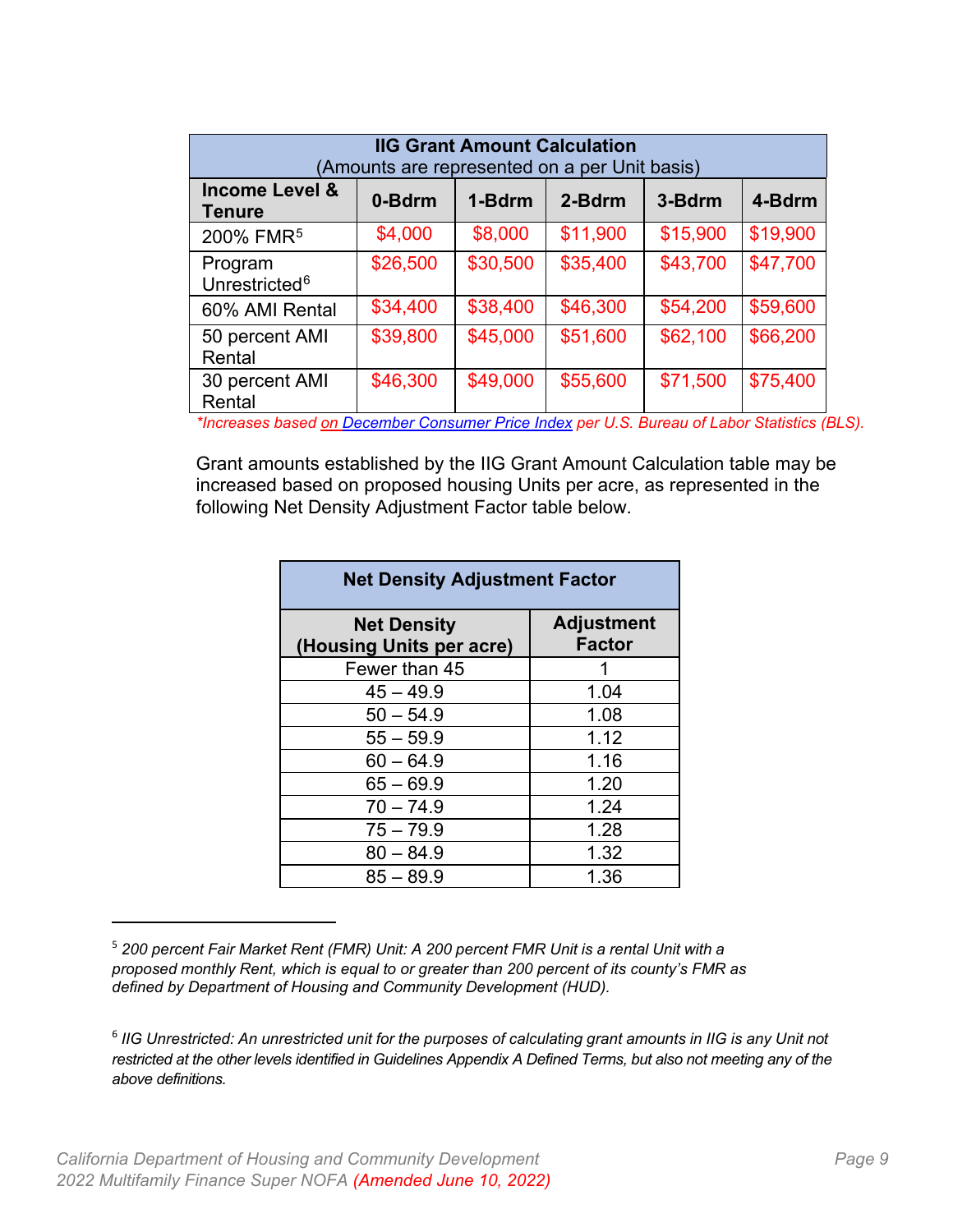| IIG Grant Amount Calculation (Amounts are represented on a per Unit basis) | | | | | |
|---|---|---|---|---|---|
| **Income Level & Tenure** | **0-Bdrm** | **1-Bdrm** | **2-Bdrm** | **3-Bdrm** | **4-Bdrm** |
| 200% FMR[5] | $4,000 | $8,000 | $11,900 | $15,900 | $19,900 |
| Program Unrestricted[6] | $26,500 | $30,500 | $35,400 | $43,700 | $47,700 |
| 60% AMI Rental | $34,400 | $38,400 | $46,300 | $54,200 | $59,600 |
| 50 percent AMI Rental | $39,800 | $45,000 | $51,600 | $62,100 | $66,200 |
| 30 percent AMI Rental | $46,300 | $49,000 | $55,600 | $71,500 | $75,400 |

*\*Increases based on December Consumer Price Index per U.S. Bureau of Labor Statistics (BLS).*

Grant amounts established by the IIG Grant Amount Calculation table may be increased based on proposed housing Units per acre, as represented in the following Net Density Adjustment Factor table below.

| Net Density Adjustment Factor | |
|---|---|
| **Net Density (Housing Units per acre)** | **Adjustment Factor** |
| Fewer than 45 | 1 |
| 45 – 49.9 | 1.04 |
| 50 – 54.9 | 1.08 |
| 55 – 59.9 | 1.12 |
| 60 – 64.9 | 1.16 |
| 65 – 69.9 | 1.20 |
| 70 – 74.9 | 1.24 |
| 75 – 79.9 | 1.28 |
| 80 – 84.9 | 1.32 |
| 85 – 89.9 | 1.36 |

---

[5] *200 percent Fair Market Rent (FMR) Unit: A 200 percent FMR Unit is a rental Unit with a proposed monthly Rent, which is equal to or greater than 200 percent of its county's FMR as defined by Department of Housing and Community Development (HUD).*

[6] *IIG Unrestricted: An unrestricted unit for the purposes of calculating grant amounts in IIG is any Unit not restricted at the other levels identified in Guidelines Appendix A Defined Terms, but also not meeting any of the above definitions.*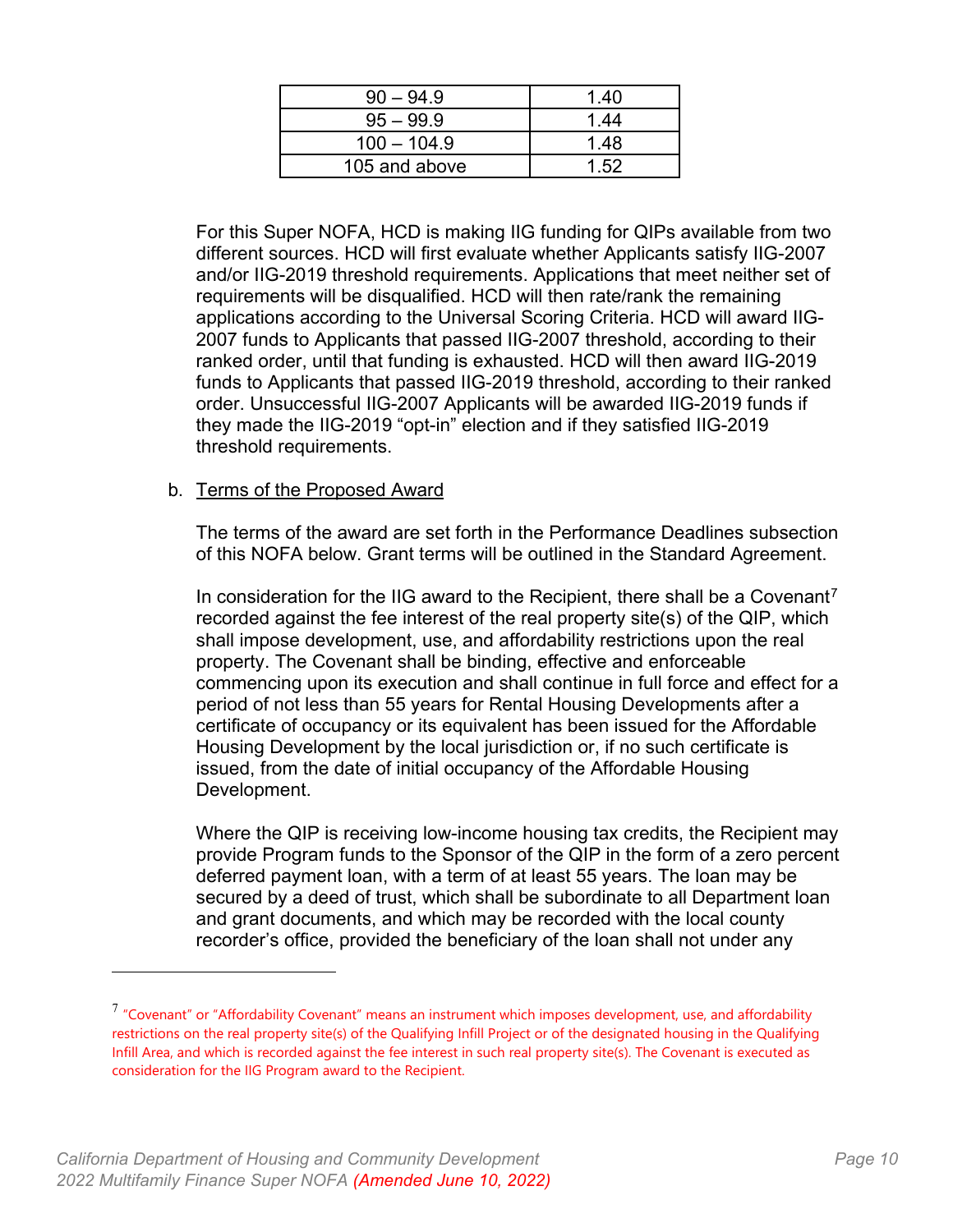| 90 – 94.9 | 1.40 |
| --- | --- |
| 95 – 99.9 | 1.44 |
| 100 – 104.9 | 1.48 |
| 105 and above | 1.52 |

For this Super NOFA, HCD is making IIG funding for QIPs available from two different sources. HCD will first evaluate whether Applicants satisfy IIG-2007 and/or IIG-2019 threshold requirements. Applications that meet neither set of requirements will be disqualified. HCD will then rate/rank the remaining applications according to the Universal Scoring Criteria. HCD will award IIG-2007 funds to Applicants that passed IIG-2007 threshold, according to their ranked order, until that funding is exhausted. HCD will then award IIG-2019 funds to Applicants that passed IIG-2019 threshold, according to their ranked order. Unsuccessful IIG-2007 Applicants will be awarded IIG-2019 funds if they made the IIG-2019 "opt-in" election and if they satisfied IIG-2019 threshold requirements.

b. Terms of the Proposed Award

The terms of the award are set forth in the Performance Deadlines subsection of this NOFA below. Grant terms will be outlined in the Standard Agreement.

In consideration for the IIG award to the Recipient, there shall be a Covenant[7] recorded against the fee interest of the real property site(s) of the QIP, which shall impose development, use, and affordability restrictions upon the real property. The Covenant shall be binding, effective and enforceable commencing upon its execution and shall continue in full force and effect for a period of not less than 55 years for Rental Housing Developments after a certificate of occupancy or its equivalent has been issued for the Affordable Housing Development by the local jurisdiction or, if no such certificate is issued, from the date of initial occupancy of the Affordable Housing Development.

Where the QIP is receiving low-income housing tax credits, the Recipient may provide Program funds to the Sponsor of the QIP in the form of a zero percent deferred payment loan, with a term of at least 55 years. The loan may be secured by a deed of trust, which shall be subordinate to all Department loan and grant documents, and which may be recorded with the local county recorder's office, provided the beneficiary of the loan shall not under any

[7] "Covenant" or "Affordability Covenant" means an instrument which imposes development, use, and affordability restrictions on the real property site(s) of the Qualifying Infill Project or of the designated housing in the Qualifying Infill Area, and which is recorded against the fee interest in such real property site(s). The Covenant is executed as consideration for the IIG Program award to the Recipient.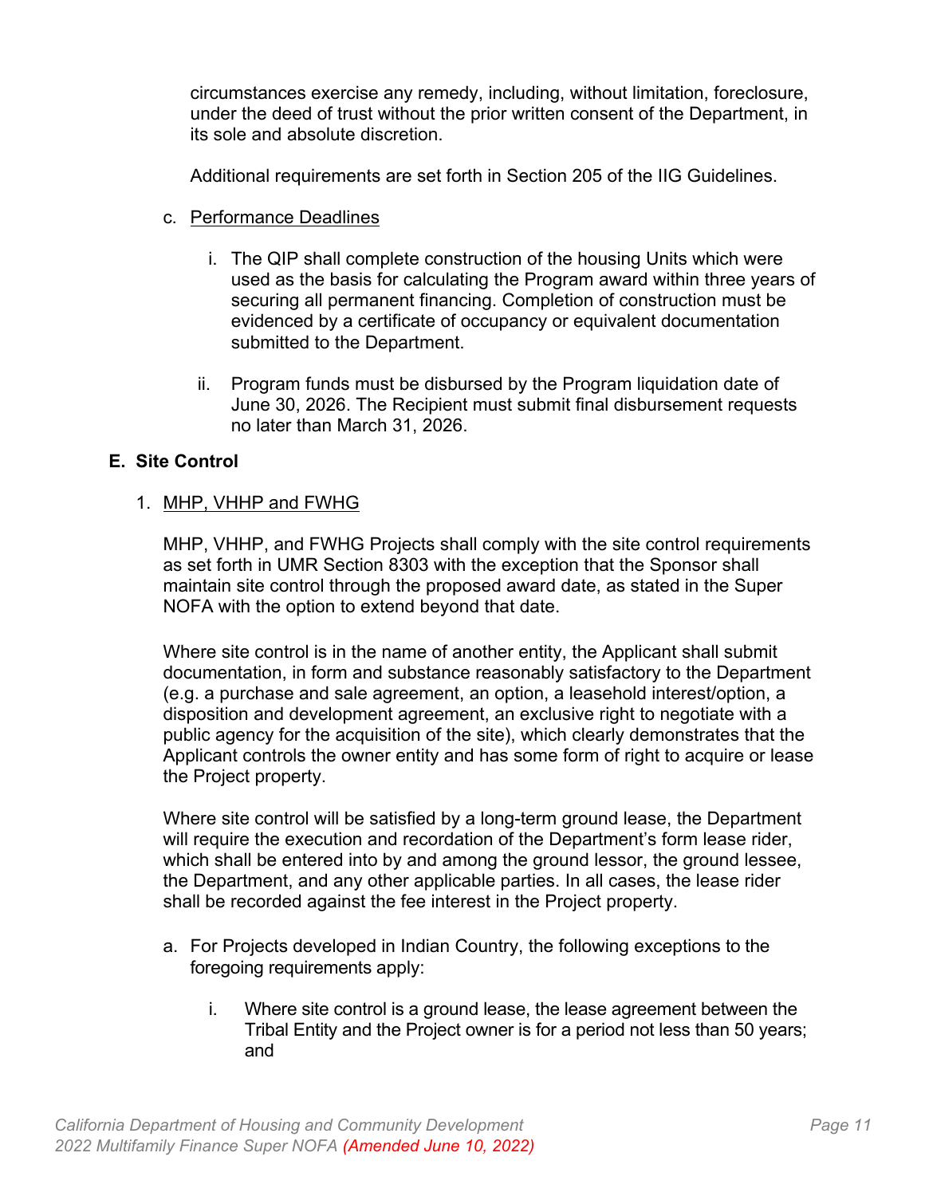circumstances exercise any remedy, including, without limitation, foreclosure, under the deed of trust without the prior written consent of the Department, in its sole and absolute discretion.

Additional requirements are set forth in Section 205 of the IIG Guidelines.

c. Performance Deadlines

   i. The QIP shall complete construction of the housing Units which were used as the basis for calculating the Program award within three years of securing all permanent financing. Completion of construction must be evidenced by a certificate of occupancy or equivalent documentation submitted to the Department.

   ii. Program funds must be disbursed by the Program liquidation date of June 30, 2026. The Recipient must submit final disbursement requests no later than March 31, 2026.

## E. Site Control

1. MHP, VHHP and FWHG

MHP, VHHP, and FWHG Projects shall comply with the site control requirements as set forth in UMR Section 8303 with the exception that the Sponsor shall maintain site control through the proposed award date, as stated in the Super NOFA with the option to extend beyond that date.

Where site control is in the name of another entity, the Applicant shall submit documentation, in form and substance reasonably satisfactory to the Department (e.g. a purchase and sale agreement, an option, a leasehold interest/option, a disposition and development agreement, an exclusive right to negotiate with a public agency for the acquisition of the site), which clearly demonstrates that the Applicant controls the owner entity and has some form of right to acquire or lease the Project property.

Where site control will be satisfied by a long-term ground lease, the Department will require the execution and recordation of the Department's form lease rider, which shall be entered into by and among the ground lessor, the ground lessee, the Department, and any other applicable parties. In all cases, the lease rider shall be recorded against the fee interest in the Project property.

a. For Projects developed in Indian Country, the following exceptions to the foregoing requirements apply:

   i. Where site control is a ground lease, the lease agreement between the Tribal Entity and the Project owner is for a period not less than 50 years; and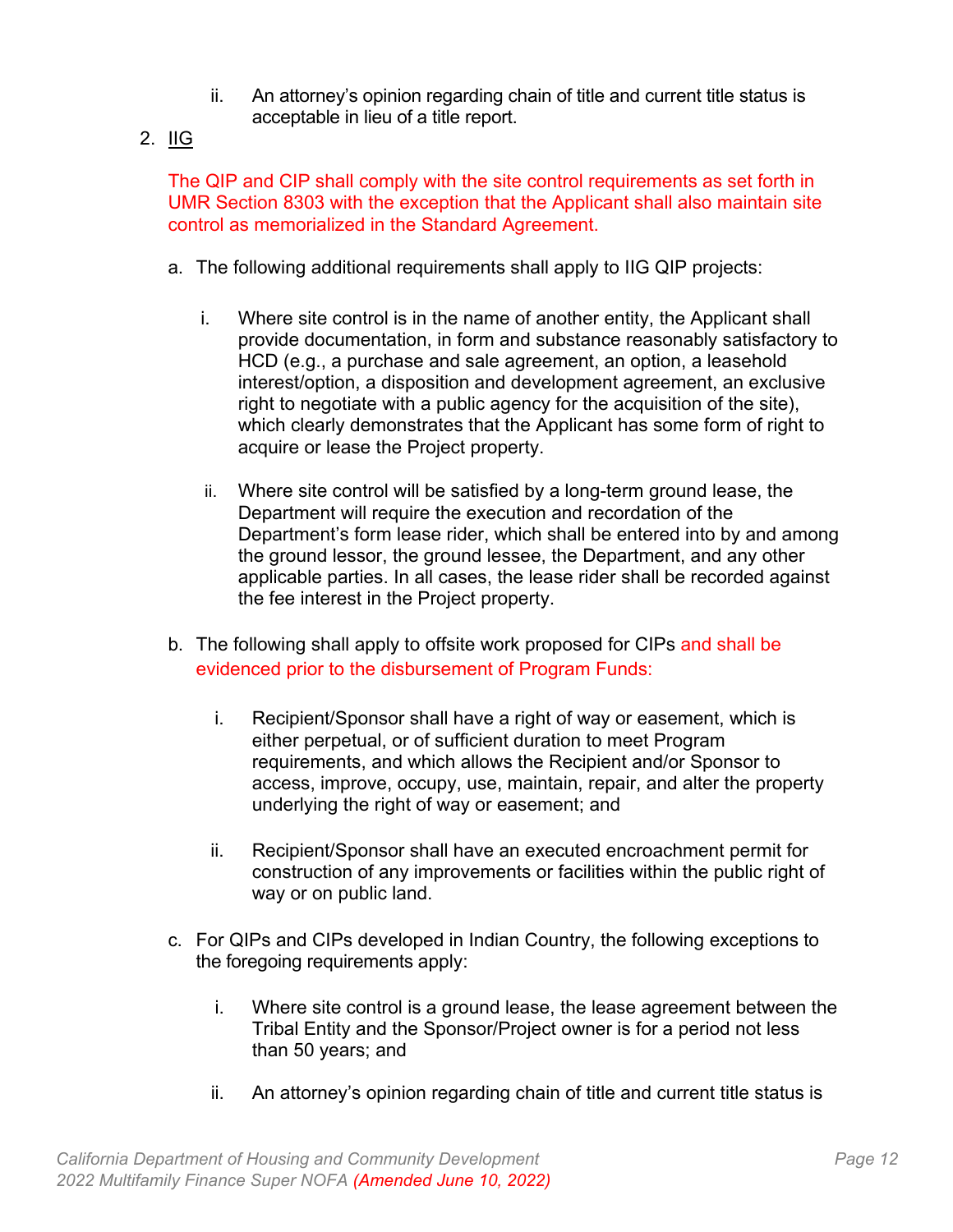ii. An attorney's opinion regarding chain of title and current title status is acceptable in lieu of a title report.

2. <u>IIG</u>

   The QIP and CIP shall comply with the site control requirements as set forth in UMR Section 8303 with the exception that the Applicant shall also maintain site control as memorialized in the Standard Agreement.

   a. The following additional requirements shall apply to IIG QIP projects:

      i. Where site control is in the name of another entity, the Applicant shall provide documentation, in form and substance reasonably satisfactory to HCD (e.g., a purchase and sale agreement, an option, a leasehold interest/option, a disposition and development agreement, an exclusive right to negotiate with a public agency for the acquisition of the site), which clearly demonstrates that the Applicant has some form of right to acquire or lease the Project property.

      ii. Where site control will be satisfied by a long-term ground lease, the Department will require the execution and recordation of the Department's form lease rider, which shall be entered into by and among the ground lessor, the ground lessee, the Department, and any other applicable parties. In all cases, the lease rider shall be recorded against the fee interest in the Project property.

   b. The following shall apply to offsite work proposed for CIPs and shall be evidenced prior to the disbursement of Program Funds:

      i. Recipient/Sponsor shall have a right of way or easement, which is either perpetual, or of sufficient duration to meet Program requirements, and which allows the Recipient and/or Sponsor to access, improve, occupy, use, maintain, repair, and alter the property underlying the right of way or easement; and

      ii. Recipient/Sponsor shall have an executed encroachment permit for construction of any improvements or facilities within the public right of way or on public land.

   c. For QIPs and CIPs developed in Indian Country, the following exceptions to the foregoing requirements apply:

      i. Where site control is a ground lease, the lease agreement between the Tribal Entity and the Sponsor/Project owner is for a period not less than 50 years; and

      ii. An attorney's opinion regarding chain of title and current title status is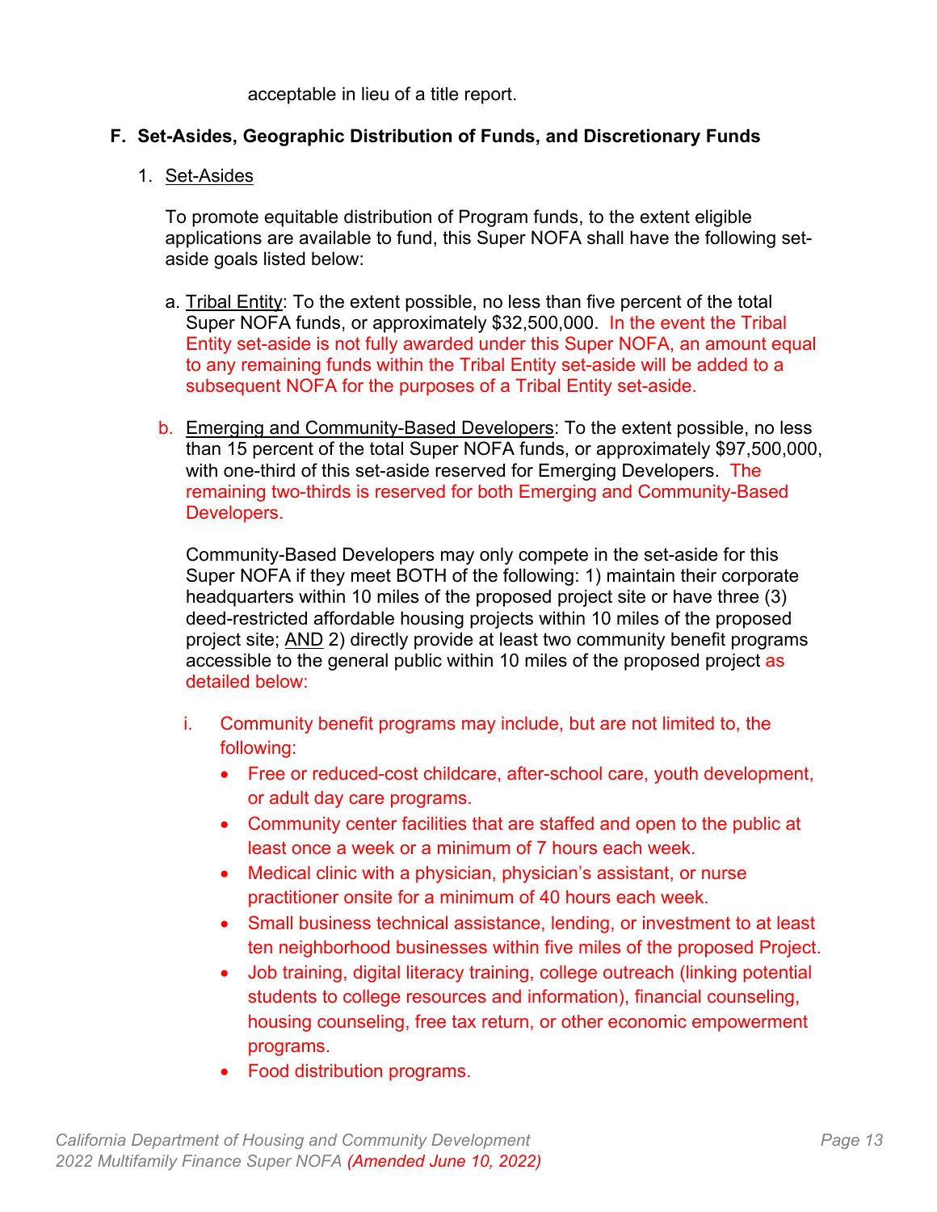acceptable in lieu of a title report.

## F. Set-Asides, Geographic Distribution of Funds, and Discretionary Funds

1. Set-Asides

   To promote equitable distribution of Program funds, to the extent eligible applications are available to fund, this Super NOFA shall have the following set-aside goals listed below:

   a. Tribal Entity: To the extent possible, no less than five percent of the total Super NOFA funds, or approximately $32,500,000. In the event the Tribal Entity set-aside is not fully awarded under this Super NOFA, an amount equal to any remaining funds within the Tribal Entity set-aside will be added to a subsequent NOFA for the purposes of a Tribal Entity set-aside.

   b. Emerging and Community-Based Developers: To the extent possible, no less than 15 percent of the total Super NOFA funds, or approximately $97,500,000, with one-third of this set-aside reserved for Emerging Developers. The remaining two-thirds is reserved for both Emerging and Community-Based Developers.

      Community-Based Developers may only compete in the set-aside for this Super NOFA if they meet BOTH of the following: 1) maintain their corporate headquarters within 10 miles of the proposed project site or have three (3) deed-restricted affordable housing projects within 10 miles of the proposed project site; AND 2) directly provide at least two community benefit programs accessible to the general public within 10 miles of the proposed project as detailed below:

      i. Community benefit programs may include, but are not limited to, the following:
         - Free or reduced-cost childcare, after-school care, youth development, or adult day care programs.
         - Community center facilities that are staffed and open to the public at least once a week or a minimum of 7 hours each week.
         - Medical clinic with a physician, physician's assistant, or nurse practitioner onsite for a minimum of 40 hours each week.
         - Small business technical assistance, lending, or investment to at least ten neighborhood businesses within five miles of the proposed Project.
         - Job training, digital literacy training, college outreach (linking potential students to college resources and information), financial counseling, housing counseling, free tax return, or other economic empowerment programs.
         - Food distribution programs.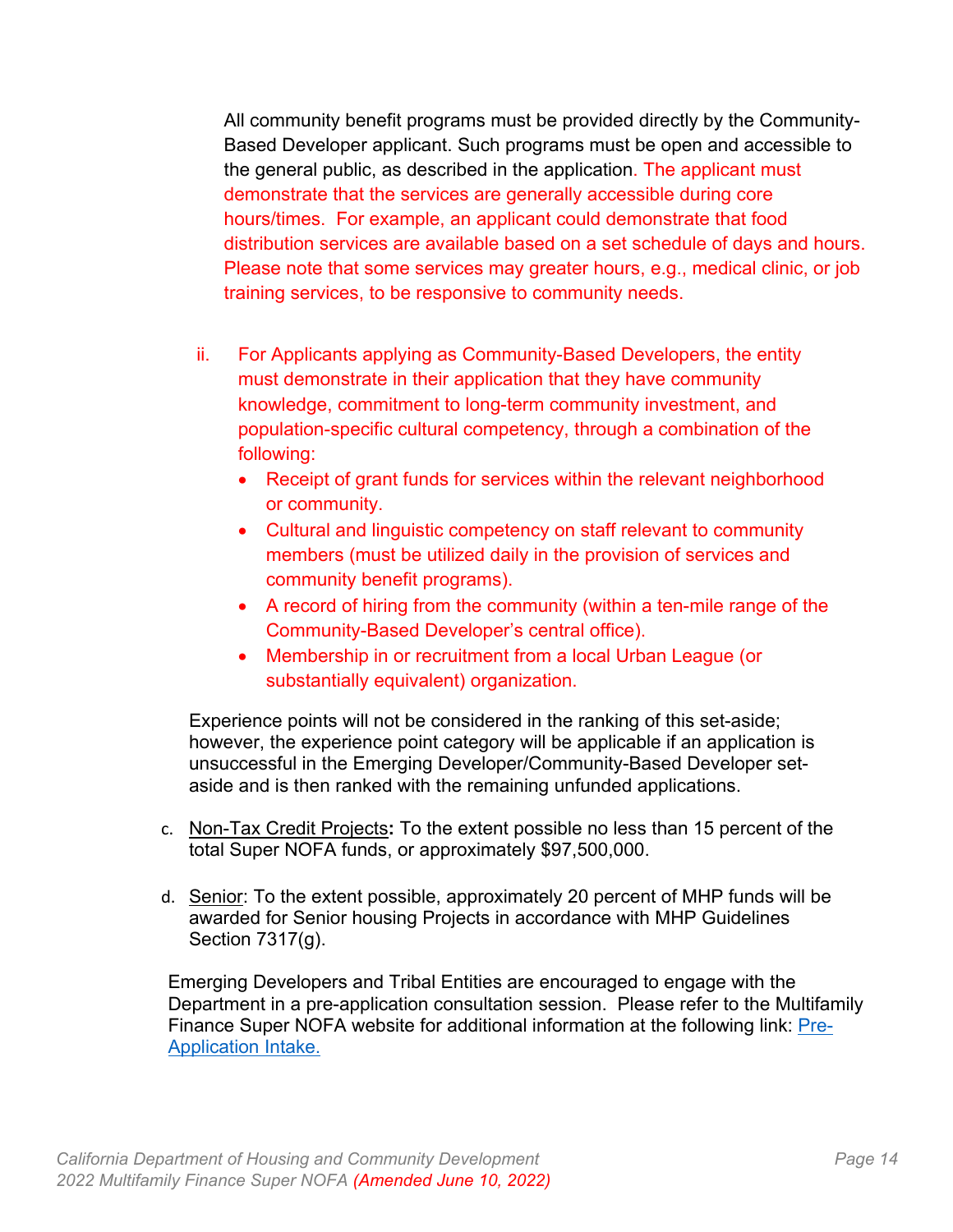All community benefit programs must be provided directly by the Community-Based Developer applicant. Such programs must be open and accessible to the general public, as described in the application. The applicant must demonstrate that the services are generally accessible during core hours/times. For example, an applicant could demonstrate that food distribution services are available based on a set schedule of days and hours. Please note that some services may greater hours, e.g., medical clinic, or job training services, to be responsive to community needs.

ii. For Applicants applying as Community-Based Developers, the entity must demonstrate in their application that they have community knowledge, commitment to long-term community investment, and population-specific cultural competency, through a combination of the following:
   - Receipt of grant funds for services within the relevant neighborhood or community.
   - Cultural and linguistic competency on staff relevant to community members (must be utilized daily in the provision of services and community benefit programs).
   - A record of hiring from the community (within a ten-mile range of the Community-Based Developer's central office).
   - Membership in or recruitment from a local Urban League (or substantially equivalent) organization.

Experience points will not be considered in the ranking of this set-aside; however, the experience point category will be applicable if an application is unsuccessful in the Emerging Developer/Community-Based Developer set-aside and is then ranked with the remaining unfunded applications.

c. Non-Tax Credit Projects**:** To the extent possible no less than 15 percent of the total Super NOFA funds, or approximately $97,500,000.

d. Senior: To the extent possible, approximately 20 percent of MHP funds will be awarded for Senior housing Projects in accordance with MHP Guidelines Section 7317(g).

Emerging Developers and Tribal Entities are encouraged to engage with the Department in a pre-application consultation session. Please refer to the Multifamily Finance Super NOFA website for additional information at the following link: Pre-Application Intake.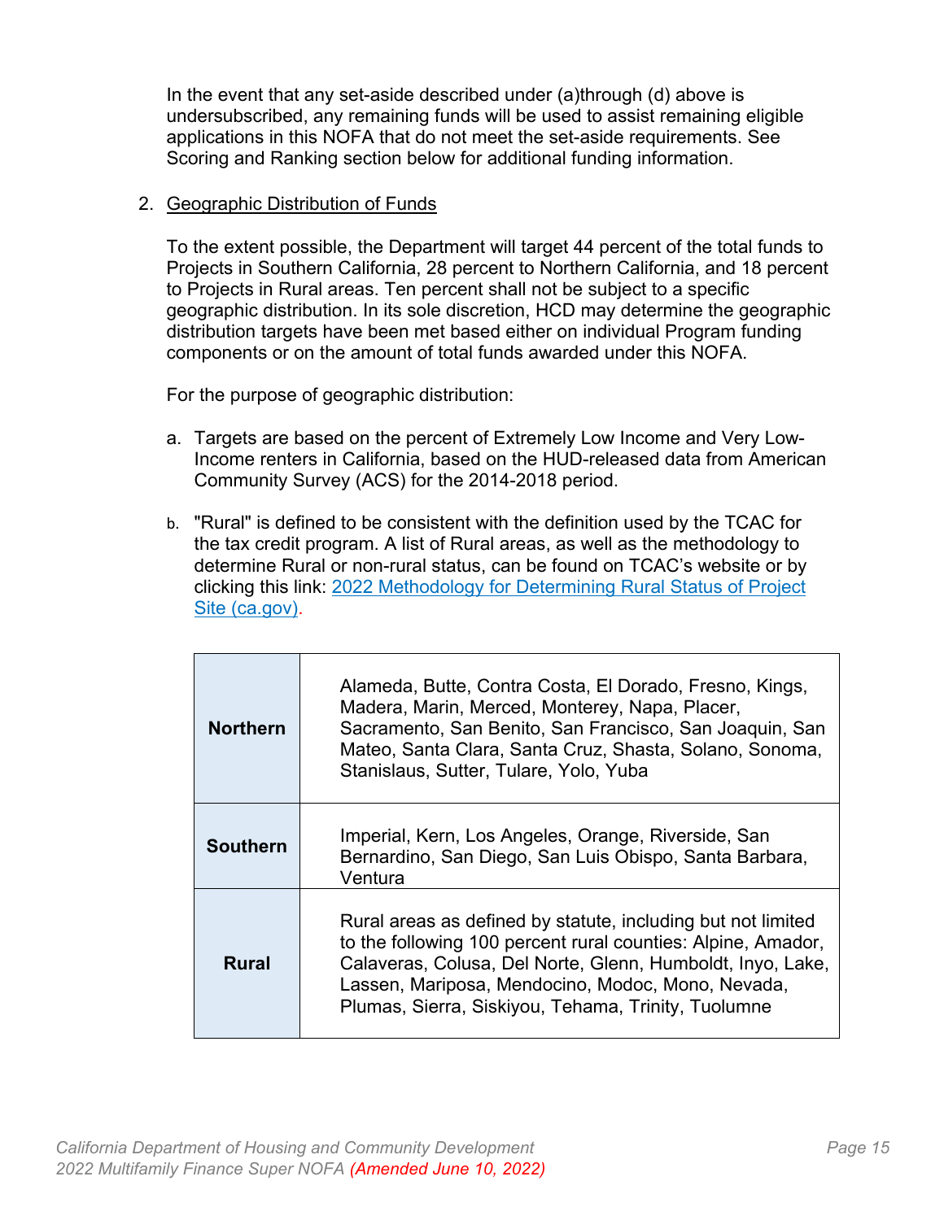In the event that any set-aside described under (a)through (d) above is undersubscribed, any remaining funds will be used to assist remaining eligible applications in this NOFA that do not meet the set-aside requirements. See Scoring and Ranking section below for additional funding information.

2. Geographic Distribution of Funds

   To the extent possible, the Department will target 44 percent of the total funds to Projects in Southern California, 28 percent to Northern California, and 18 percent to Projects in Rural areas. Ten percent shall not be subject to a specific geographic distribution. In its sole discretion, HCD may determine the geographic distribution targets have been met based either on individual Program funding components or on the amount of total funds awarded under this NOFA.

   For the purpose of geographic distribution:

   a. Targets are based on the percent of Extremely Low Income and Very Low-Income renters in California, based on the HUD-released data from American Community Survey (ACS) for the 2014-2018 period.

   b. "Rural" is defined to be consistent with the definition used by the TCAC for the tax credit program. A list of Rural areas, as well as the methodology to determine Rural or non-rural status, can be found on TCAC's website or by clicking this link: [2022 Methodology for Determining Rural Status of Project Site (ca.gov)](2022 Methodology for Determining Rural Status of Project Site (ca.gov)).

| | |
|---|---|
| **Northern** | Alameda, Butte, Contra Costa, El Dorado, Fresno, Kings, Madera, Marin, Merced, Monterey, Napa, Placer, Sacramento, San Benito, San Francisco, San Joaquin, San Mateo, Santa Clara, Santa Cruz, Shasta, Solano, Sonoma, Stanislaus, Sutter, Tulare, Yolo, Yuba |
| **Southern** | Imperial, Kern, Los Angeles, Orange, Riverside, San Bernardino, San Diego, San Luis Obispo, Santa Barbara, Ventura |
| **Rural** | Rural areas as defined by statute, including but not limited to the following 100 percent rural counties: Alpine, Amador, Calaveras, Colusa, Del Norte, Glenn, Humboldt, Inyo, Lake, Lassen, Mariposa, Mendocino, Modoc, Mono, Nevada, Plumas, Sierra, Siskiyou, Tehama, Trinity, Tuolumne |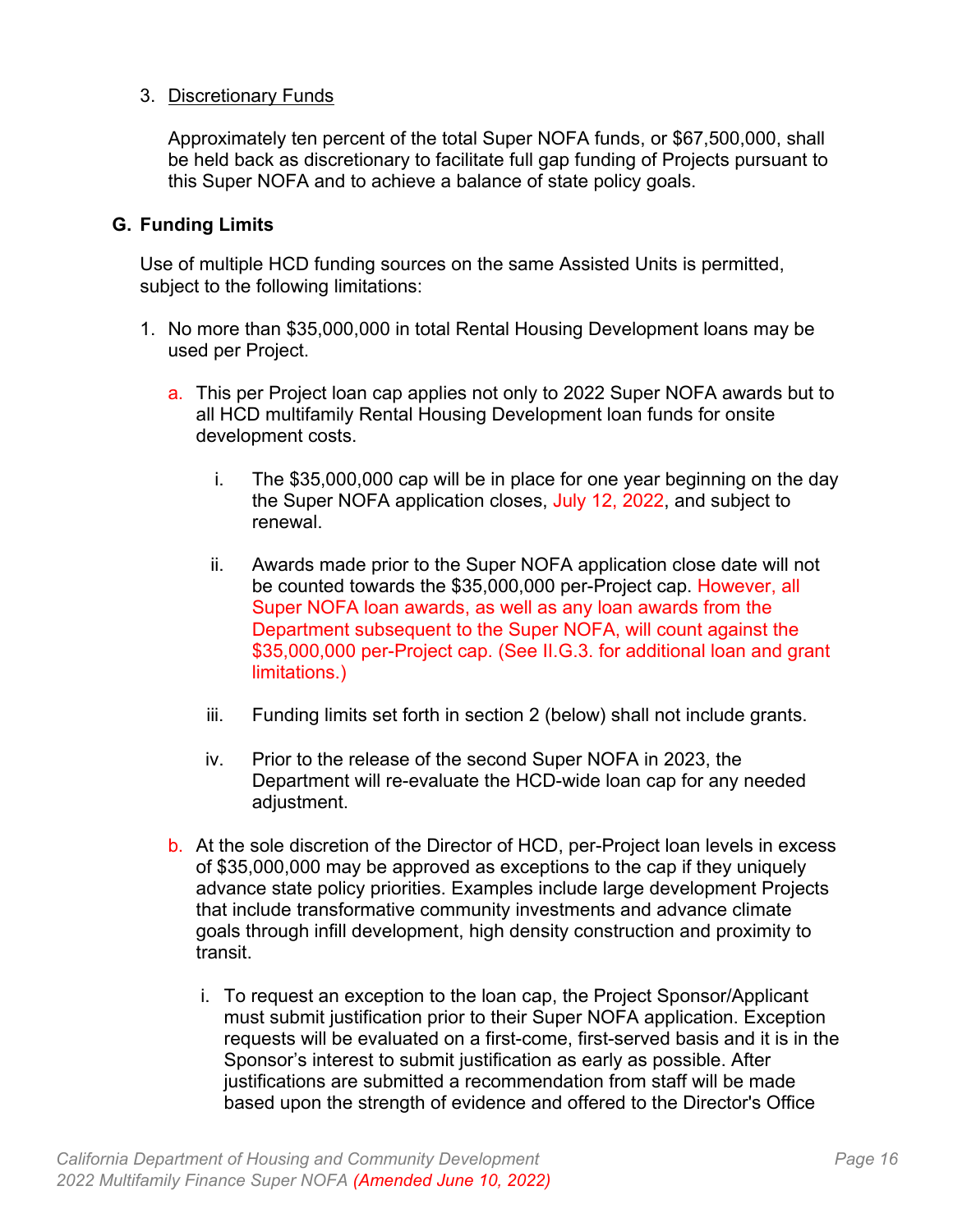3. Discretionary Funds

   Approximately ten percent of the total Super NOFA funds, or $67,500,000, shall be held back as discretionary to facilitate full gap funding of Projects pursuant to this Super NOFA and to achieve a balance of state policy goals.

## G. Funding Limits

Use of multiple HCD funding sources on the same Assisted Units is permitted, subject to the following limitations:

1. No more than $35,000,000 in total Rental Housing Development loans may be used per Project.

   a. This per Project loan cap applies not only to 2022 Super NOFA awards but to all HCD multifamily Rental Housing Development loan funds for onsite development costs.

      i. The $35,000,000 cap will be in place for one year beginning on the day the Super NOFA application closes, July 12, 2022, and subject to renewal.

      ii. Awards made prior to the Super NOFA application close date will not be counted towards the $35,000,000 per-Project cap. However, all Super NOFA loan awards, as well as any loan awards from the Department subsequent to the Super NOFA, will count against the $35,000,000 per-Project cap. (See II.G.3. for additional loan and grant limitations.)

      iii. Funding limits set forth in section 2 (below) shall not include grants.

      iv. Prior to the release of the second Super NOFA in 2023, the Department will re-evaluate the HCD-wide loan cap for any needed adjustment.

   b. At the sole discretion of the Director of HCD, per-Project loan levels in excess of $35,000,000 may be approved as exceptions to the cap if they uniquely advance state policy priorities. Examples include large development Projects that include transformative community investments and advance climate goals through infill development, high density construction and proximity to transit.

      i. To request an exception to the loan cap, the Project Sponsor/Applicant must submit justification prior to their Super NOFA application. Exception requests will be evaluated on a first-come, first-served basis and it is in the Sponsor's interest to submit justification as early as possible. After justifications are submitted a recommendation from staff will be made based upon the strength of evidence and offered to the Director's Office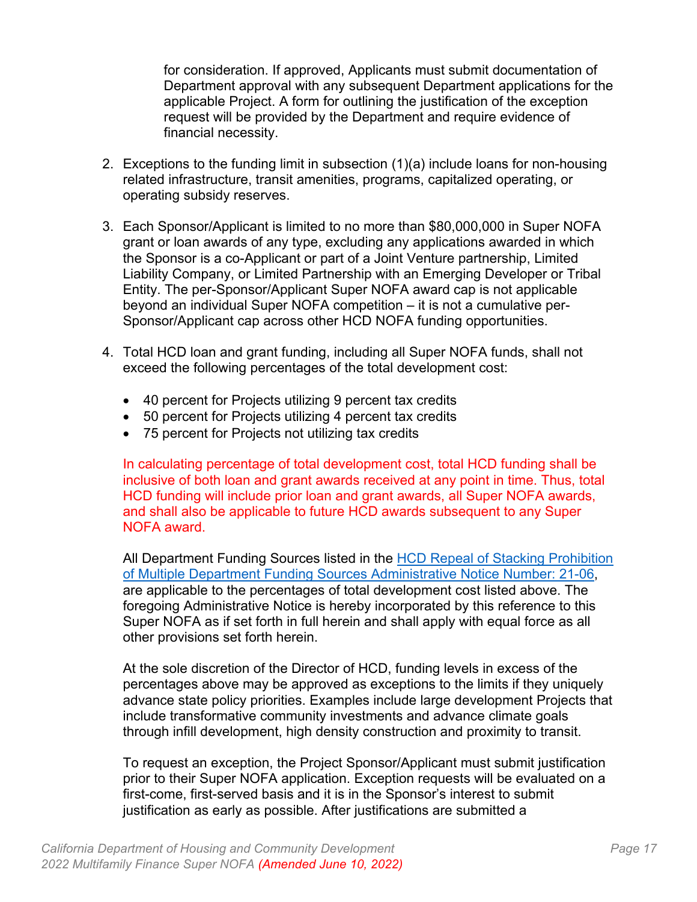for consideration. If approved, Applicants must submit documentation of Department approval with any subsequent Department applications for the applicable Project. A form for outlining the justification of the exception request will be provided by the Department and require evidence of financial necessity.

2. Exceptions to the funding limit in subsection (1)(a) include loans for non-housing related infrastructure, transit amenities, programs, capitalized operating, or operating subsidy reserves.

3. Each Sponsor/Applicant is limited to no more than $80,000,000 in Super NOFA grant or loan awards of any type, excluding any applications awarded in which the Sponsor is a co-Applicant or part of a Joint Venture partnership, Limited Liability Company, or Limited Partnership with an Emerging Developer or Tribal Entity. The per-Sponsor/Applicant Super NOFA award cap is not applicable beyond an individual Super NOFA competition – it is not a cumulative per-Sponsor/Applicant cap across other HCD NOFA funding opportunities.

4. Total HCD loan and grant funding, including all Super NOFA funds, shall not exceed the following percentages of the total development cost:

   - 40 percent for Projects utilizing 9 percent tax credits
   - 50 percent for Projects utilizing 4 percent tax credits
   - 75 percent for Projects not utilizing tax credits

   In calculating percentage of total development cost, total HCD funding shall be inclusive of both loan and grant awards received at any point in time. Thus, total HCD funding will include prior loan and grant awards, all Super NOFA awards, and shall also be applicable to future HCD awards subsequent to any Super NOFA award.

   All Department Funding Sources listed in the HCD Repeal of Stacking Prohibition of Multiple Department Funding Sources Administrative Notice Number: 21-06, are applicable to the percentages of total development cost listed above. The foregoing Administrative Notice is hereby incorporated by this reference to this Super NOFA as if set forth in full herein and shall apply with equal force as all other provisions set forth herein.

   At the sole discretion of the Director of HCD, funding levels in excess of the percentages above may be approved as exceptions to the limits if they uniquely advance state policy priorities. Examples include large development Projects that include transformative community investments and advance climate goals through infill development, high density construction and proximity to transit.

   To request an exception, the Project Sponsor/Applicant must submit justification prior to their Super NOFA application. Exception requests will be evaluated on a first-come, first-served basis and it is in the Sponsor's interest to submit justification as early as possible. After justifications are submitted a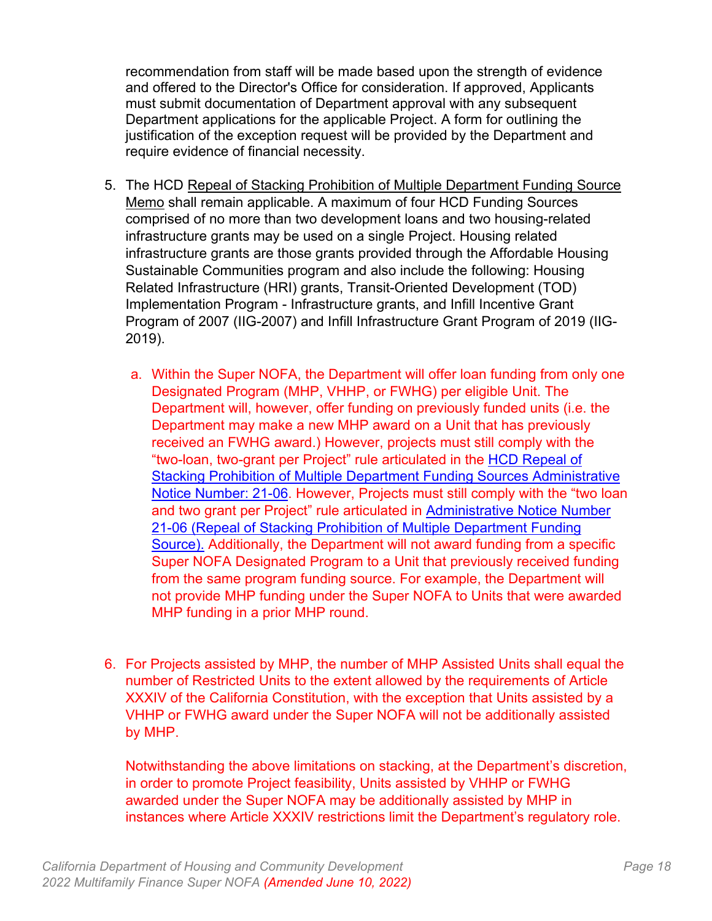recommendation from staff will be made based upon the strength of evidence and offered to the Director's Office for consideration. If approved, Applicants must submit documentation of Department approval with any subsequent Department applications for the applicable Project. A form for outlining the justification of the exception request will be provided by the Department and require evidence of financial necessity.

5. The HCD Repeal of Stacking Prohibition of Multiple Department Funding Source Memo shall remain applicable. A maximum of four HCD Funding Sources comprised of no more than two development loans and two housing-related infrastructure grants may be used on a single Project. Housing related infrastructure grants are those grants provided through the Affordable Housing Sustainable Communities program and also include the following: Housing Related Infrastructure (HRI) grants, Transit-Oriented Development (TOD) Implementation Program - Infrastructure grants, and Infill Incentive Grant Program of 2007 (IIG-2007) and Infill Infrastructure Grant Program of 2019 (IIG-2019).

   a. Within the Super NOFA, the Department will offer loan funding from only one Designated Program (MHP, VHHP, or FWHG) per eligible Unit. The Department will, however, offer funding on previously funded units (i.e. the Department may make a new MHP award on a Unit that has previously received an FWHG award.) However, projects must still comply with the "two-loan, two-grant per Project" rule articulated in the HCD Repeal of Stacking Prohibition of Multiple Department Funding Sources Administrative Notice Number: 21-06. However, Projects must still comply with the "two loan and two grant per Project" rule articulated in Administrative Notice Number 21-06 (Repeal of Stacking Prohibition of Multiple Department Funding Source). Additionally, the Department will not award funding from a specific Super NOFA Designated Program to a Unit that previously received funding from the same program funding source. For example, the Department will not provide MHP funding under the Super NOFA to Units that were awarded MHP funding in a prior MHP round.

6. For Projects assisted by MHP, the number of MHP Assisted Units shall equal the number of Restricted Units to the extent allowed by the requirements of Article XXXIV of the California Constitution, with the exception that Units assisted by a VHHP or FWHG award under the Super NOFA will not be additionally assisted by MHP.

   Notwithstanding the above limitations on stacking, at the Department's discretion, in order to promote Project feasibility, Units assisted by VHHP or FWHG awarded under the Super NOFA may be additionally assisted by MHP in instances where Article XXXIV restrictions limit the Department's regulatory role.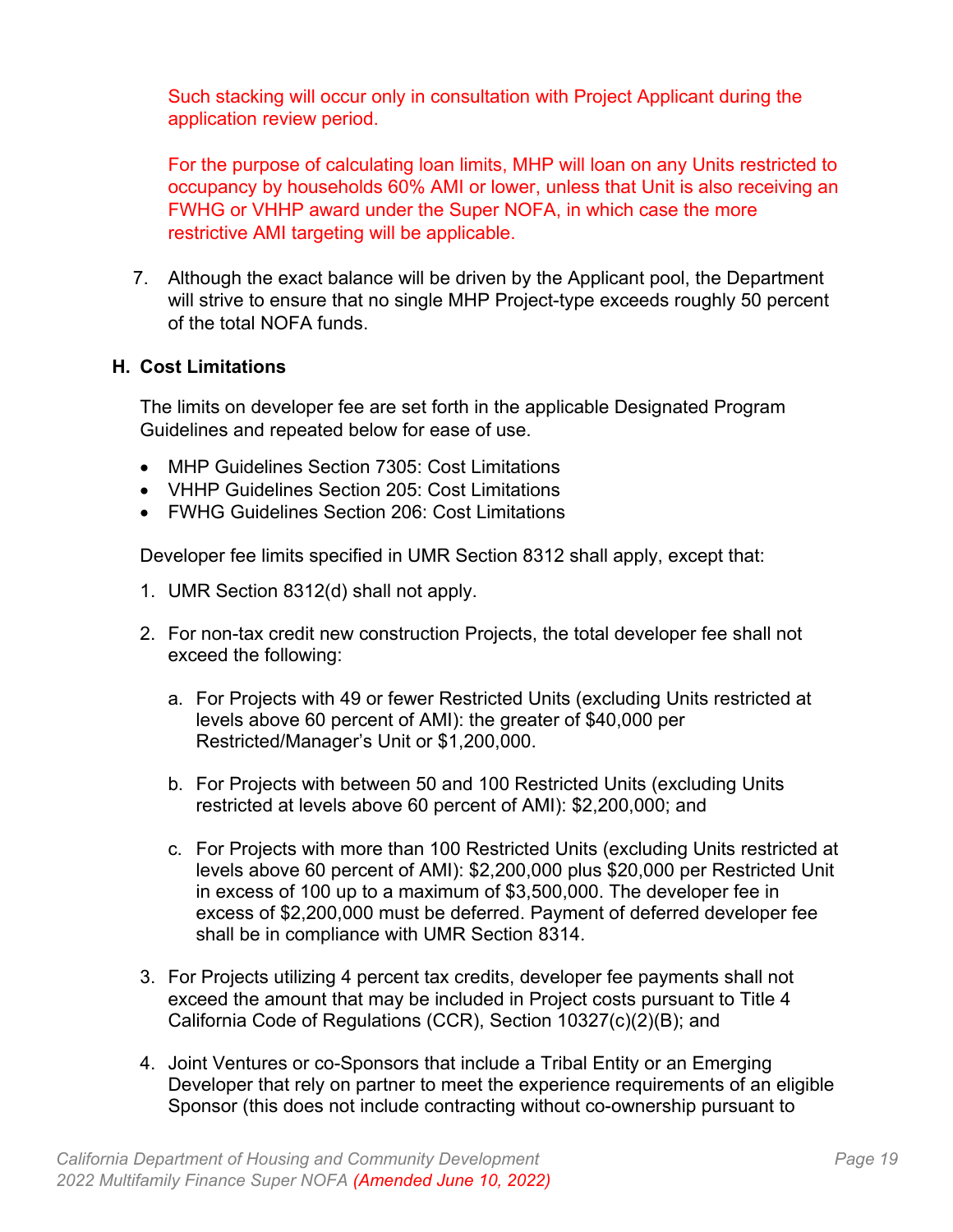Such stacking will occur only in consultation with Project Applicant during the application review period.

For the purpose of calculating loan limits, MHP will loan on any Units restricted to occupancy by households 60% AMI or lower, unless that Unit is also receiving an FWHG or VHHP award under the Super NOFA, in which case the more restrictive AMI targeting will be applicable.

7. Although the exact balance will be driven by the Applicant pool, the Department will strive to ensure that no single MHP Project-type exceeds roughly 50 percent of the total NOFA funds.

### H. Cost Limitations

The limits on developer fee are set forth in the applicable Designated Program Guidelines and repeated below for ease of use.

- MHP Guidelines Section 7305: Cost Limitations
- VHHP Guidelines Section 205: Cost Limitations
- FWHG Guidelines Section 206: Cost Limitations

Developer fee limits specified in UMR Section 8312 shall apply, except that:

1. UMR Section 8312(d) shall not apply.

2. For non-tax credit new construction Projects, the total developer fee shall not exceed the following:

   a. For Projects with 49 or fewer Restricted Units (excluding Units restricted at levels above 60 percent of AMI): the greater of $40,000 per Restricted/Manager's Unit or $1,200,000.

   b. For Projects with between 50 and 100 Restricted Units (excluding Units restricted at levels above 60 percent of AMI): $2,200,000; and

   c. For Projects with more than 100 Restricted Units (excluding Units restricted at levels above 60 percent of AMI): $2,200,000 plus $20,000 per Restricted Unit in excess of 100 up to a maximum of $3,500,000. The developer fee in excess of $2,200,000 must be deferred. Payment of deferred developer fee shall be in compliance with UMR Section 8314.

3. For Projects utilizing 4 percent tax credits, developer fee payments shall not exceed the amount that may be included in Project costs pursuant to Title 4 California Code of Regulations (CCR), Section 10327(c)(2)(B); and

4. Joint Ventures or co-Sponsors that include a Tribal Entity or an Emerging Developer that rely on partner to meet the experience requirements of an eligible Sponsor (this does not include contracting without co-ownership pursuant to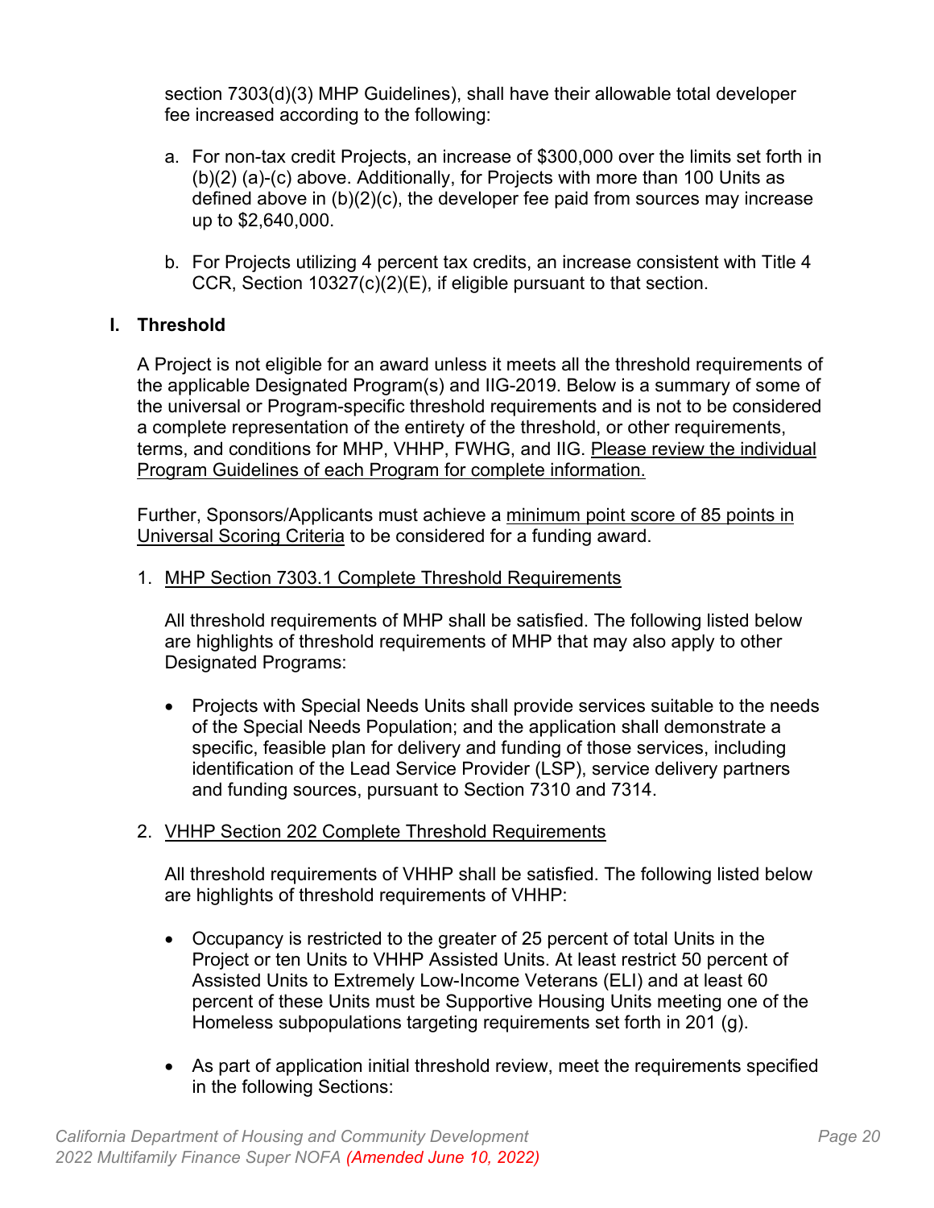section 7303(d)(3) MHP Guidelines), shall have their allowable total developer fee increased according to the following:

a. For non-tax credit Projects, an increase of $300,000 over the limits set forth in (b)(2) (a)-(c) above. Additionally, for Projects with more than 100 Units as defined above in (b)(2)(c), the developer fee paid from sources may increase up to $2,640,000.

b. For Projects utilizing 4 percent tax credits, an increase consistent with Title 4 CCR, Section 10327(c)(2)(E), if eligible pursuant to that section.

## I. Threshold

A Project is not eligible for an award unless it meets all the threshold requirements of the applicable Designated Program(s) and IIG-2019. Below is a summary of some of the universal or Program-specific threshold requirements and is not to be considered a complete representation of the entirety of the threshold, or other requirements, terms, and conditions for MHP, VHHP, FWHG, and IIG. Please review the individual Program Guidelines of each Program for complete information.

Further, Sponsors/Applicants must achieve a minimum point score of 85 points in Universal Scoring Criteria to be considered for a funding award.

1. MHP Section 7303.1 Complete Threshold Requirements

   All threshold requirements of MHP shall be satisfied. The following listed below are highlights of threshold requirements of MHP that may also apply to other Designated Programs:

   - Projects with Special Needs Units shall provide services suitable to the needs of the Special Needs Population; and the application shall demonstrate a specific, feasible plan for delivery and funding of those services, including identification of the Lead Service Provider (LSP), service delivery partners and funding sources, pursuant to Section 7310 and 7314.

2. VHHP Section 202 Complete Threshold Requirements

   All threshold requirements of VHHP shall be satisfied. The following listed below are highlights of threshold requirements of VHHP:

   - Occupancy is restricted to the greater of 25 percent of total Units in the Project or ten Units to VHHP Assisted Units. At least restrict 50 percent of Assisted Units to Extremely Low-Income Veterans (ELI) and at least 60 percent of these Units must be Supportive Housing Units meeting one of the Homeless subpopulations targeting requirements set forth in 201 (g).

   - As part of application initial threshold review, meet the requirements specified in the following Sections: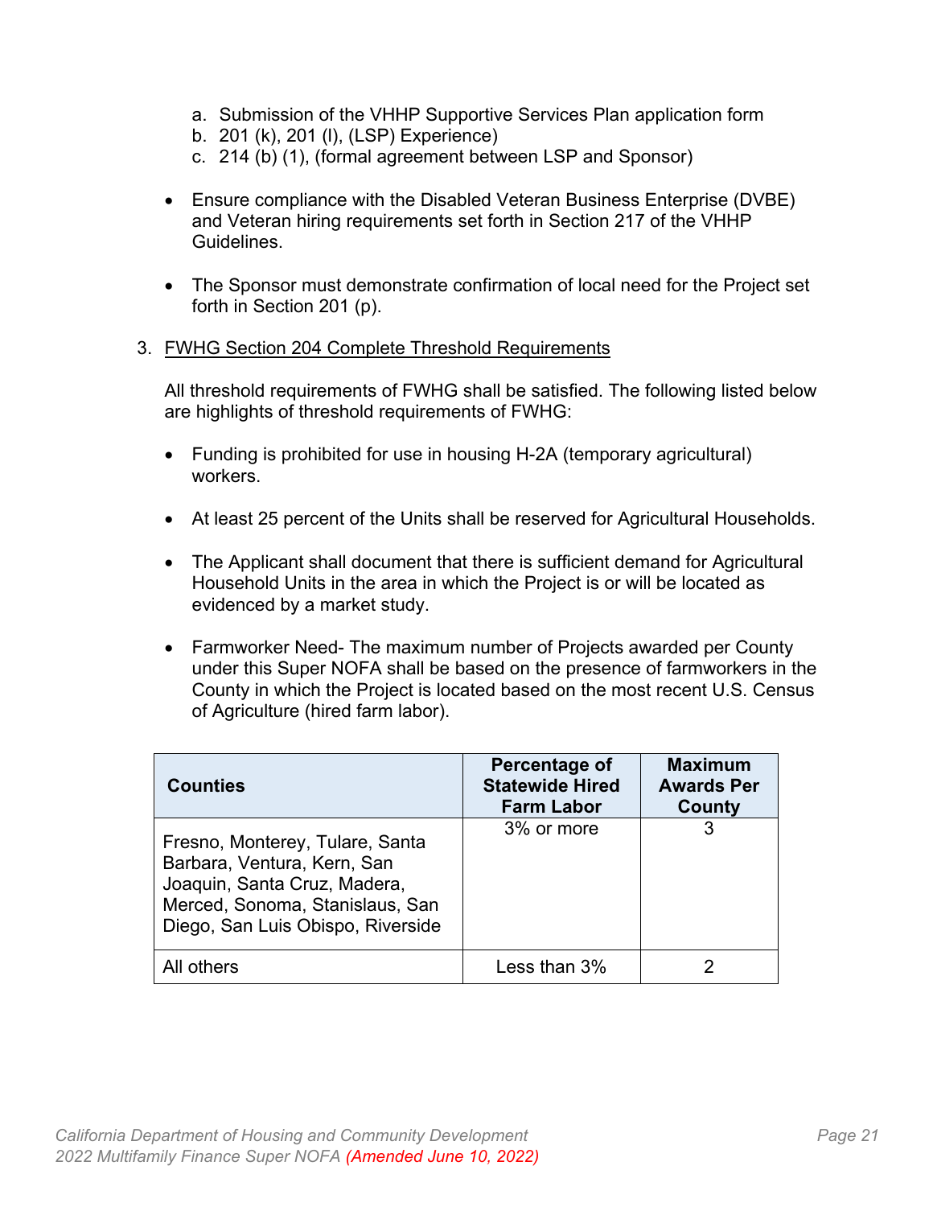a. Submission of the VHHP Supportive Services Plan application form
b. 201 (k), 201 (l), (LSP) Experience)
c. 214 (b) (1), (formal agreement between LSP and Sponsor)

- Ensure compliance with the Disabled Veteran Business Enterprise (DVBE) and Veteran hiring requirements set forth in Section 217 of the VHHP Guidelines.

- The Sponsor must demonstrate confirmation of local need for the Project set forth in Section 201 (p).

3. FWHG Section 204 Complete Threshold Requirements

All threshold requirements of FWHG shall be satisfied. The following listed below are highlights of threshold requirements of FWHG:

- Funding is prohibited for use in housing H-2A (temporary agricultural) workers.

- At least 25 percent of the Units shall be reserved for Agricultural Households.

- The Applicant shall document that there is sufficient demand for Agricultural Household Units in the area in which the Project is or will be located as evidenced by a market study.

- Farmworker Need- The maximum number of Projects awarded per County under this Super NOFA shall be based on the presence of farmworkers in the County in which the Project is located based on the most recent U.S. Census of Agriculture (hired farm labor).

| Counties | Percentage of Statewide Hired Farm Labor | Maximum Awards Per County |
|---|---|---|
| Fresno, Monterey, Tulare, Santa Barbara, Ventura, Kern, San Joaquin, Santa Cruz, Madera, Merced, Sonoma, Stanislaus, San Diego, San Luis Obispo, Riverside | 3% or more | 3 |
| All others | Less than 3% | 2 |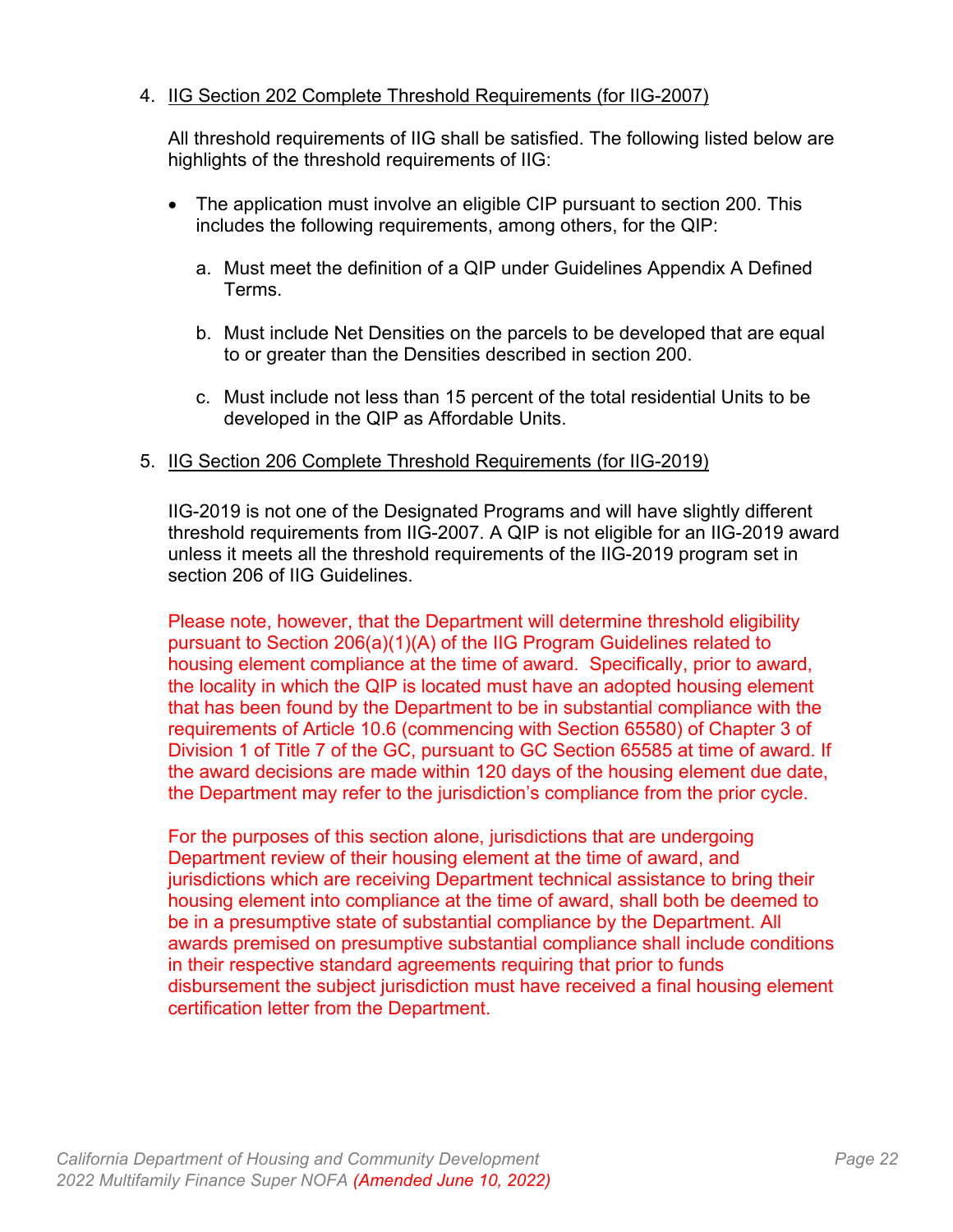4. IIG Section 202 Complete Threshold Requirements (for IIG-2007)

   All threshold requirements of IIG shall be satisfied. The following listed below are highlights of the threshold requirements of IIG:

   - The application must involve an eligible CIP pursuant to section 200. This includes the following requirements, among others, for the QIP:

     a. Must meet the definition of a QIP under Guidelines Appendix A Defined Terms.

     b. Must include Net Densities on the parcels to be developed that are equal to or greater than the Densities described in section 200.

     c. Must include not less than 15 percent of the total residential Units to be developed in the QIP as Affordable Units.

5. IIG Section 206 Complete Threshold Requirements (for IIG-2019)

   IIG-2019 is not one of the Designated Programs and will have slightly different threshold requirements from IIG-2007. A QIP is not eligible for an IIG-2019 award unless it meets all the threshold requirements of the IIG-2019 program set in section 206 of IIG Guidelines.

   Please note, however, that the Department will determine threshold eligibility pursuant to Section 206(a)(1)(A) of the IIG Program Guidelines related to housing element compliance at the time of award. Specifically, prior to award, the locality in which the QIP is located must have an adopted housing element that has been found by the Department to be in substantial compliance with the requirements of Article 10.6 (commencing with Section 65580) of Chapter 3 of Division 1 of Title 7 of the GC, pursuant to GC Section 65585 at time of award. If the award decisions are made within 120 days of the housing element due date, the Department may refer to the jurisdiction's compliance from the prior cycle.

   For the purposes of this section alone, jurisdictions that are undergoing Department review of their housing element at the time of award, and jurisdictions which are receiving Department technical assistance to bring their housing element into compliance at the time of award, shall both be deemed to be in a presumptive state of substantial compliance by the Department. All awards premised on presumptive substantial compliance shall include conditions in their respective standard agreements requiring that prior to funds disbursement the subject jurisdiction must have received a final housing element certification letter from the Department.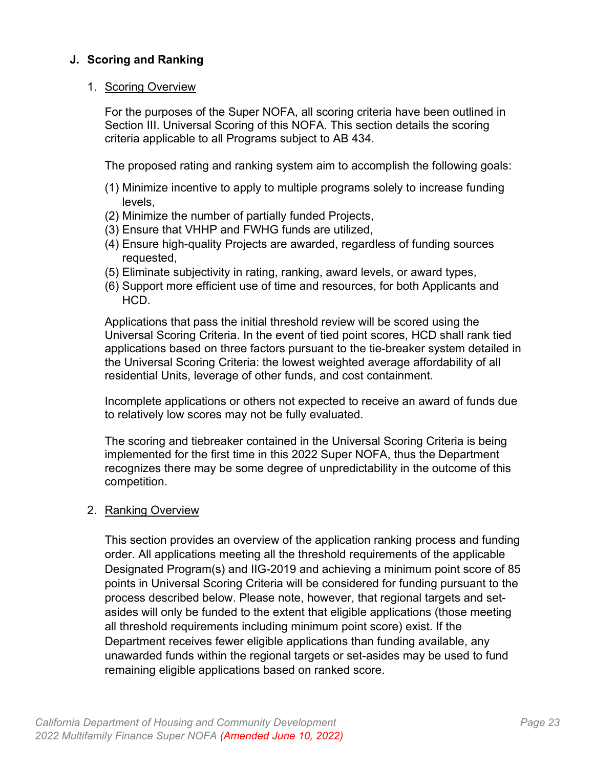### J. Scoring and Ranking

1. Scoring Overview

   For the purposes of the Super NOFA, all scoring criteria have been outlined in Section III. Universal Scoring of this NOFA. This section details the scoring criteria applicable to all Programs subject to AB 434.

   The proposed rating and ranking system aim to accomplish the following goals:

   (1) Minimize incentive to apply to multiple programs solely to increase funding levels,
   (2) Minimize the number of partially funded Projects,
   (3) Ensure that VHHP and FWHG funds are utilized,
   (4) Ensure high-quality Projects are awarded, regardless of funding sources requested,
   (5) Eliminate subjectivity in rating, ranking, award levels, or award types,
   (6) Support more efficient use of time and resources, for both Applicants and HCD.

   Applications that pass the initial threshold review will be scored using the Universal Scoring Criteria. In the event of tied point scores, HCD shall rank tied applications based on three factors pursuant to the tie-breaker system detailed in the Universal Scoring Criteria: the lowest weighted average affordability of all residential Units, leverage of other funds, and cost containment.

   Incomplete applications or others not expected to receive an award of funds due to relatively low scores may not be fully evaluated.

   The scoring and tiebreaker contained in the Universal Scoring Criteria is being implemented for the first time in this 2022 Super NOFA, thus the Department recognizes there may be some degree of unpredictability in the outcome of this competition.

2. Ranking Overview

   This section provides an overview of the application ranking process and funding order. All applications meeting all the threshold requirements of the applicable Designated Program(s) and IIG-2019 and achieving a minimum point score of 85 points in Universal Scoring Criteria will be considered for funding pursuant to the process described below. Please note, however, that regional targets and set-asides will only be funded to the extent that eligible applications (those meeting all threshold requirements including minimum point score) exist. If the Department receives fewer eligible applications than funding available, any unawarded funds within the regional targets or set-asides may be used to fund remaining eligible applications based on ranked score.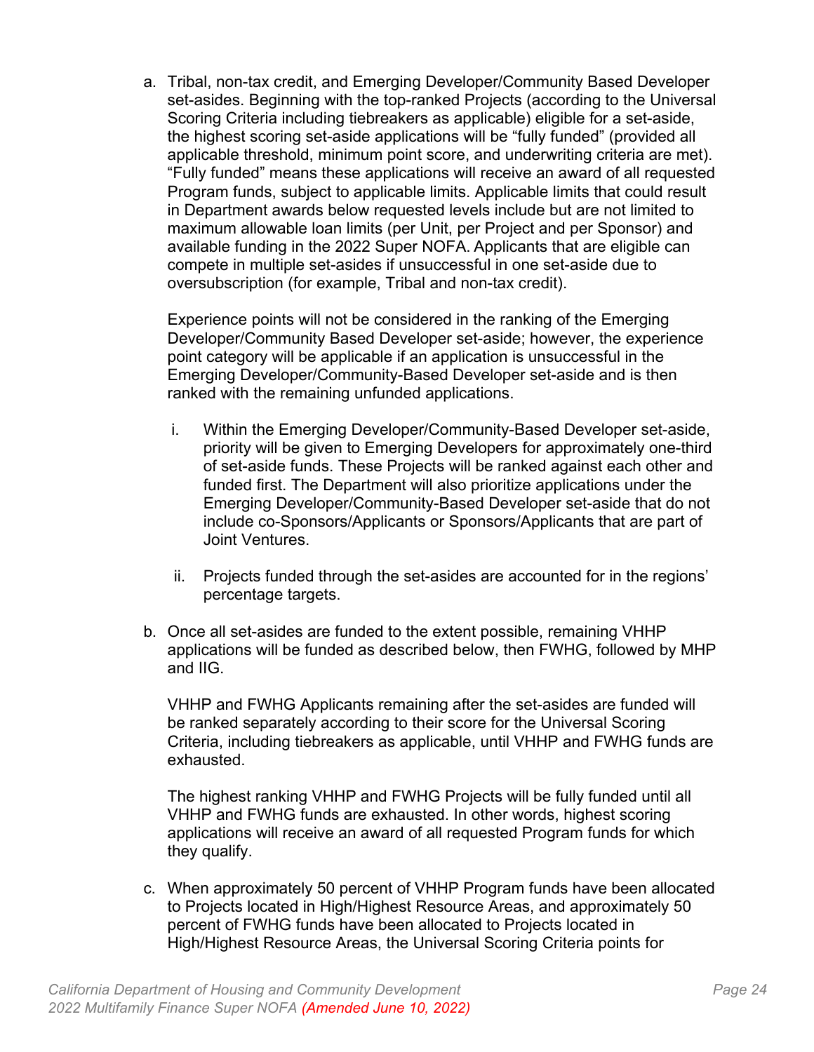a. Tribal, non-tax credit, and Emerging Developer/Community Based Developer set-asides. Beginning with the top-ranked Projects (according to the Universal Scoring Criteria including tiebreakers as applicable) eligible for a set-aside, the highest scoring set-aside applications will be "fully funded" (provided all applicable threshold, minimum point score, and underwriting criteria are met). "Fully funded" means these applications will receive an award of all requested Program funds, subject to applicable limits. Applicable limits that could result in Department awards below requested levels include but are not limited to maximum allowable loan limits (per Unit, per Project and per Sponsor) and available funding in the 2022 Super NOFA. Applicants that are eligible can compete in multiple set-asides if unsuccessful in one set-aside due to oversubscription (for example, Tribal and non-tax credit).

   Experience points will not be considered in the ranking of the Emerging Developer/Community Based Developer set-aside; however, the experience point category will be applicable if an application is unsuccessful in the Emerging Developer/Community-Based Developer set-aside and is then ranked with the remaining unfunded applications.

   i. Within the Emerging Developer/Community-Based Developer set-aside, priority will be given to Emerging Developers for approximately one-third of set-aside funds. These Projects will be ranked against each other and funded first. The Department will also prioritize applications under the Emerging Developer/Community-Based Developer set-aside that do not include co-Sponsors/Applicants or Sponsors/Applicants that are part of Joint Ventures.

   ii. Projects funded through the set-asides are accounted for in the regions' percentage targets.

b. Once all set-asides are funded to the extent possible, remaining VHHP applications will be funded as described below, then FWHG, followed by MHP and IIG.

   VHHP and FWHG Applicants remaining after the set-asides are funded will be ranked separately according to their score for the Universal Scoring Criteria, including tiebreakers as applicable, until VHHP and FWHG funds are exhausted.

   The highest ranking VHHP and FWHG Projects will be fully funded until all VHHP and FWHG funds are exhausted. In other words, highest scoring applications will receive an award of all requested Program funds for which they qualify.

c. When approximately 50 percent of VHHP Program funds have been allocated to Projects located in High/Highest Resource Areas, and approximately 50 percent of FWHG funds have been allocated to Projects located in High/Highest Resource Areas, the Universal Scoring Criteria points for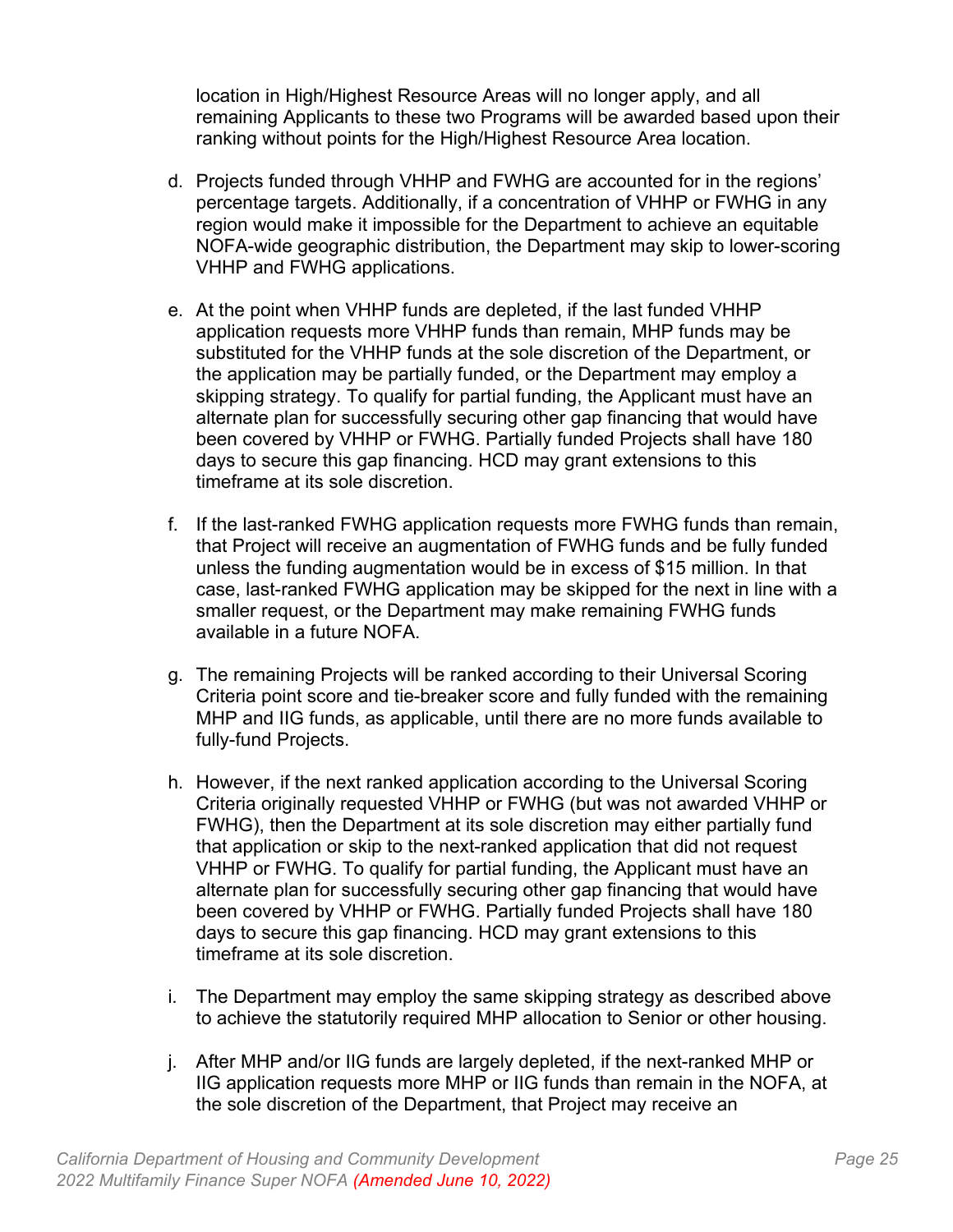location in High/Highest Resource Areas will no longer apply, and all remaining Applicants to these two Programs will be awarded based upon their ranking without points for the High/Highest Resource Area location.

d. Projects funded through VHHP and FWHG are accounted for in the regions' percentage targets. Additionally, if a concentration of VHHP or FWHG in any region would make it impossible for the Department to achieve an equitable NOFA-wide geographic distribution, the Department may skip to lower-scoring VHHP and FWHG applications.

e. At the point when VHHP funds are depleted, if the last funded VHHP application requests more VHHP funds than remain, MHP funds may be substituted for the VHHP funds at the sole discretion of the Department, or the application may be partially funded, or the Department may employ a skipping strategy. To qualify for partial funding, the Applicant must have an alternate plan for successfully securing other gap financing that would have been covered by VHHP or FWHG. Partially funded Projects shall have 180 days to secure this gap financing. HCD may grant extensions to this timeframe at its sole discretion.

f. If the last-ranked FWHG application requests more FWHG funds than remain, that Project will receive an augmentation of FWHG funds and be fully funded unless the funding augmentation would be in excess of $15 million. In that case, last-ranked FWHG application may be skipped for the next in line with a smaller request, or the Department may make remaining FWHG funds available in a future NOFA.

g. The remaining Projects will be ranked according to their Universal Scoring Criteria point score and tie-breaker score and fully funded with the remaining MHP and IIG funds, as applicable, until there are no more funds available to fully-fund Projects.

h. However, if the next ranked application according to the Universal Scoring Criteria originally requested VHHP or FWHG (but was not awarded VHHP or FWHG), then the Department at its sole discretion may either partially fund that application or skip to the next-ranked application that did not request VHHP or FWHG. To qualify for partial funding, the Applicant must have an alternate plan for successfully securing other gap financing that would have been covered by VHHP or FWHG. Partially funded Projects shall have 180 days to secure this gap financing. HCD may grant extensions to this timeframe at its sole discretion.

i. The Department may employ the same skipping strategy as described above to achieve the statutorily required MHP allocation to Senior or other housing.

j. After MHP and/or IIG funds are largely depleted, if the next-ranked MHP or IIG application requests more MHP or IIG funds than remain in the NOFA, at the sole discretion of the Department, that Project may receive an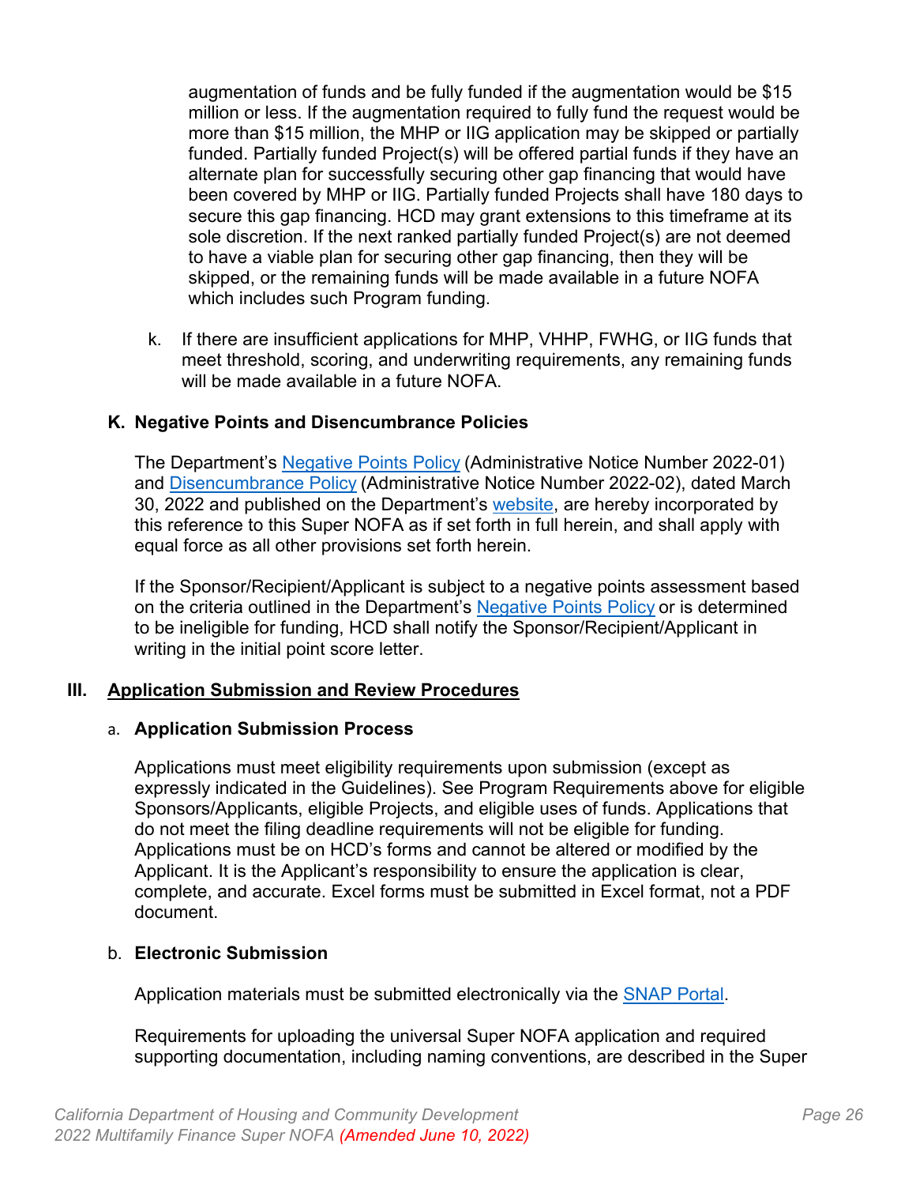augmentation of funds and be fully funded if the augmentation would be $15 million or less. If the augmentation required to fully fund the request would be more than $15 million, the MHP or IIG application may be skipped or partially funded. Partially funded Project(s) will be offered partial funds if they have an alternate plan for successfully securing other gap financing that would have been covered by MHP or IIG. Partially funded Projects shall have 180 days to secure this gap financing. HCD may grant extensions to this timeframe at its sole discretion. If the next ranked partially funded Project(s) are not deemed to have a viable plan for securing other gap financing, then they will be skipped, or the remaining funds will be made available in a future NOFA which includes such Program funding.

k. If there are insufficient applications for MHP, VHHP, FWHG, or IIG funds that meet threshold, scoring, and underwriting requirements, any remaining funds will be made available in a future NOFA.

### K. Negative Points and Disencumbrance Policies

The Department's Negative Points Policy (Administrative Notice Number 2022-01) and Disencumbrance Policy (Administrative Notice Number 2022-02), dated March 30, 2022 and published on the Department's website, are hereby incorporated by this reference to this Super NOFA as if set forth in full herein, and shall apply with equal force as all other provisions set forth herein.

If the Sponsor/Recipient/Applicant is subject to a negative points assessment based on the criteria outlined in the Department's Negative Points Policy or is determined to be ineligible for funding, HCD shall notify the Sponsor/Recipient/Applicant in writing in the initial point score letter.

## III. Application Submission and Review Procedures

### a. Application Submission Process

Applications must meet eligibility requirements upon submission (except as expressly indicated in the Guidelines). See Program Requirements above for eligible Sponsors/Applicants, eligible Projects, and eligible uses of funds. Applications that do not meet the filing deadline requirements will not be eligible for funding. Applications must be on HCD's forms and cannot be altered or modified by the Applicant. It is the Applicant's responsibility to ensure the application is clear, complete, and accurate. Excel forms must be submitted in Excel format, not a PDF document.

### b. Electronic Submission

Application materials must be submitted electronically via the SNAP Portal.

Requirements for uploading the universal Super NOFA application and required supporting documentation, including naming conventions, are described in the Super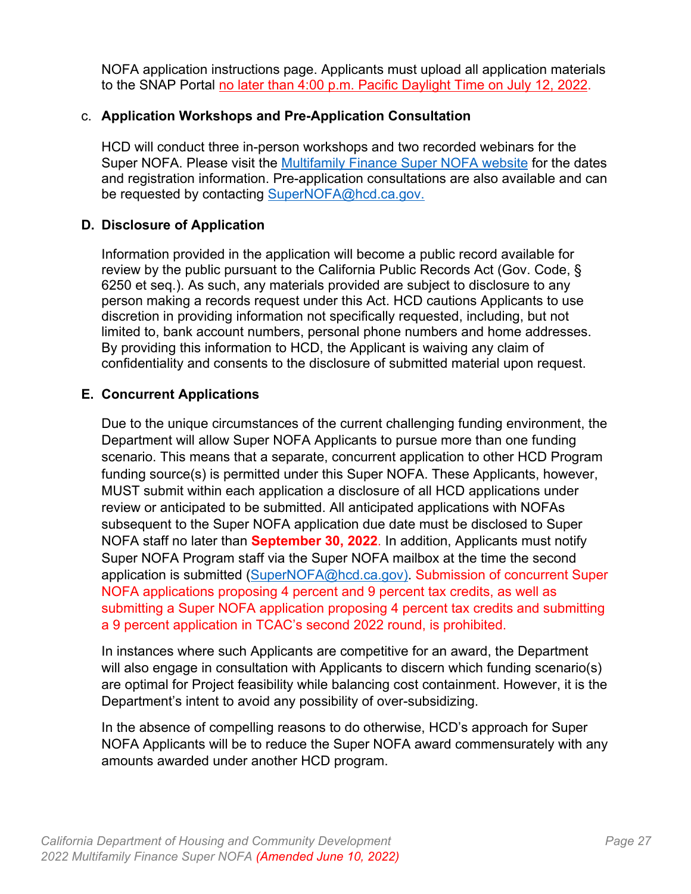NOFA application instructions page. Applicants must upload all application materials to the SNAP Portal no later than 4:00 p.m. Pacific Daylight Time on July 12, 2022.

c. **Application Workshops and Pre-Application Consultation**

HCD will conduct three in-person workshops and two recorded webinars for the Super NOFA. Please visit the [Multifamily Finance Super NOFA website]() for the dates and registration information. Pre-application consultations are also available and can be requested by contacting [SuperNOFA@hcd.ca.gov.](mailto:SuperNOFA@hcd.ca.gov)

## D. Disclosure of Application

Information provided in the application will become a public record available for review by the public pursuant to the California Public Records Act (Gov. Code, § 6250 et seq.). As such, any materials provided are subject to disclosure to any person making a records request under this Act. HCD cautions Applicants to use discretion in providing information not specifically requested, including, but not limited to, bank account numbers, personal phone numbers and home addresses. By providing this information to HCD, the Applicant is waiving any claim of confidentiality and consents to the disclosure of submitted material upon request.

## E. Concurrent Applications

Due to the unique circumstances of the current challenging funding environment, the Department will allow Super NOFA Applicants to pursue more than one funding scenario. This means that a separate, concurrent application to other HCD Program funding source(s) is permitted under this Super NOFA. These Applicants, however, MUST submit within each application a disclosure of all HCD applications under review or anticipated to be submitted. All anticipated applications with NOFAs subsequent to the Super NOFA application due date must be disclosed to Super NOFA staff no later than **September 30, 2022**. In addition, Applicants must notify Super NOFA Program staff via the Super NOFA mailbox at the time the second application is submitted ([SuperNOFA@hcd.ca.gov](mailto:SuperNOFA@hcd.ca.gov)). Submission of concurrent Super NOFA applications proposing 4 percent and 9 percent tax credits, as well as submitting a Super NOFA application proposing 4 percent tax credits and submitting a 9 percent application in TCAC's second 2022 round, is prohibited.

In instances where such Applicants are competitive for an award, the Department will also engage in consultation with Applicants to discern which funding scenario(s) are optimal for Project feasibility while balancing cost containment. However, it is the Department's intent to avoid any possibility of over-subsidizing.

In the absence of compelling reasons to do otherwise, HCD's approach for Super NOFA Applicants will be to reduce the Super NOFA award commensurately with any amounts awarded under another HCD program.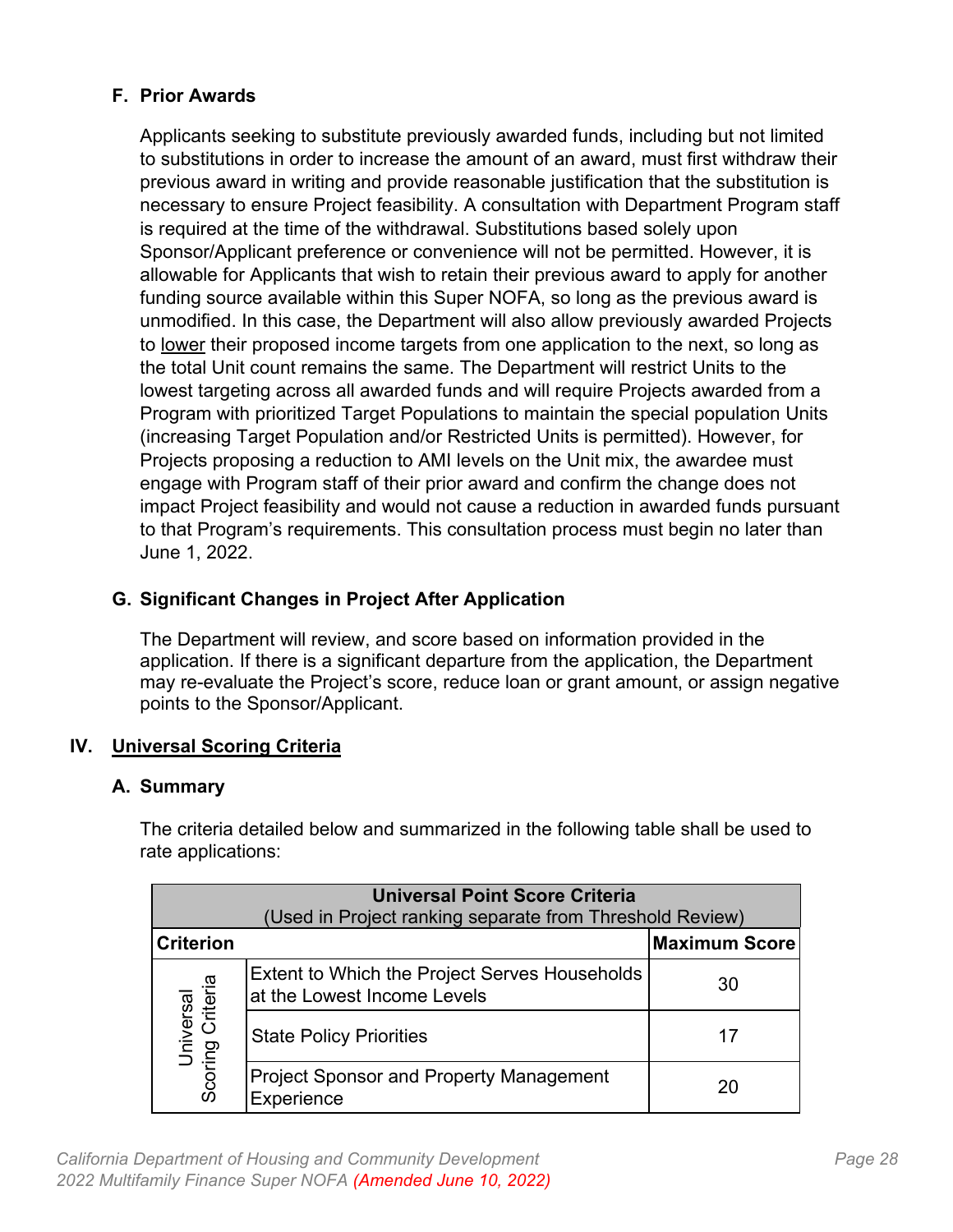### F. Prior Awards

Applicants seeking to substitute previously awarded funds, including but not limited to substitutions in order to increase the amount of an award, must first withdraw their previous award in writing and provide reasonable justification that the substitution is necessary to ensure Project feasibility. A consultation with Department Program staff is required at the time of the withdrawal. Substitutions based solely upon Sponsor/Applicant preference or convenience will not be permitted. However, it is allowable for Applicants that wish to retain their previous award to apply for another funding source available within this Super NOFA, so long as the previous award is unmodified. In this case, the Department will also allow previously awarded Projects to <u>lower</u> their proposed income targets from one application to the next, so long as the total Unit count remains the same. The Department will restrict Units to the lowest targeting across all awarded funds and will require Projects awarded from a Program with prioritized Target Populations to maintain the special population Units (increasing Target Population and/or Restricted Units is permitted). However, for Projects proposing a reduction to AMI levels on the Unit mix, the awardee must engage with Program staff of their prior award and confirm the change does not impact Project feasibility and would not cause a reduction in awarded funds pursuant to that Program's requirements. This consultation process must begin no later than June 1, 2022.

### G. Significant Changes in Project After Application

The Department will review, and score based on information provided in the application. If there is a significant departure from the application, the Department may re-evaluate the Project's score, reduce loan or grant amount, or assign negative points to the Sponsor/Applicant.

## IV. <u>Universal Scoring Criteria</u>

### A. Summary

The criteria detailed below and summarized in the following table shall be used to rate applications:

| **Universal Point Score Criteria** (Used in Project ranking separate from Threshold Review) | | |
|---|---|---|
| **Criterion** | | **Maximum Score** |
| Universal Scoring Criteria | Extent to Which the Project Serves Households at the Lowest Income Levels | 30 |
| | State Policy Priorities | 17 |
| | Project Sponsor and Property Management Experience | 20 |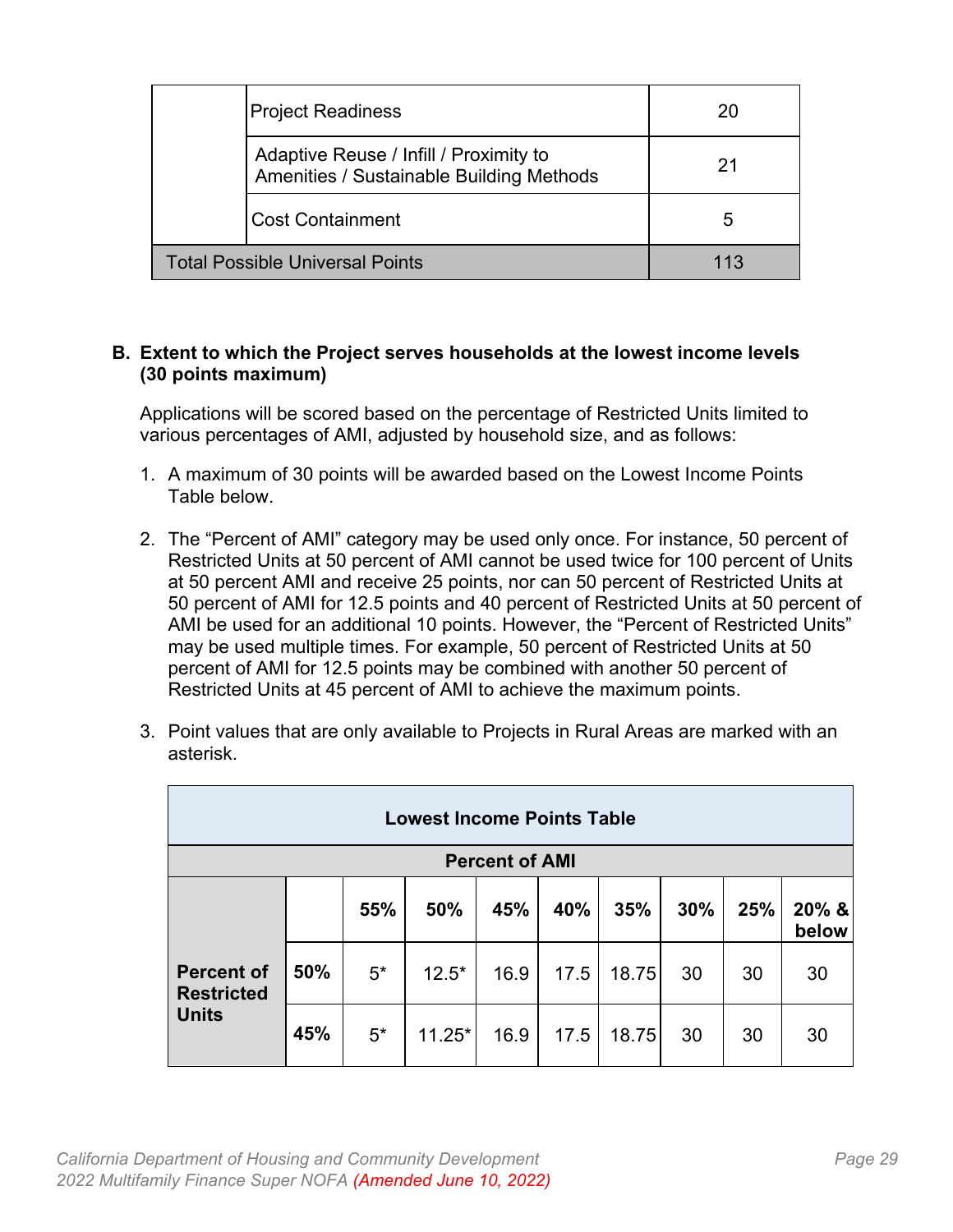| | | |
|---|---|---|
| | Project Readiness | 20 |
| | Adaptive Reuse / Infill / Proximity to Amenities / Sustainable Building Methods | 21 |
| | Cost Containment | 5 |
| Total Possible Universal Points | | 113 |

**B. Extent to which the Project serves households at the lowest income levels (30 points maximum)**

Applications will be scored based on the percentage of Restricted Units limited to various percentages of AMI, adjusted by household size, and as follows:

1. A maximum of 30 points will be awarded based on the Lowest Income Points Table below.

2. The "Percent of AMI" category may be used only once. For instance, 50 percent of Restricted Units at 50 percent of AMI cannot be used twice for 100 percent of Units at 50 percent AMI and receive 25 points, nor can 50 percent of Restricted Units at 50 percent of AMI for 12.5 points and 40 percent of Restricted Units at 50 percent of AMI be used for an additional 10 points. However, the "Percent of Restricted Units" may be used multiple times. For example, 50 percent of Restricted Units at 50 percent of AMI for 12.5 points may be combined with another 50 percent of Restricted Units at 45 percent of AMI to achieve the maximum points.

3. Point values that are only available to Projects in Rural Areas are marked with an asterisk.

| Lowest Income Points Table | | | | | | | | | |
|---|---|---|---|---|---|---|---|---|---|
| | | **Percent of AMI** | | | | | | | |
| | | **55%** | **50%** | **45%** | **40%** | **35%** | **30%** | **25%** | **20% & below** |
| **Percent of Restricted Units** | **50%** | 5* | 12.5* | 16.9 | 17.5 | 18.75 | 30 | 30 | 30 |
| | **45%** | 5* | 11.25* | 16.9 | 17.5 | 18.75 | 30 | 30 | 30 |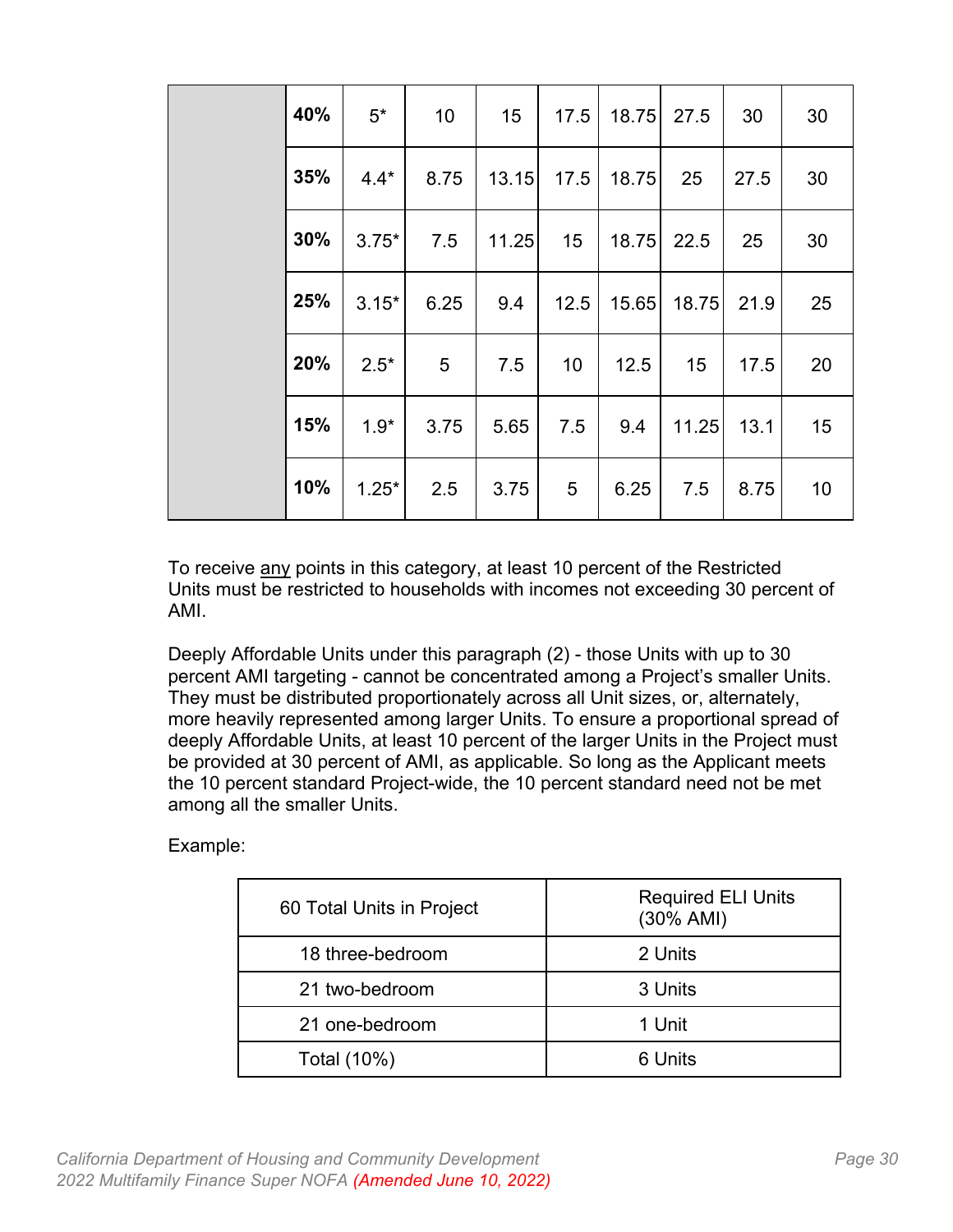|  | 40% | 5* | 10 | 15 | 17.5 | 18.75 | 27.5 | 30 | 30 |
|---|---|---|---|---|---|---|---|---|---|
|  | 35% | 4.4* | 8.75 | 13.15 | 17.5 | 18.75 | 25 | 27.5 | 30 |
|  | 30% | 3.75* | 7.5 | 11.25 | 15 | 18.75 | 22.5 | 25 | 30 |
|  | 25% | 3.15* | 6.25 | 9.4 | 12.5 | 15.65 | 18.75 | 21.9 | 25 |
|  | 20% | 2.5* | 5 | 7.5 | 10 | 12.5 | 15 | 17.5 | 20 |
|  | 15% | 1.9* | 3.75 | 5.65 | 7.5 | 9.4 | 11.25 | 13.1 | 15 |
|  | 10% | 1.25* | 2.5 | 3.75 | 5 | 6.25 | 7.5 | 8.75 | 10 |

To receive any points in this category, at least 10 percent of the Restricted Units must be restricted to households with incomes not exceeding 30 percent of AMI.

Deeply Affordable Units under this paragraph (2) - those Units with up to 30 percent AMI targeting - cannot be concentrated among a Project's smaller Units. They must be distributed proportionately across all Unit sizes, or, alternately, more heavily represented among larger Units. To ensure a proportional spread of deeply Affordable Units, at least 10 percent of the larger Units in the Project must be provided at 30 percent of AMI, as applicable. So long as the Applicant meets the 10 percent standard Project-wide, the 10 percent standard need not be met among all the smaller Units.

Example:

| 60 Total Units in Project | Required ELI Units (30% AMI) |
|---|---|
| 18 three-bedroom | 2 Units |
| 21 two-bedroom | 3 Units |
| 21 one-bedroom | 1 Unit |
| Total (10%) | 6 Units |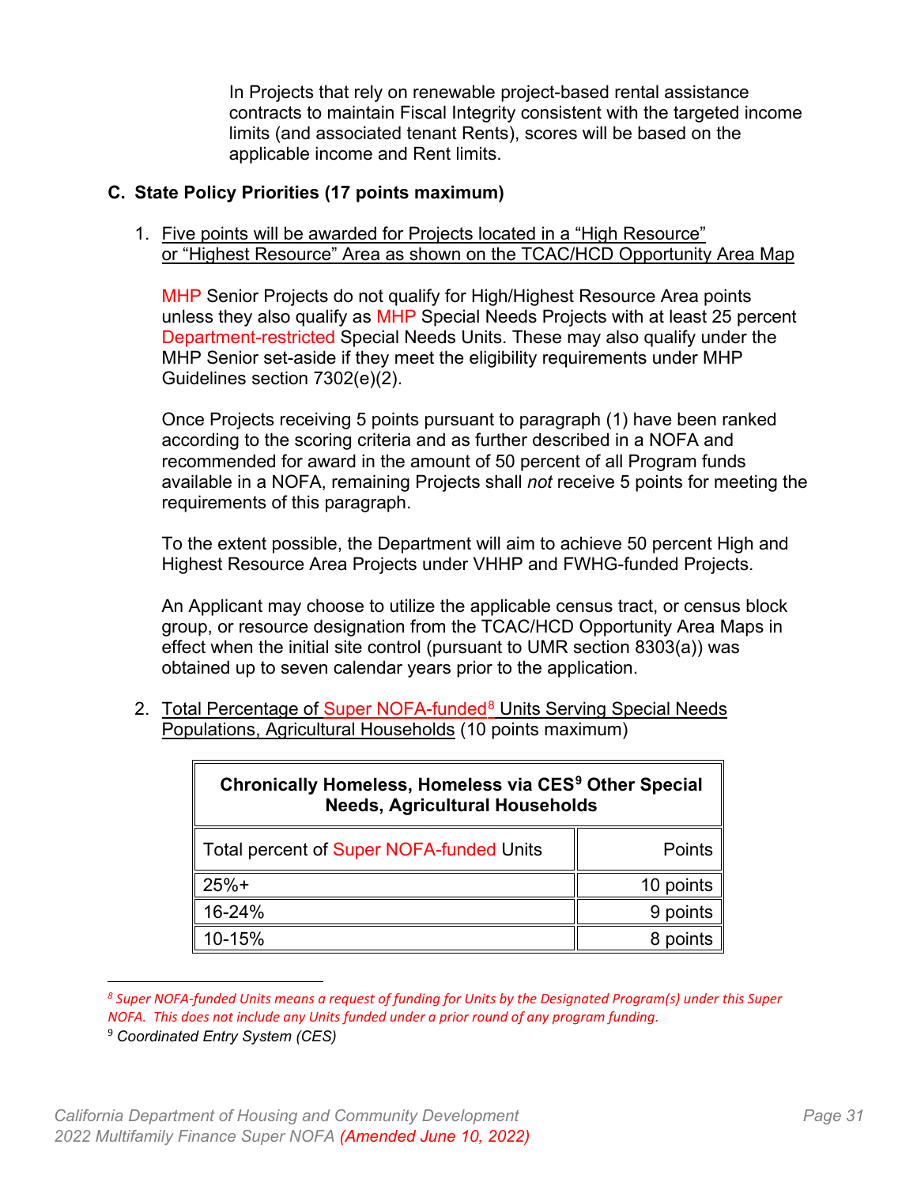In Projects that rely on renewable project-based rental assistance contracts to maintain Fiscal Integrity consistent with the targeted income limits (and associated tenant Rents), scores will be based on the applicable income and Rent limits.

### C. State Policy Priorities (17 points maximum)

1. Five points will be awarded for Projects located in a "High Resource" or "Highest Resource" Area as shown on the TCAC/HCD Opportunity Area Map

   MHP Senior Projects do not qualify for High/Highest Resource Area points unless they also qualify as MHP Special Needs Projects with at least 25 percent Department-restricted Special Needs Units. These may also qualify under the MHP Senior set-aside if they meet the eligibility requirements under MHP Guidelines section 7302(e)(2).

   Once Projects receiving 5 points pursuant to paragraph (1) have been ranked according to the scoring criteria and as further described in a NOFA and recommended for award in the amount of 50 percent of all Program funds available in a NOFA, remaining Projects shall *not* receive 5 points for meeting the requirements of this paragraph.

   To the extent possible, the Department will aim to achieve 50 percent High and Highest Resource Area Projects under VHHP and FWHG-funded Projects.

   An Applicant may choose to utilize the applicable census tract, or census block group, or resource designation from the TCAC/HCD Opportunity Area Maps in effect when the initial site control (pursuant to UMR section 8303(a)) was obtained up to seven calendar years prior to the application.

2. Total Percentage of Super NOFA-funded[8] Units Serving Special Needs Populations, Agricultural Households (10 points maximum)

| **Chronically Homeless, Homeless via CES[9] Other Special Needs, Agricultural Households** | |
|---|---|
| Total percent of Super NOFA-funded Units | Points |
| 25%+ | 10 points |
| 16-24% | 9 points |
| 10-15% | 8 points |

[8] *Super NOFA-funded Units means a request of funding for Units by the Designated Program(s) under this Super NOFA. This does not include any Units funded under a prior round of any program funding.*

[9] *Coordinated Entry System (CES)*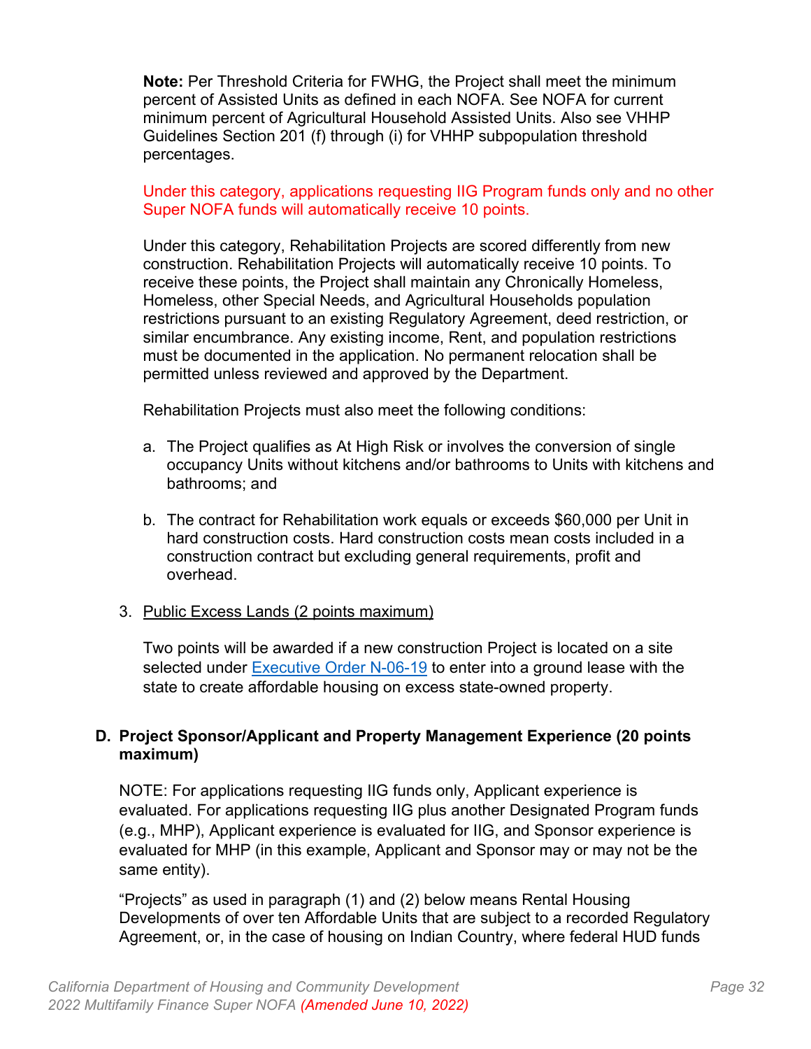**Note:** Per Threshold Criteria for FWHG, the Project shall meet the minimum percent of Assisted Units as defined in each NOFA. See NOFA for current minimum percent of Agricultural Household Assisted Units. Also see VHHP Guidelines Section 201 (f) through (i) for VHHP subpopulation threshold percentages.

Under this category, applications requesting IIG Program funds only and no other Super NOFA funds will automatically receive 10 points.

Under this category, Rehabilitation Projects are scored differently from new construction. Rehabilitation Projects will automatically receive 10 points. To receive these points, the Project shall maintain any Chronically Homeless, Homeless, other Special Needs, and Agricultural Households population restrictions pursuant to an existing Regulatory Agreement, deed restriction, or similar encumbrance. Any existing income, Rent, and population restrictions must be documented in the application. No permanent relocation shall be permitted unless reviewed and approved by the Department.

Rehabilitation Projects must also meet the following conditions:

a. The Project qualifies as At High Risk or involves the conversion of single occupancy Units without kitchens and/or bathrooms to Units with kitchens and bathrooms; and

b. The contract for Rehabilitation work equals or exceeds $60,000 per Unit in hard construction costs. Hard construction costs mean costs included in a construction contract but excluding general requirements, profit and overhead.

3. Public Excess Lands (2 points maximum)

   Two points will be awarded if a new construction Project is located on a site selected under [Executive Order N-06-19](Executive Order N-06-19) to enter into a ground lease with the state to create affordable housing on excess state-owned property.

### D. Project Sponsor/Applicant and Property Management Experience (20 points maximum)

NOTE: For applications requesting IIG funds only, Applicant experience is evaluated. For applications requesting IIG plus another Designated Program funds (e.g., MHP), Applicant experience is evaluated for IIG, and Sponsor experience is evaluated for MHP (in this example, Applicant and Sponsor may or may not be the same entity).

"Projects" as used in paragraph (1) and (2) below means Rental Housing Developments of over ten Affordable Units that are subject to a recorded Regulatory Agreement, or, in the case of housing on Indian Country, where federal HUD funds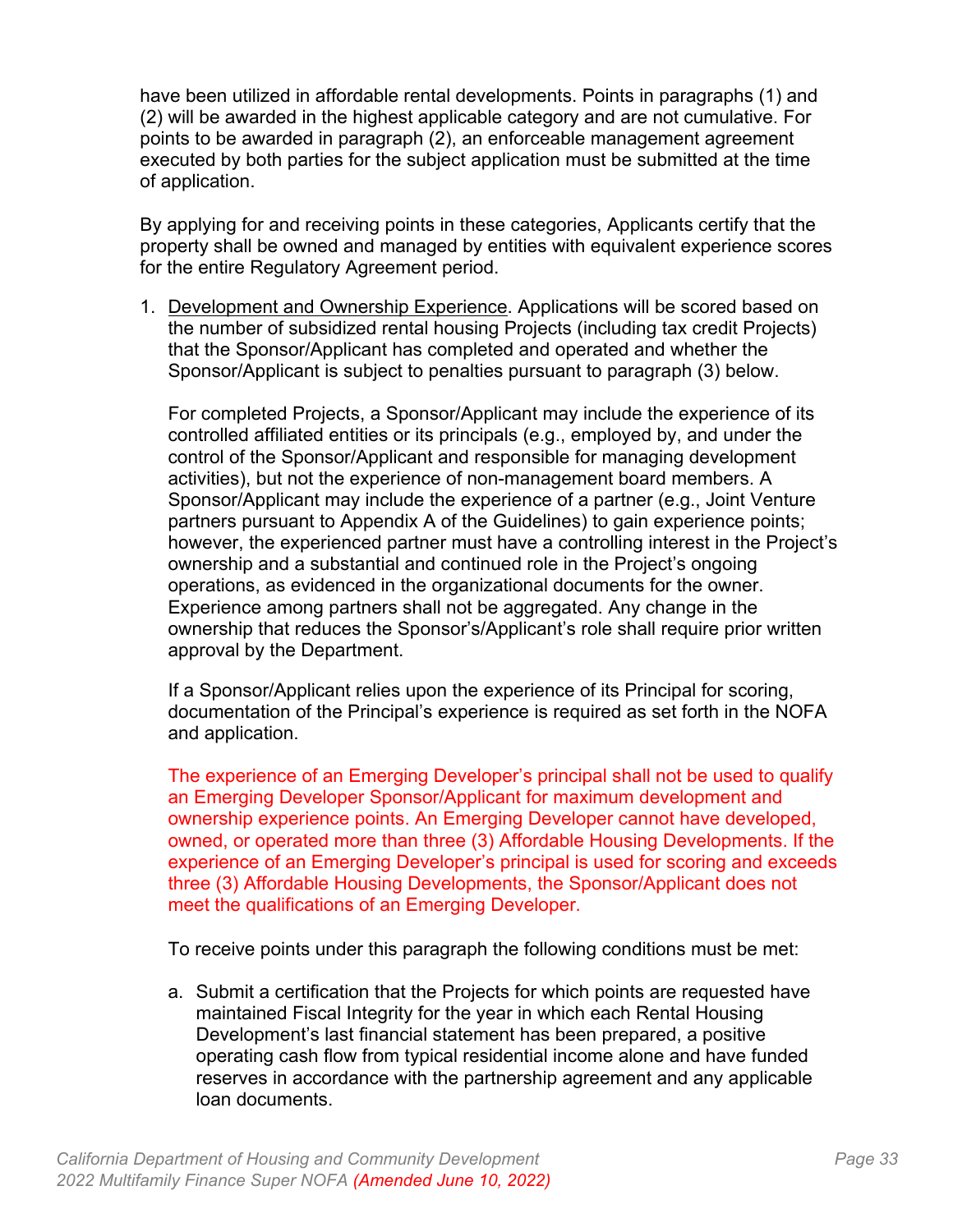have been utilized in affordable rental developments. Points in paragraphs (1) and (2) will be awarded in the highest applicable category and are not cumulative. For points to be awarded in paragraph (2), an enforceable management agreement executed by both parties for the subject application must be submitted at the time of application.

By applying for and receiving points in these categories, Applicants certify that the property shall be owned and managed by entities with equivalent experience scores for the entire Regulatory Agreement period.

1. Development and Ownership Experience. Applications will be scored based on the number of subsidized rental housing Projects (including tax credit Projects) that the Sponsor/Applicant has completed and operated and whether the Sponsor/Applicant is subject to penalties pursuant to paragraph (3) below.

   For completed Projects, a Sponsor/Applicant may include the experience of its controlled affiliated entities or its principals (e.g., employed by, and under the control of the Sponsor/Applicant and responsible for managing development activities), but not the experience of non-management board members. A Sponsor/Applicant may include the experience of a partner (e.g., Joint Venture partners pursuant to Appendix A of the Guidelines) to gain experience points; however, the experienced partner must have a controlling interest in the Project's ownership and a substantial and continued role in the Project's ongoing operations, as evidenced in the organizational documents for the owner. Experience among partners shall not be aggregated. Any change in the ownership that reduces the Sponsor's/Applicant's role shall require prior written approval by the Department.

   If a Sponsor/Applicant relies upon the experience of its Principal for scoring, documentation of the Principal's experience is required as set forth in the NOFA and application.

   The experience of an Emerging Developer's principal shall not be used to qualify an Emerging Developer Sponsor/Applicant for maximum development and ownership experience points. An Emerging Developer cannot have developed, owned, or operated more than three (3) Affordable Housing Developments. If the experience of an Emerging Developer's principal is used for scoring and exceeds three (3) Affordable Housing Developments, the Sponsor/Applicant does not meet the qualifications of an Emerging Developer.

   To receive points under this paragraph the following conditions must be met:

   a. Submit a certification that the Projects for which points are requested have maintained Fiscal Integrity for the year in which each Rental Housing Development's last financial statement has been prepared, a positive operating cash flow from typical residential income alone and have funded reserves in accordance with the partnership agreement and any applicable loan documents.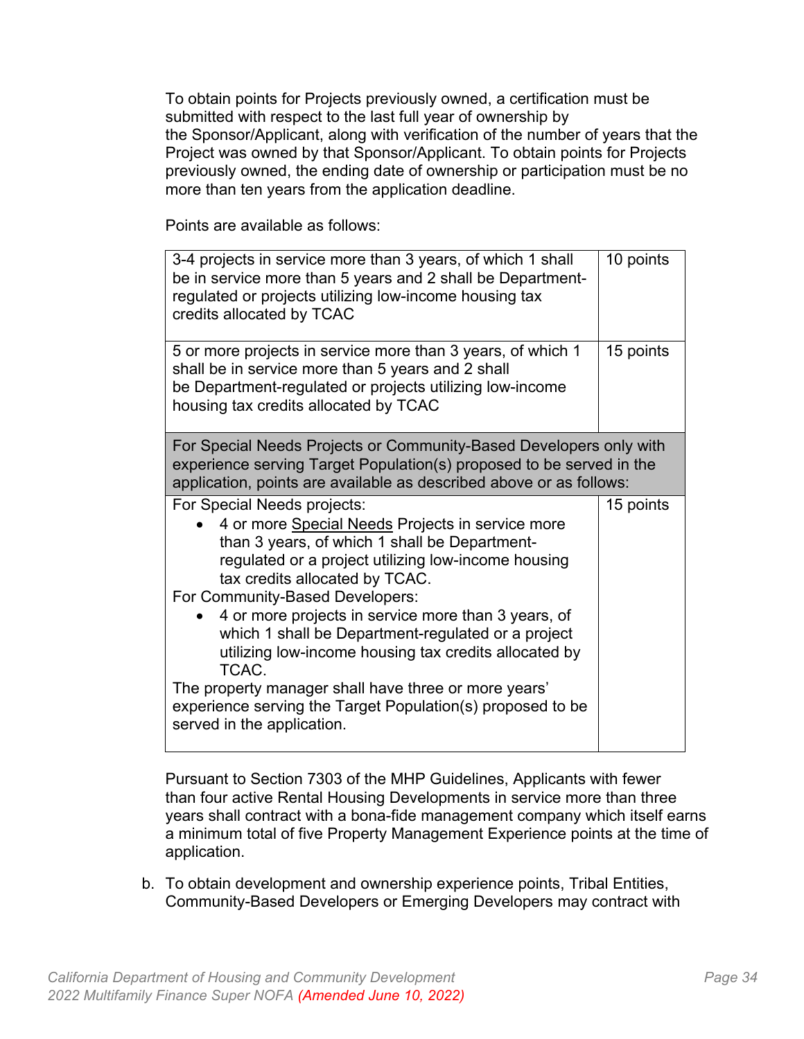To obtain points for Projects previously owned, a certification must be submitted with respect to the last full year of ownership by the Sponsor/Applicant, along with verification of the number of years that the Project was owned by that Sponsor/Applicant. To obtain points for Projects previously owned, the ending date of ownership or participation must be no more than ten years from the application deadline.

Points are available as follows:

| | |
|---|---|
| 3-4 projects in service more than 3 years, of which 1 shall be in service more than 5 years and 2 shall be Department-regulated or projects utilizing low-income housing tax credits allocated by TCAC | 10 points |
| 5 or more projects in service more than 3 years, of which 1 shall be in service more than 5 years and 2 shall be Department-regulated or projects utilizing low-income housing tax credits allocated by TCAC | 15 points |
| For Special Needs Projects or Community-Based Developers only with experience serving Target Population(s) proposed to be served in the application, points are available as described above or as follows: | |
| For Special Needs projects:<br>• 4 or more Special Needs Projects in service more than 3 years, of which 1 shall be Department-regulated or a project utilizing low-income housing tax credits allocated by TCAC.<br>For Community-Based Developers:<br>• 4 or more projects in service more than 3 years, of which 1 shall be Department-regulated or a project utilizing low-income housing tax credits allocated by TCAC.<br>The property manager shall have three or more years' experience serving the Target Population(s) proposed to be served in the application. | 15 points |

Pursuant to Section 7303 of the MHP Guidelines, Applicants with fewer than four active Rental Housing Developments in service more than three years shall contract with a bona-fide management company which itself earns a minimum total of five Property Management Experience points at the time of application.

b. To obtain development and ownership experience points, Tribal Entities, Community-Based Developers or Emerging Developers may contract with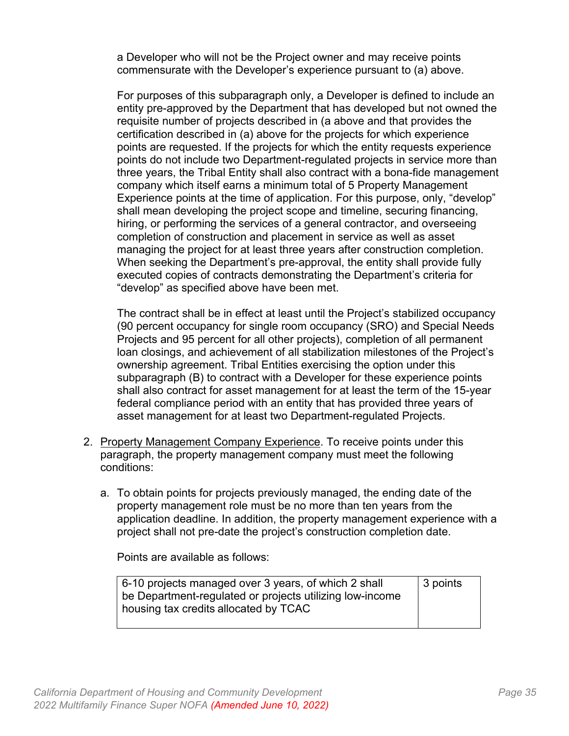a Developer who will not be the Project owner and may receive points commensurate with the Developer's experience pursuant to (a) above.

For purposes of this subparagraph only, a Developer is defined to include an entity pre-approved by the Department that has developed but not owned the requisite number of projects described in (a above and that provides the certification described in (a) above for the projects for which experience points are requested. If the projects for which the entity requests experience points do not include two Department-regulated projects in service more than three years, the Tribal Entity shall also contract with a bona-fide management company which itself earns a minimum total of 5 Property Management Experience points at the time of application. For this purpose, only, "develop" shall mean developing the project scope and timeline, securing financing, hiring, or performing the services of a general contractor, and overseeing completion of construction and placement in service as well as asset managing the project for at least three years after construction completion. When seeking the Department's pre-approval, the entity shall provide fully executed copies of contracts demonstrating the Department's criteria for "develop" as specified above have been met.

The contract shall be in effect at least until the Project's stabilized occupancy (90 percent occupancy for single room occupancy (SRO) and Special Needs Projects and 95 percent for all other projects), completion of all permanent loan closings, and achievement of all stabilization milestones of the Project's ownership agreement. Tribal Entities exercising the option under this subparagraph (B) to contract with a Developer for these experience points shall also contract for asset management for at least the term of the 15-year federal compliance period with an entity that has provided three years of asset management for at least two Department-regulated Projects.

2. <u>Property Management Company Experience</u>. To receive points under this paragraph, the property management company must meet the following conditions:

   a. To obtain points for projects previously managed, the ending date of the property management role must be no more than ten years from the application deadline. In addition, the property management experience with a project shall not pre-date the project's construction completion date.

   Points are available as follows:

| | |
|---|---|
| 6-10 projects managed over 3 years, of which 2 shall be Department-regulated or projects utilizing low-income housing tax credits allocated by TCAC | 3 points |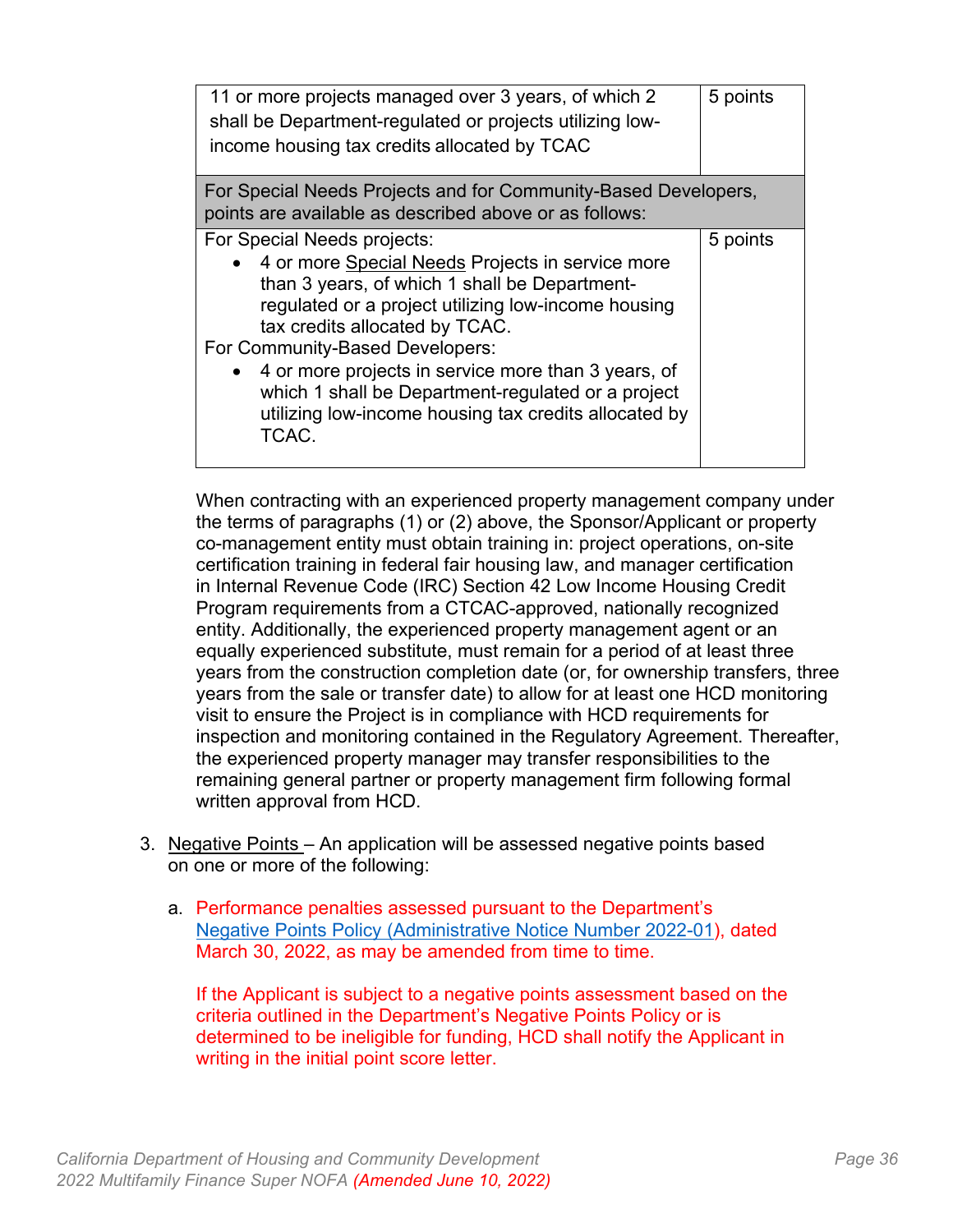| 11 or more projects managed over 3 years, of which 2 shall be Department-regulated or projects utilizing low-income housing tax credits allocated by TCAC | 5 points |
|---|---|
| For Special Needs Projects and for Community-Based Developers, points are available as described above or as follows: | |
| For Special Needs projects:<br>• 4 or more Special Needs Projects in service more than 3 years, of which 1 shall be Department-regulated or a project utilizing low-income housing tax credits allocated by TCAC.<br>For Community-Based Developers:<br>• 4 or more projects in service more than 3 years, of which 1 shall be Department-regulated or a project utilizing low-income housing tax credits allocated by TCAC. | 5 points |

When contracting with an experienced property management company under the terms of paragraphs (1) or (2) above, the Sponsor/Applicant or property co-management entity must obtain training in: project operations, on-site certification training in federal fair housing law, and manager certification in Internal Revenue Code (IRC) Section 42 Low Income Housing Credit Program requirements from a CTCAC-approved, nationally recognized entity. Additionally, the experienced property management agent or an equally experienced substitute, must remain for a period of at least three years from the construction completion date (or, for ownership transfers, three years from the sale or transfer date) to allow for at least one HCD monitoring visit to ensure the Project is in compliance with HCD requirements for inspection and monitoring contained in the Regulatory Agreement. Thereafter, the experienced property manager may transfer responsibilities to the remaining general partner or property management firm following formal written approval from HCD.

3. Negative Points – An application will be assessed negative points based on one or more of the following:

   a. Performance penalties assessed pursuant to the Department's Negative Points Policy (Administrative Notice Number 2022-01), dated March 30, 2022, as may be amended from time to time.

      If the Applicant is subject to a negative points assessment based on the criteria outlined in the Department's Negative Points Policy or is determined to be ineligible for funding, HCD shall notify the Applicant in writing in the initial point score letter.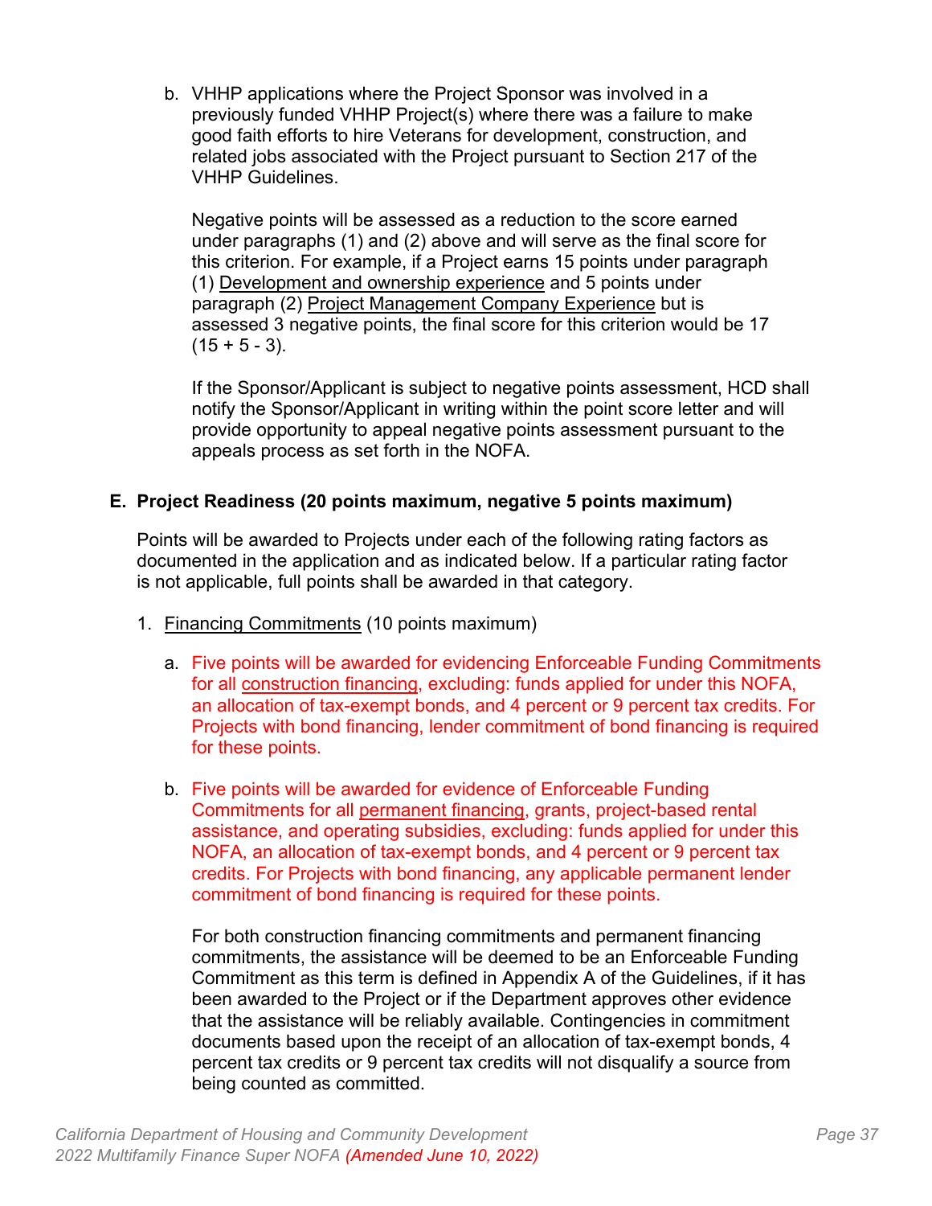b. VHHP applications where the Project Sponsor was involved in a previously funded VHHP Project(s) where there was a failure to make good faith efforts to hire Veterans for development, construction, and related jobs associated with the Project pursuant to Section 217 of the VHHP Guidelines.

   Negative points will be assessed as a reduction to the score earned under paragraphs (1) and (2) above and will serve as the final score for this criterion. For example, if a Project earns 15 points under paragraph (1) Development and ownership experience and 5 points under paragraph (2) Project Management Company Experience but is assessed 3 negative points, the final score for this criterion would be 17 (15 + 5 - 3).

   If the Sponsor/Applicant is subject to negative points assessment, HCD shall notify the Sponsor/Applicant in writing within the point score letter and will provide opportunity to appeal negative points assessment pursuant to the appeals process as set forth in the NOFA.

**E. Project Readiness (20 points maximum, negative 5 points maximum)**

Points will be awarded to Projects under each of the following rating factors as documented in the application and as indicated below. If a particular rating factor is not applicable, full points shall be awarded in that category.

1. Financing Commitments (10 points maximum)

   a. Five points will be awarded for evidencing Enforceable Funding Commitments for all construction financing, excluding: funds applied for under this NOFA, an allocation of tax-exempt bonds, and 4 percent or 9 percent tax credits. For Projects with bond financing, lender commitment of bond financing is required for these points.

   b. Five points will be awarded for evidence of Enforceable Funding Commitments for all permanent financing, grants, project-based rental assistance, and operating subsidies, excluding: funds applied for under this NOFA, an allocation of tax-exempt bonds, and 4 percent or 9 percent tax credits. For Projects with bond financing, any applicable permanent lender commitment of bond financing is required for these points.

      For both construction financing commitments and permanent financing commitments, the assistance will be deemed to be an Enforceable Funding Commitment as this term is defined in Appendix A of the Guidelines, if it has been awarded to the Project or if the Department approves other evidence that the assistance will be reliably available. Contingencies in commitment documents based upon the receipt of an allocation of tax-exempt bonds, 4 percent tax credits or 9 percent tax credits will not disqualify a source from being counted as committed.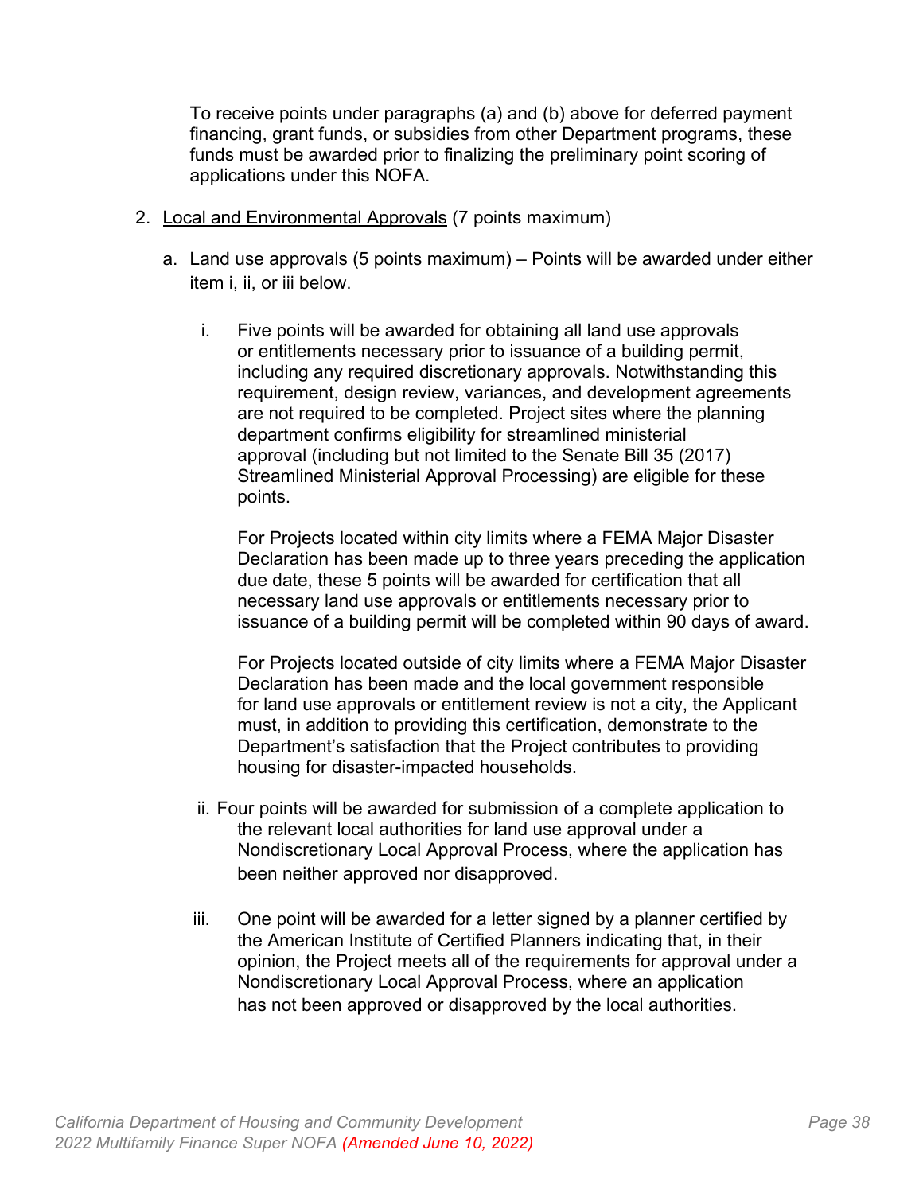To receive points under paragraphs (a) and (b) above for deferred payment financing, grant funds, or subsidies from other Department programs, these funds must be awarded prior to finalizing the preliminary point scoring of applications under this NOFA.

2. <u>Local and Environmental Approvals</u> (7 points maximum)

   a. Land use approvals (5 points maximum) – Points will be awarded under either item i, ii, or iii below.

      i. Five points will be awarded for obtaining all land use approvals or entitlements necessary prior to issuance of a building permit, including any required discretionary approvals. Notwithstanding this requirement, design review, variances, and development agreements are not required to be completed. Project sites where the planning department confirms eligibility for streamlined ministerial approval (including but not limited to the Senate Bill 35 (2017) Streamlined Ministerial Approval Processing) are eligible for these points.

         For Projects located within city limits where a FEMA Major Disaster Declaration has been made up to three years preceding the application due date, these 5 points will be awarded for certification that all necessary land use approvals or entitlements necessary prior to issuance of a building permit will be completed within 90 days of award.

         For Projects located outside of city limits where a FEMA Major Disaster Declaration has been made and the local government responsible for land use approvals or entitlement review is not a city, the Applicant must, in addition to providing this certification, demonstrate to the Department's satisfaction that the Project contributes to providing housing for disaster-impacted households.

      ii. Four points will be awarded for submission of a complete application to the relevant local authorities for land use approval under a Nondiscretionary Local Approval Process, where the application has been neither approved nor disapproved.

      iii. One point will be awarded for a letter signed by a planner certified by the American Institute of Certified Planners indicating that, in their opinion, the Project meets all of the requirements for approval under a Nondiscretionary Local Approval Process, where an application has not been approved or disapproved by the local authorities.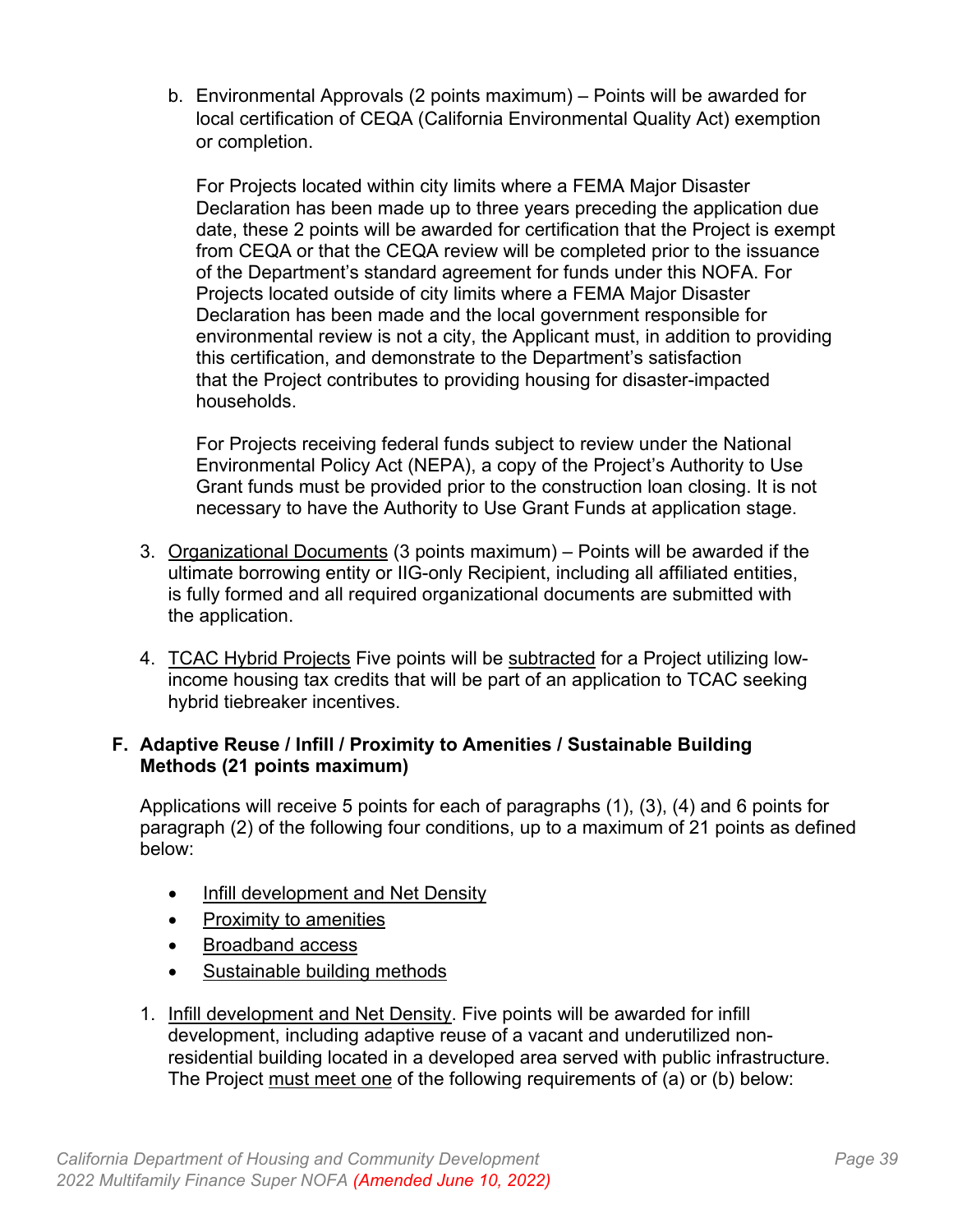b. Environmental Approvals (2 points maximum) – Points will be awarded for local certification of CEQA (California Environmental Quality Act) exemption or completion.

   For Projects located within city limits where a FEMA Major Disaster Declaration has been made up to three years preceding the application due date, these 2 points will be awarded for certification that the Project is exempt from CEQA or that the CEQA review will be completed prior to the issuance of the Department's standard agreement for funds under this NOFA. For Projects located outside of city limits where a FEMA Major Disaster Declaration has been made and the local government responsible for environmental review is not a city, the Applicant must, in addition to providing this certification, and demonstrate to the Department's satisfaction that the Project contributes to providing housing for disaster-impacted households.

   For Projects receiving federal funds subject to review under the National Environmental Policy Act (NEPA), a copy of the Project's Authority to Use Grant funds must be provided prior to the construction loan closing. It is not necessary to have the Authority to Use Grant Funds at application stage.

3. <u>Organizational Documents</u> (3 points maximum) – Points will be awarded if the ultimate borrowing entity or IIG-only Recipient, including all affiliated entities, is fully formed and all required organizational documents are submitted with the application.

4. <u>TCAC Hybrid Projects</u> Five points will be <u>subtracted</u> for a Project utilizing low-income housing tax credits that will be part of an application to TCAC seeking hybrid tiebreaker incentives.

### F. Adaptive Reuse / Infill / Proximity to Amenities / Sustainable Building Methods (21 points maximum)

Applications will receive 5 points for each of paragraphs (1), (3), (4) and 6 points for paragraph (2) of the following four conditions, up to a maximum of 21 points as defined below:

- <u>Infill development and Net Density</u>
- <u>Proximity to amenities</u>
- <u>Broadband access</u>
- <u>Sustainable building methods</u>

1. <u>Infill development and Net Density</u>. Five points will be awarded for infill development, including adaptive reuse of a vacant and underutilized non-residential building located in a developed area served with public infrastructure. The Project <u>must meet one</u> of the following requirements of (a) or (b) below: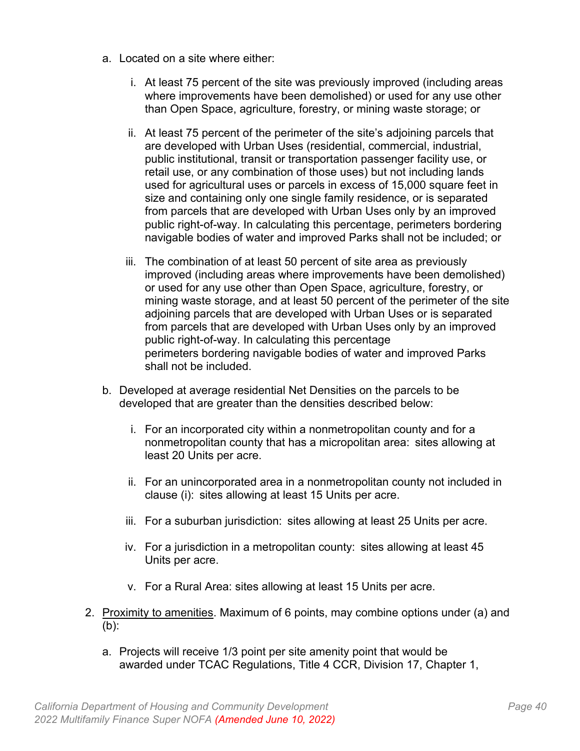a. Located on a site where either:

   i. At least 75 percent of the site was previously improved (including areas where improvements have been demolished) or used for any use other than Open Space, agriculture, forestry, or mining waste storage; or

   ii. At least 75 percent of the perimeter of the site's adjoining parcels that are developed with Urban Uses (residential, commercial, industrial, public institutional, transit or transportation passenger facility use, or retail use, or any combination of those uses) but not including lands used for agricultural uses or parcels in excess of 15,000 square feet in size and containing only one single family residence, or is separated from parcels that are developed with Urban Uses only by an improved public right-of-way. In calculating this percentage, perimeters bordering navigable bodies of water and improved Parks shall not be included; or

   iii. The combination of at least 50 percent of site area as previously improved (including areas where improvements have been demolished) or used for any use other than Open Space, agriculture, forestry, or mining waste storage, and at least 50 percent of the perimeter of the site adjoining parcels that are developed with Urban Uses or is separated from parcels that are developed with Urban Uses only by an improved public right-of-way. In calculating this percentage perimeters bordering navigable bodies of water and improved Parks shall not be included.

b. Developed at average residential Net Densities on the parcels to be developed that are greater than the densities described below:

   i. For an incorporated city within a nonmetropolitan county and for a nonmetropolitan county that has a micropolitan area: sites allowing at least 20 Units per acre.

   ii. For an unincorporated area in a nonmetropolitan county not included in clause (i): sites allowing at least 15 Units per acre.

   iii. For a suburban jurisdiction: sites allowing at least 25 Units per acre.

   iv. For a jurisdiction in a metropolitan county: sites allowing at least 45 Units per acre.

   v. For a Rural Area: sites allowing at least 15 Units per acre.

2. <u>Proximity to amenities</u>. Maximum of 6 points, may combine options under (a) and (b):

   a. Projects will receive 1/3 point per site amenity point that would be awarded under TCAC Regulations, Title 4 CCR, Division 17, Chapter 1,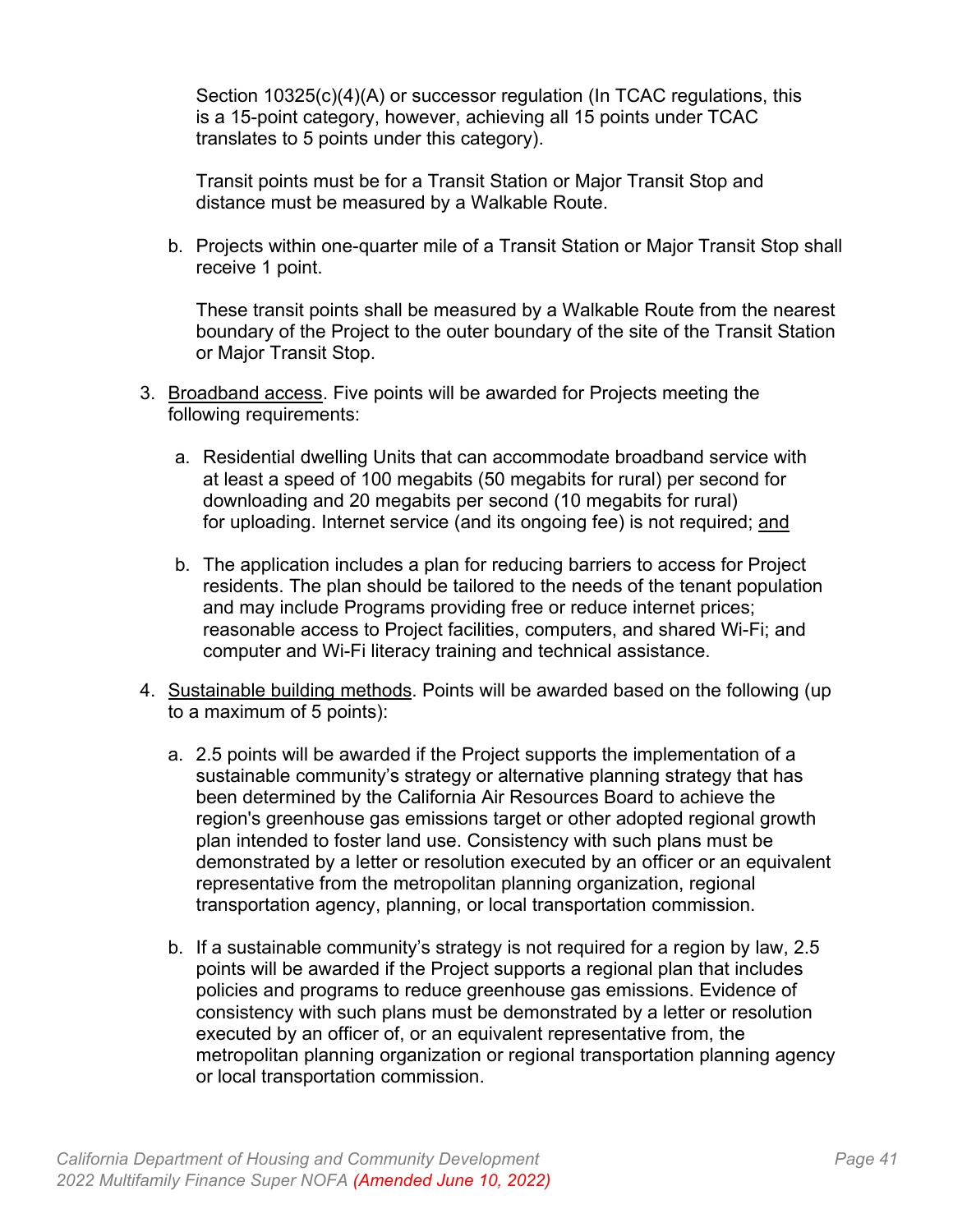Section 10325(c)(4)(A) or successor regulation (In TCAC regulations, this is a 15-point category, however, achieving all 15 points under TCAC translates to 5 points under this category).

Transit points must be for a Transit Station or Major Transit Stop and distance must be measured by a Walkable Route.

b. Projects within one-quarter mile of a Transit Station or Major Transit Stop shall receive 1 point.

   These transit points shall be measured by a Walkable Route from the nearest boundary of the Project to the outer boundary of the site of the Transit Station or Major Transit Stop.

3. Broadband access. Five points will be awarded for Projects meeting the following requirements:

   a. Residential dwelling Units that can accommodate broadband service with at least a speed of 100 megabits (50 megabits for rural) per second for downloading and 20 megabits per second (10 megabits for rural) for uploading. Internet service (and its ongoing fee) is not required; and

   b. The application includes a plan for reducing barriers to access for Project residents. The plan should be tailored to the needs of the tenant population and may include Programs providing free or reduce internet prices; reasonable access to Project facilities, computers, and shared Wi-Fi; and computer and Wi-Fi literacy training and technical assistance.

4. Sustainable building methods. Points will be awarded based on the following (up to a maximum of 5 points):

   a. 2.5 points will be awarded if the Project supports the implementation of a sustainable community's strategy or alternative planning strategy that has been determined by the California Air Resources Board to achieve the region's greenhouse gas emissions target or other adopted regional growth plan intended to foster land use. Consistency with such plans must be demonstrated by a letter or resolution executed by an officer or an equivalent representative from the metropolitan planning organization, regional transportation agency, planning, or local transportation commission.

   b. If a sustainable community's strategy is not required for a region by law, 2.5 points will be awarded if the Project supports a regional plan that includes policies and programs to reduce greenhouse gas emissions. Evidence of consistency with such plans must be demonstrated by a letter or resolution executed by an officer of, or an equivalent representative from, the metropolitan planning organization or regional transportation planning agency or local transportation commission.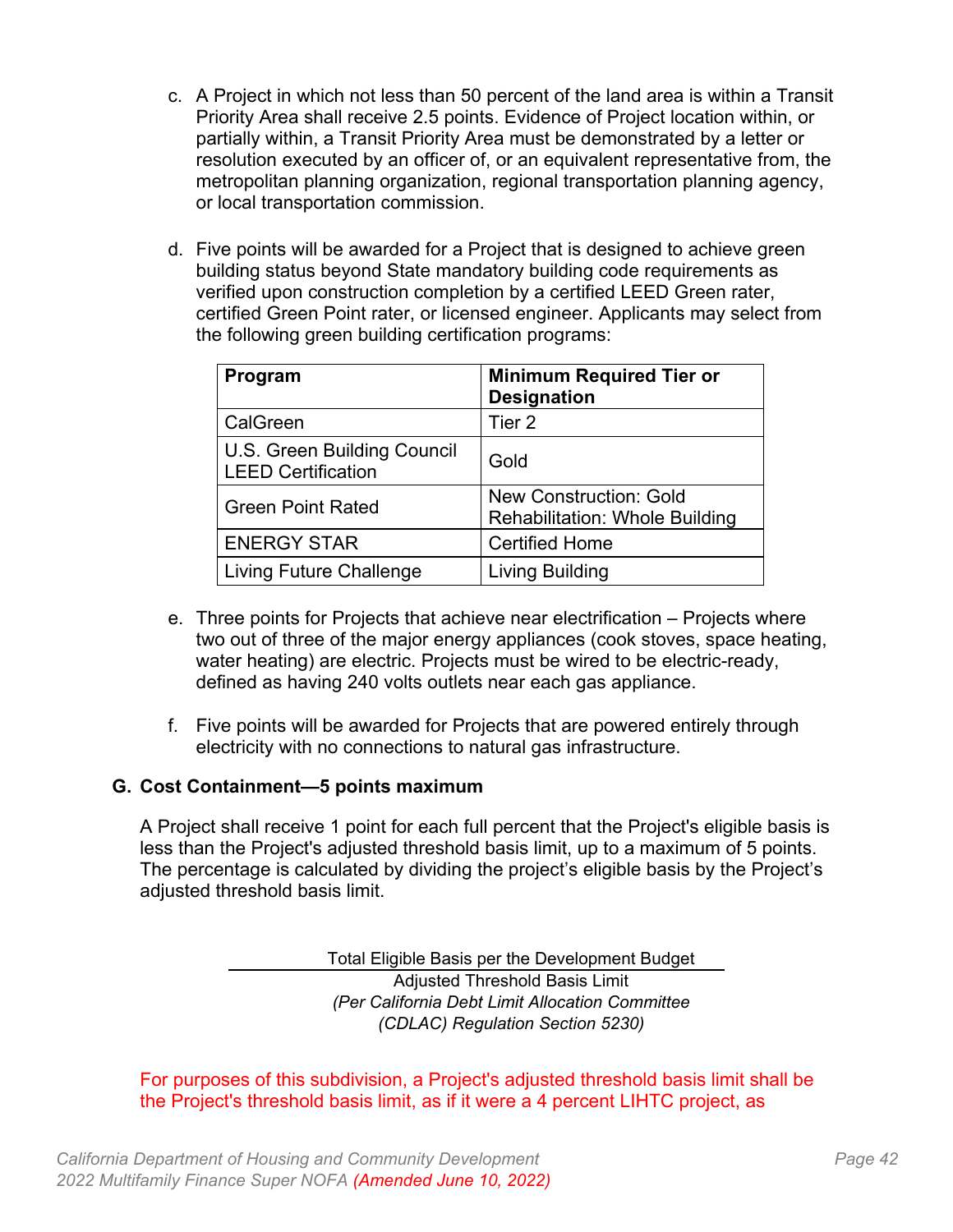c. A Project in which not less than 50 percent of the land area is within a Transit Priority Area shall receive 2.5 points. Evidence of Project location within, or partially within, a Transit Priority Area must be demonstrated by a letter or resolution executed by an officer of, or an equivalent representative from, the metropolitan planning organization, regional transportation planning agency, or local transportation commission.

d. Five points will be awarded for a Project that is designed to achieve green building status beyond State mandatory building code requirements as verified upon construction completion by a certified LEED Green rater, certified Green Point rater, or licensed engineer. Applicants may select from the following green building certification programs:

| Program | Minimum Required Tier or Designation |
|---|---|
| CalGreen | Tier 2 |
| U.S. Green Building Council LEED Certification | Gold |
| Green Point Rated | New Construction: Gold<br>Rehabilitation: Whole Building |
| ENERGY STAR | Certified Home |
| Living Future Challenge | Living Building |

e. Three points for Projects that achieve near electrification – Projects where two out of three of the major energy appliances (cook stoves, space heating, water heating) are electric. Projects must be wired to be electric-ready, defined as having 240 volts outlets near each gas appliance.

f. Five points will be awarded for Projects that are powered entirely through electricity with no connections to natural gas infrastructure.

## G. Cost Containment—5 points maximum

A Project shall receive 1 point for each full percent that the Project's eligible basis is less than the Project's adjusted threshold basis limit, up to a maximum of 5 points. The percentage is calculated by dividing the project's eligible basis by the Project's adjusted threshold basis limit.

$$\frac{\text{Total Eligible Basis per the Development Budget}}{\text{Adjusted Threshold Basis Limit}}$$

*(Per California Debt Limit Allocation Committee (CDLAC) Regulation Section 5230)*

For purposes of this subdivision, a Project's adjusted threshold basis limit shall be the Project's threshold basis limit, as if it were a 4 percent LIHTC project, as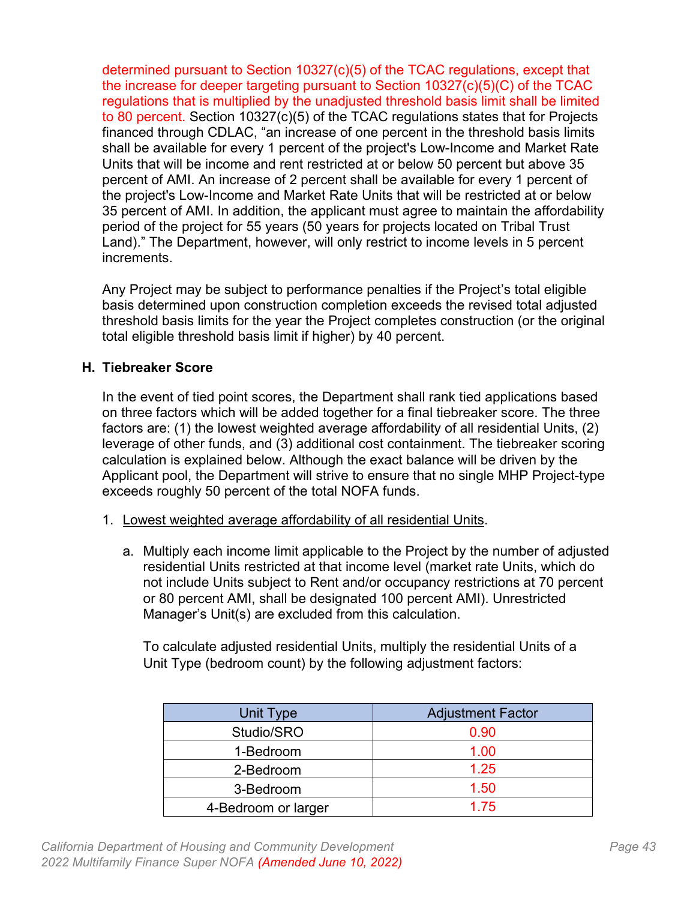determined pursuant to Section 10327(c)(5) of the TCAC regulations, except that the increase for deeper targeting pursuant to Section 10327(c)(5)(C) of the TCAC regulations that is multiplied by the unadjusted threshold basis limit shall be limited to 80 percent. Section 10327(c)(5) of the TCAC regulations states that for Projects financed through CDLAC, "an increase of one percent in the threshold basis limits shall be available for every 1 percent of the project's Low-Income and Market Rate Units that will be income and rent restricted at or below 50 percent but above 35 percent of AMI. An increase of 2 percent shall be available for every 1 percent of the project's Low-Income and Market Rate Units that will be restricted at or below 35 percent of AMI. In addition, the applicant must agree to maintain the affordability period of the project for 55 years (50 years for projects located on Tribal Trust Land)." The Department, however, will only restrict to income levels in 5 percent increments.

Any Project may be subject to performance penalties if the Project's total eligible basis determined upon construction completion exceeds the revised total adjusted threshold basis limits for the year the Project completes construction (or the original total eligible threshold basis limit if higher) by 40 percent.

### H. Tiebreaker Score

In the event of tied point scores, the Department shall rank tied applications based on three factors which will be added together for a final tiebreaker score. The three factors are: (1) the lowest weighted average affordability of all residential Units, (2) leverage of other funds, and (3) additional cost containment. The tiebreaker scoring calculation is explained below. Although the exact balance will be driven by the Applicant pool, the Department will strive to ensure that no single MHP Project-type exceeds roughly 50 percent of the total NOFA funds.

1. Lowest weighted average affordability of all residential Units.

   a. Multiply each income limit applicable to the Project by the number of adjusted residential Units restricted at that income level (market rate Units, which do not include Units subject to Rent and/or occupancy restrictions at 70 percent or 80 percent AMI, shall be designated 100 percent AMI). Unrestricted Manager's Unit(s) are excluded from this calculation.

      To calculate adjusted residential Units, multiply the residential Units of a Unit Type (bedroom count) by the following adjustment factors:

| Unit Type | Adjustment Factor |
|---|---|
| Studio/SRO | 0.90 |
| 1-Bedroom | 1.00 |
| 2-Bedroom | 1.25 |
| 3-Bedroom | 1.50 |
| 4-Bedroom or larger | 1.75 |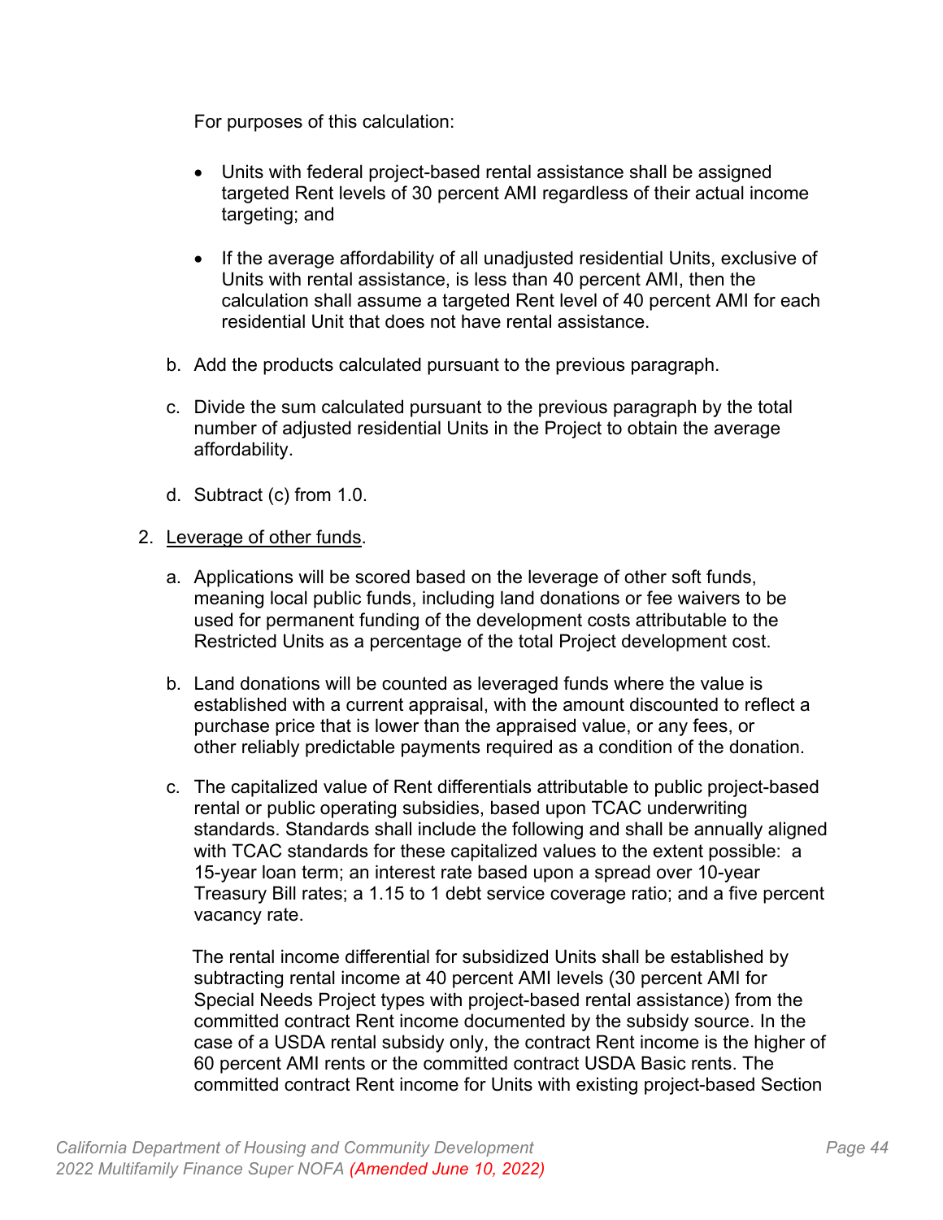For purposes of this calculation:

- Units with federal project-based rental assistance shall be assigned targeted Rent levels of 30 percent AMI regardless of their actual income targeting; and
- If the average affordability of all unadjusted residential Units, exclusive of Units with rental assistance, is less than 40 percent AMI, then the calculation shall assume a targeted Rent level of 40 percent AMI for each residential Unit that does not have rental assistance.

b. Add the products calculated pursuant to the previous paragraph.

c. Divide the sum calculated pursuant to the previous paragraph by the total number of adjusted residential Units in the Project to obtain the average affordability.

d. Subtract (c) from 1.0.

2. Leverage of other funds.

   a. Applications will be scored based on the leverage of other soft funds, meaning local public funds, including land donations or fee waivers to be used for permanent funding of the development costs attributable to the Restricted Units as a percentage of the total Project development cost.

   b. Land donations will be counted as leveraged funds where the value is established with a current appraisal, with the amount discounted to reflect a purchase price that is lower than the appraised value, or any fees, or other reliably predictable payments required as a condition of the donation.

   c. The capitalized value of Rent differentials attributable to public project-based rental or public operating subsidies, based upon TCAC underwriting standards. Standards shall include the following and shall be annually aligned with TCAC standards for these capitalized values to the extent possible: a 15-year loan term; an interest rate based upon a spread over 10-year Treasury Bill rates; a 1.15 to 1 debt service coverage ratio; and a five percent vacancy rate.

      The rental income differential for subsidized Units shall be established by subtracting rental income at 40 percent AMI levels (30 percent AMI for Special Needs Project types with project-based rental assistance) from the committed contract Rent income documented by the subsidy source. In the case of a USDA rental subsidy only, the contract Rent income is the higher of 60 percent AMI rents or the committed contract USDA Basic rents. The committed contract Rent income for Units with existing project-based Section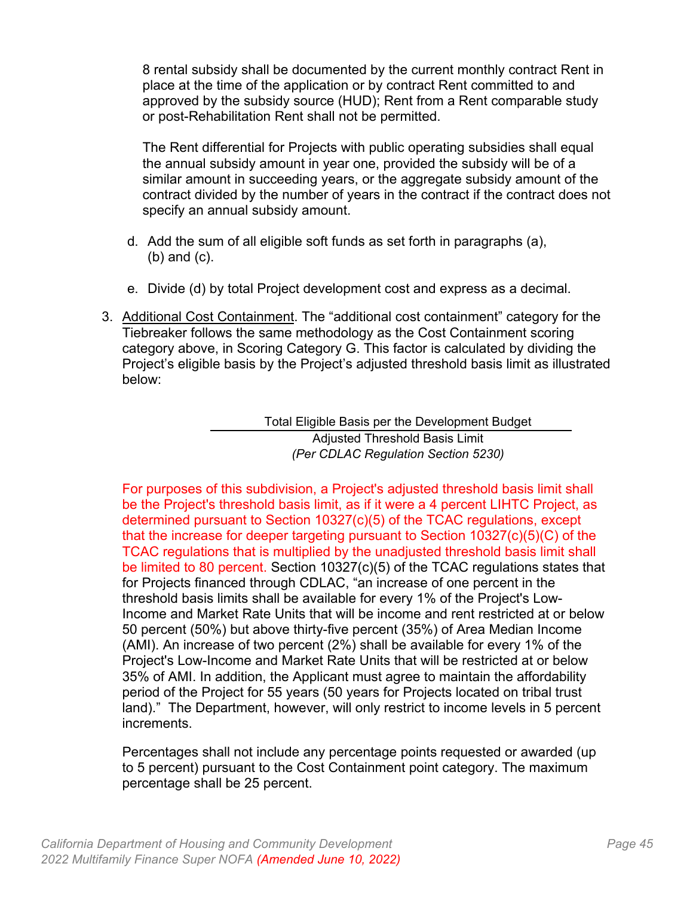8 rental subsidy shall be documented by the current monthly contract Rent in place at the time of the application or by contract Rent committed to and approved by the subsidy source (HUD); Rent from a Rent comparable study or post-Rehabilitation Rent shall not be permitted.

The Rent differential for Projects with public operating subsidies shall equal the annual subsidy amount in year one, provided the subsidy will be of a similar amount in succeeding years, or the aggregate subsidy amount of the contract divided by the number of years in the contract if the contract does not specify an annual subsidy amount.

d. Add the sum of all eligible soft funds as set forth in paragraphs (a), (b) and (c).

e. Divide (d) by total Project development cost and express as a decimal.

3. Additional Cost Containment. The "additional cost containment" category for the Tiebreaker follows the same methodology as the Cost Containment scoring category above, in Scoring Category G. This factor is calculated by dividing the Project's eligible basis by the Project's adjusted threshold basis limit as illustrated below:

$$\frac{\text{Total Eligible Basis per the Development Budget}}{\text{Adjusted Threshold Basis Limit}}$$

*(Per CDLAC Regulation Section 5230)*

For purposes of this subdivision, a Project's adjusted threshold basis limit shall be the Project's threshold basis limit, as if it were a 4 percent LIHTC Project, as determined pursuant to Section 10327(c)(5) of the TCAC regulations, except that the increase for deeper targeting pursuant to Section 10327(c)(5)(C) of the TCAC regulations that is multiplied by the unadjusted threshold basis limit shall be limited to 80 percent. Section 10327(c)(5) of the TCAC regulations states that for Projects financed through CDLAC, "an increase of one percent in the threshold basis limits shall be available for every 1% of the Project's Low-Income and Market Rate Units that will be income and rent restricted at or below 50 percent (50%) but above thirty-five percent (35%) of Area Median Income (AMI). An increase of two percent (2%) shall be available for every 1% of the Project's Low-Income and Market Rate Units that will be restricted at or below 35% of AMI. In addition, the Applicant must agree to maintain the affordability period of the Project for 55 years (50 years for Projects located on tribal trust land)." The Department, however, will only restrict to income levels in 5 percent increments.

Percentages shall not include any percentage points requested or awarded (up to 5 percent) pursuant to the Cost Containment point category. The maximum percentage shall be 25 percent.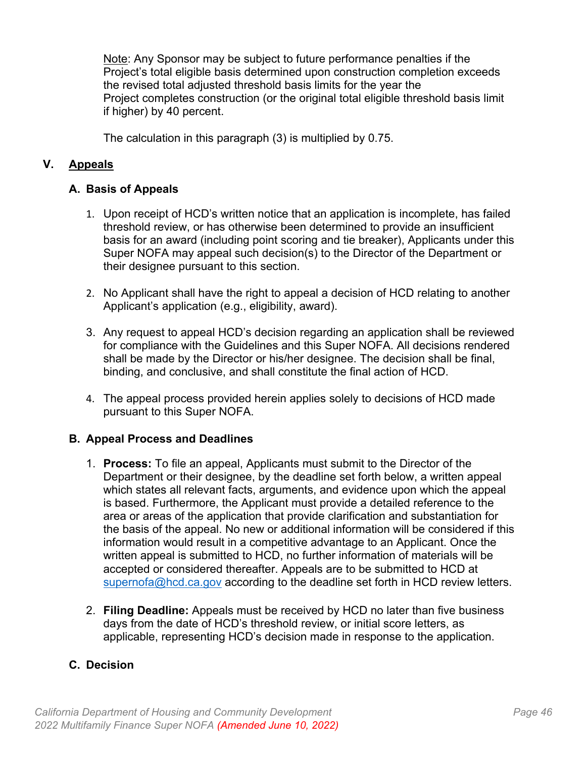Note: Any Sponsor may be subject to future performance penalties if the Project's total eligible basis determined upon construction completion exceeds the revised total adjusted threshold basis limits for the year the Project completes construction (or the original total eligible threshold basis limit if higher) by 40 percent.

The calculation in this paragraph (3) is multiplied by 0.75.

## V. Appeals

### A. Basis of Appeals

1. Upon receipt of HCD's written notice that an application is incomplete, has failed threshold review, or has otherwise been determined to provide an insufficient basis for an award (including point scoring and tie breaker), Applicants under this Super NOFA may appeal such decision(s) to the Director of the Department or their designee pursuant to this section.

2. No Applicant shall have the right to appeal a decision of HCD relating to another Applicant's application (e.g., eligibility, award).

3. Any request to appeal HCD's decision regarding an application shall be reviewed for compliance with the Guidelines and this Super NOFA. All decisions rendered shall be made by the Director or his/her designee. The decision shall be final, binding, and conclusive, and shall constitute the final action of HCD.

4. The appeal process provided herein applies solely to decisions of HCD made pursuant to this Super NOFA.

### B. Appeal Process and Deadlines

1. **Process:** To file an appeal, Applicants must submit to the Director of the Department or their designee, by the deadline set forth below, a written appeal which states all relevant facts, arguments, and evidence upon which the appeal is based. Furthermore, the Applicant must provide a detailed reference to the area or areas of the application that provide clarification and substantiation for the basis of the appeal. No new or additional information will be considered if this information would result in a competitive advantage to an Applicant. Once the written appeal is submitted to HCD, no further information of materials will be accepted or considered thereafter. Appeals are to be submitted to HCD at supernofa@hcd.ca.gov according to the deadline set forth in HCD review letters.

2. **Filing Deadline:** Appeals must be received by HCD no later than five business days from the date of HCD's threshold review, or initial score letters, as applicable, representing HCD's decision made in response to the application.

### C. Decision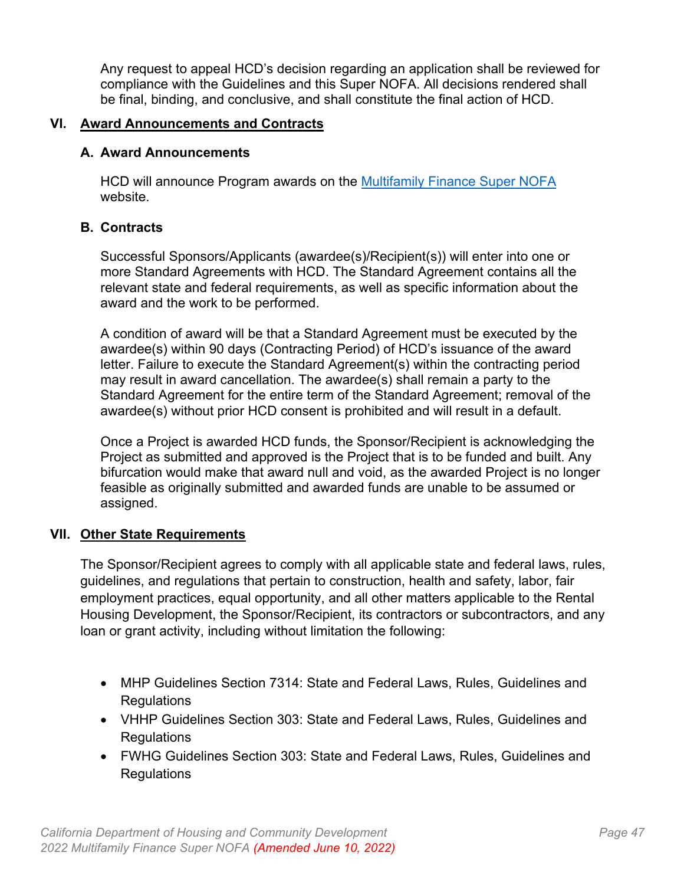Any request to appeal HCD's decision regarding an application shall be reviewed for compliance with the Guidelines and this Super NOFA. All decisions rendered shall be final, binding, and conclusive, and shall constitute the final action of HCD.

## VI. Award Announcements and Contracts

### A. Award Announcements

HCD will announce Program awards on the [Multifamily Finance Super NOFA](#) website.

### B. Contracts

Successful Sponsors/Applicants (awardee(s)/Recipient(s)) will enter into one or more Standard Agreements with HCD. The Standard Agreement contains all the relevant state and federal requirements, as well as specific information about the award and the work to be performed.

A condition of award will be that a Standard Agreement must be executed by the awardee(s) within 90 days (Contracting Period) of HCD's issuance of the award letter. Failure to execute the Standard Agreement(s) within the contracting period may result in award cancellation. The awardee(s) shall remain a party to the Standard Agreement for the entire term of the Standard Agreement; removal of the awardee(s) without prior HCD consent is prohibited and will result in a default.

Once a Project is awarded HCD funds, the Sponsor/Recipient is acknowledging the Project as submitted and approved is the Project that is to be funded and built. Any bifurcation would make that award null and void, as the awarded Project is no longer feasible as originally submitted and awarded funds are unable to be assumed or assigned.

## VII. Other State Requirements

The Sponsor/Recipient agrees to comply with all applicable state and federal laws, rules, guidelines, and regulations that pertain to construction, health and safety, labor, fair employment practices, equal opportunity, and all other matters applicable to the Rental Housing Development, the Sponsor/Recipient, its contractors or subcontractors, and any loan or grant activity, including without limitation the following:

- MHP Guidelines Section 7314: State and Federal Laws, Rules, Guidelines and Regulations
- VHHP Guidelines Section 303: State and Federal Laws, Rules, Guidelines and Regulations
- FWHG Guidelines Section 303: State and Federal Laws, Rules, Guidelines and Regulations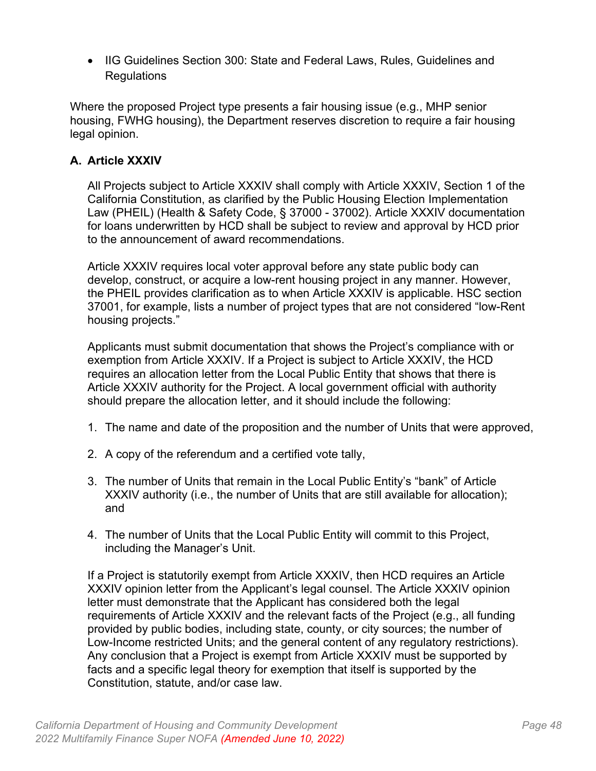- IIG Guidelines Section 300: State and Federal Laws, Rules, Guidelines and Regulations

Where the proposed Project type presents a fair housing issue (e.g., MHP senior housing, FWHG housing), the Department reserves discretion to require a fair housing legal opinion.

### A. Article XXXIV

All Projects subject to Article XXXIV shall comply with Article XXXIV, Section 1 of the California Constitution, as clarified by the Public Housing Election Implementation Law (PHEIL) (Health & Safety Code, § 37000 - 37002). Article XXXIV documentation for loans underwritten by HCD shall be subject to review and approval by HCD prior to the announcement of award recommendations.

Article XXXIV requires local voter approval before any state public body can develop, construct, or acquire a low-rent housing project in any manner. However, the PHEIL provides clarification as to when Article XXXIV is applicable. HSC section 37001, for example, lists a number of project types that are not considered "low-Rent housing projects."

Applicants must submit documentation that shows the Project's compliance with or exemption from Article XXXIV. If a Project is subject to Article XXXIV, the HCD requires an allocation letter from the Local Public Entity that shows that there is Article XXXIV authority for the Project. A local government official with authority should prepare the allocation letter, and it should include the following:

1. The name and date of the proposition and the number of Units that were approved,
2. A copy of the referendum and a certified vote tally,
3. The number of Units that remain in the Local Public Entity's "bank" of Article XXXIV authority (i.e., the number of Units that are still available for allocation); and
4. The number of Units that the Local Public Entity will commit to this Project, including the Manager's Unit.

If a Project is statutorily exempt from Article XXXIV, then HCD requires an Article XXXIV opinion letter from the Applicant's legal counsel. The Article XXXIV opinion letter must demonstrate that the Applicant has considered both the legal requirements of Article XXXIV and the relevant facts of the Project (e.g., all funding provided by public bodies, including state, county, or city sources; the number of Low-Income restricted Units; and the general content of any regulatory restrictions). Any conclusion that a Project is exempt from Article XXXIV must be supported by facts and a specific legal theory for exemption that itself is supported by the Constitution, statute, and/or case law.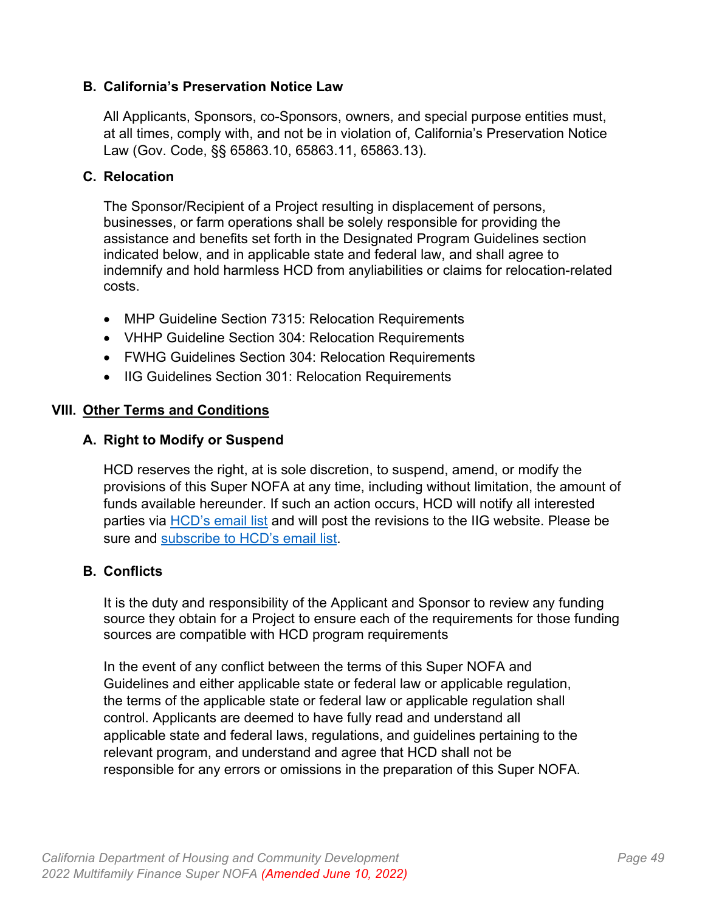### B. California's Preservation Notice Law

All Applicants, Sponsors, co-Sponsors, owners, and special purpose entities must, at all times, comply with, and not be in violation of, California's Preservation Notice Law (Gov. Code, §§ 65863.10, 65863.11, 65863.13).

### C. Relocation

The Sponsor/Recipient of a Project resulting in displacement of persons, businesses, or farm operations shall be solely responsible for providing the assistance and benefits set forth in the Designated Program Guidelines section indicated below, and in applicable state and federal law, and shall agree to indemnify and hold harmless HCD from anyliabilities or claims for relocation-related costs.

- MHP Guideline Section 7315: Relocation Requirements
- VHHP Guideline Section 304: Relocation Requirements
- FWHG Guidelines Section 304: Relocation Requirements
- IIG Guidelines Section 301: Relocation Requirements

## VIII. Other Terms and Conditions

### A. Right to Modify or Suspend

HCD reserves the right, at is sole discretion, to suspend, amend, or modify the provisions of this Super NOFA at any time, including without limitation, the amount of funds available hereunder. If such an action occurs, HCD will notify all interested parties via HCD's email list and will post the revisions to the IIG website. Please be sure and subscribe to HCD's email list.

### B. Conflicts

It is the duty and responsibility of the Applicant and Sponsor to review any funding source they obtain for a Project to ensure each of the requirements for those funding sources are compatible with HCD program requirements

In the event of any conflict between the terms of this Super NOFA and Guidelines and either applicable state or federal law or applicable regulation, the terms of the applicable state or federal law or applicable regulation shall control. Applicants are deemed to have fully read and understand all applicable state and federal laws, regulations, and guidelines pertaining to the relevant program, and understand and agree that HCD shall not be responsible for any errors or omissions in the preparation of this Super NOFA.